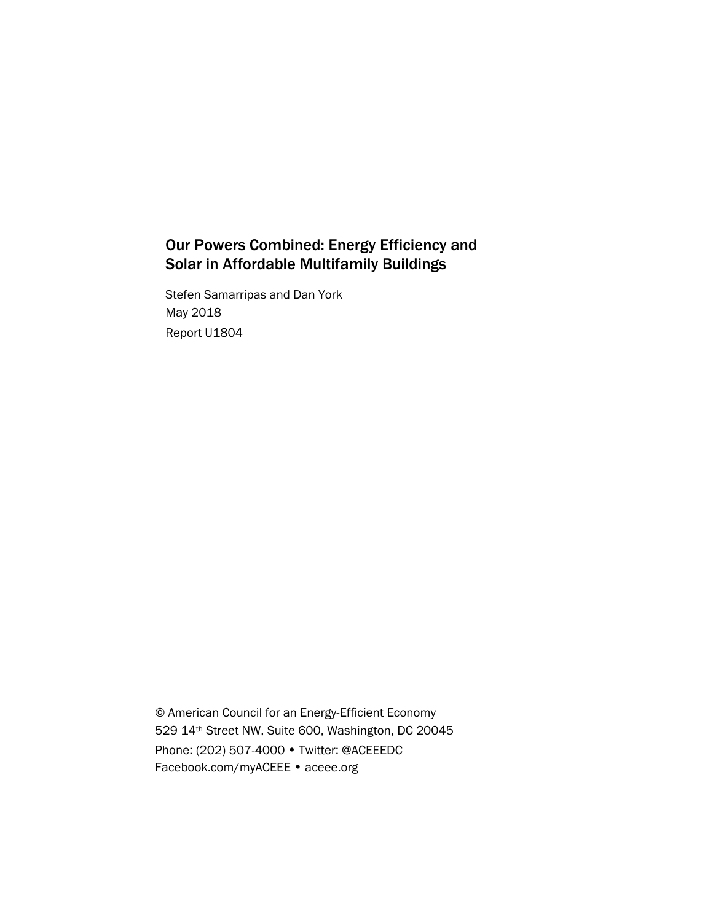# Our Powers Combined: Energy Efficiency and Solar in Affordable Multifamily Buildings

Stefen Samarripas and Dan York

May 2018

Report U1804

© American Council for an Energy-Efficient Economy
529 14th Street NW, Suite 600, Washington, DC 20045
Phone: (202) 507-4000 • Twitter: @ACEEEDC
Facebook.com/myACEEE • aceee.org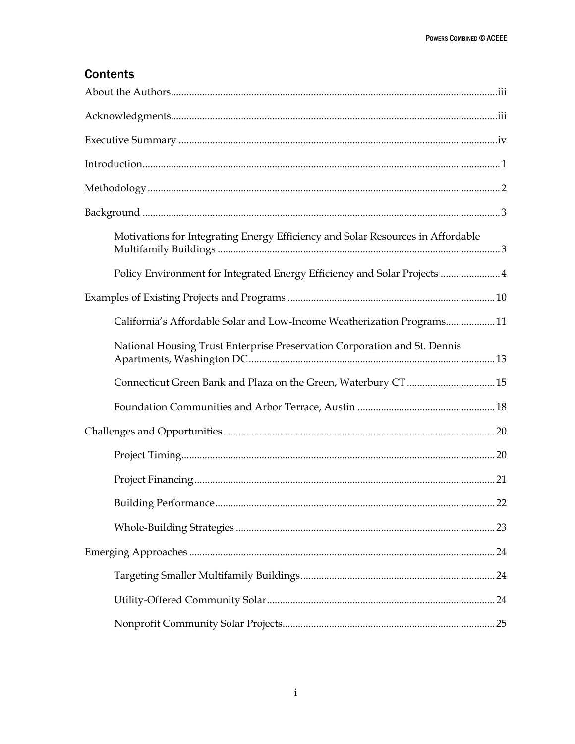## Contents

About the Authors....iii

Acknowledgments....iii

Executive Summary....iv

Introduction....1

Methodology....2

Background....3

- Motivations for Integrating Energy Efficiency and Solar Resources in Affordable Multifamily Buildings....3
- Policy Environment for Integrated Energy Efficiency and Solar Projects....4

Examples of Existing Projects and Programs....10

- California's Affordable Solar and Low-Income Weatherization Programs....11
- National Housing Trust Enterprise Preservation Corporation and St. Dennis Apartments, Washington DC....13
- Connecticut Green Bank and Plaza on the Green, Waterbury CT....15
- Foundation Communities and Arbor Terrace, Austin....18

Challenges and Opportunities....20

- Project Timing....20
- Project Financing....21
- Building Performance....22
- Whole-Building Strategies....23

Emerging Approaches....24

- Targeting Smaller Multifamily Buildings....24
- Utility-Offered Community Solar....24
- Nonprofit Community Solar Projects....25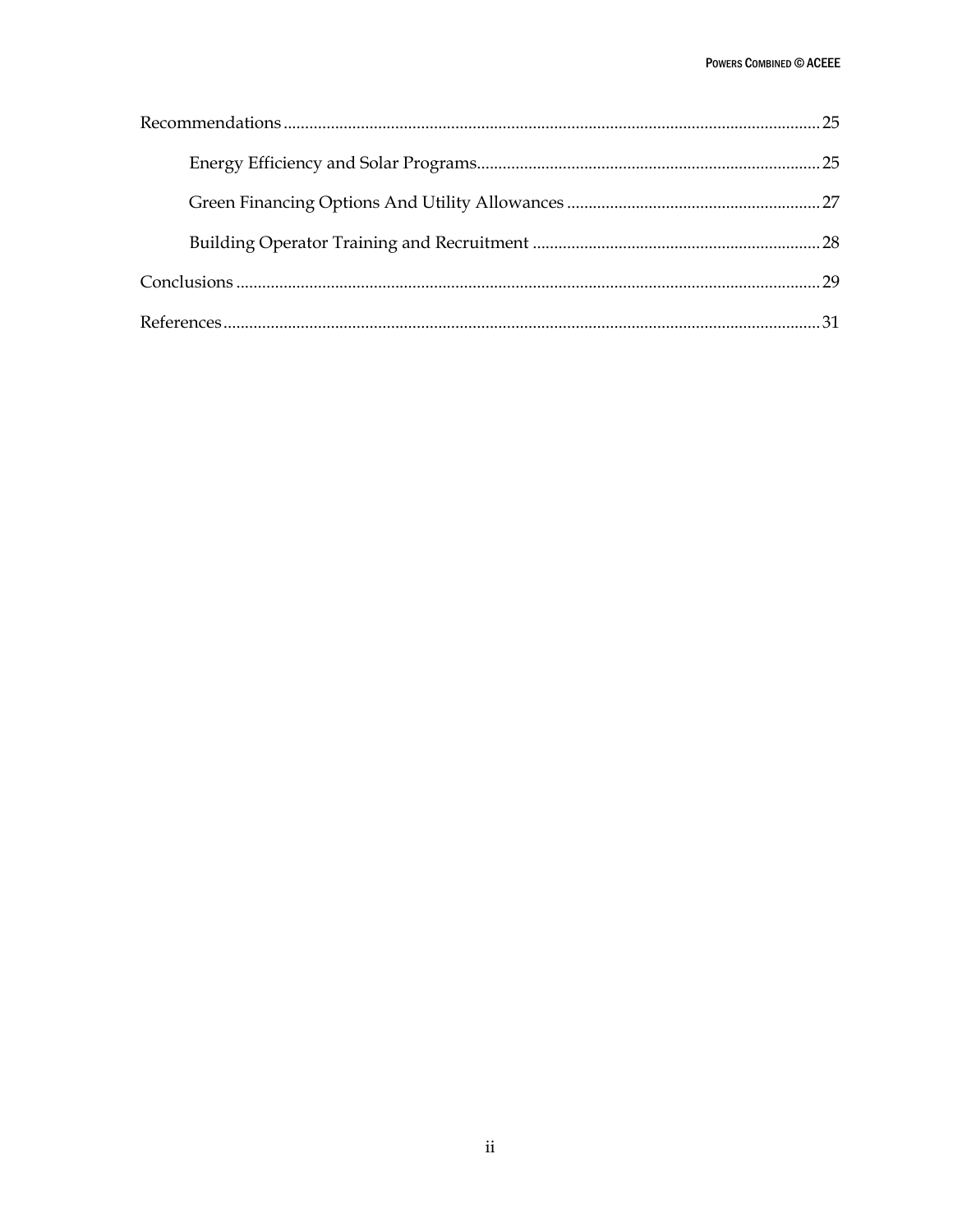Recommendations ..... 25

- Energy Efficiency and Solar Programs ..... 25
- Green Financing Options And Utility Allowances ..... 27
- Building Operator Training and Recruitment ..... 28

Conclusions ..... 29

References ..... 31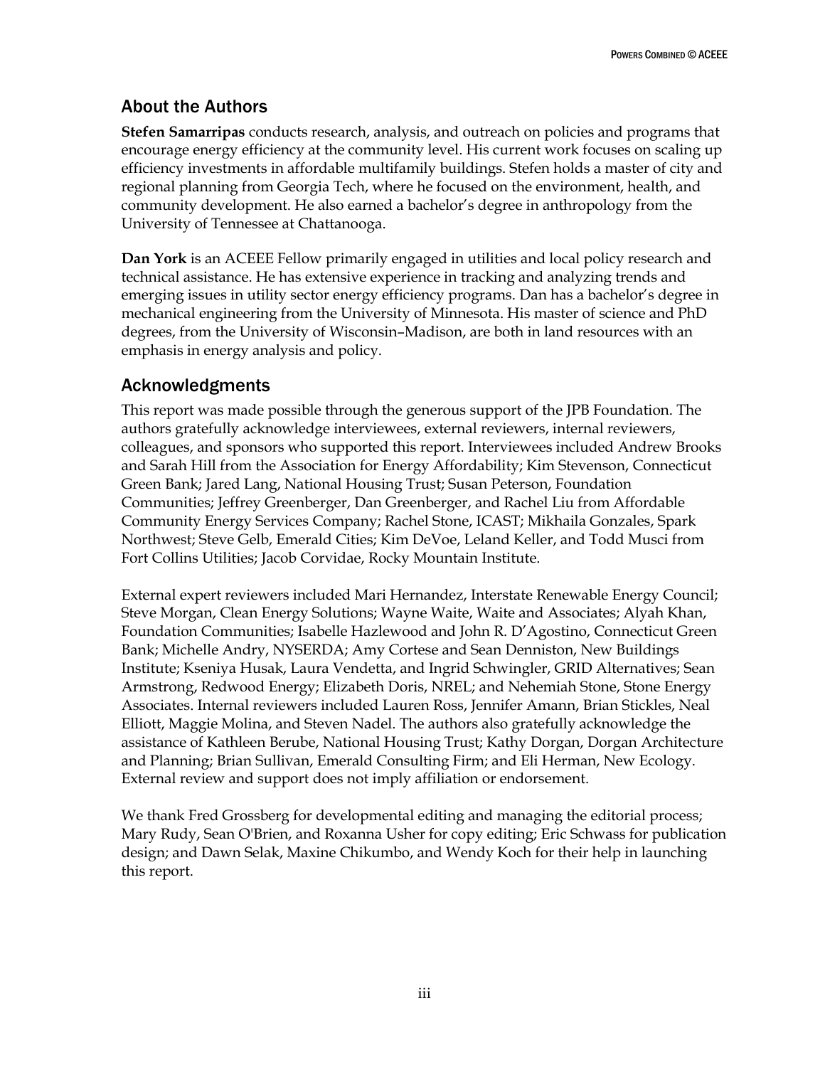## About the Authors

**Stefen Samarripas** conducts research, analysis, and outreach on policies and programs that encourage energy efficiency at the community level. His current work focuses on scaling up efficiency investments in affordable multifamily buildings. Stefen holds a master of city and regional planning from Georgia Tech, where he focused on the environment, health, and community development. He also earned a bachelor's degree in anthropology from the University of Tennessee at Chattanooga.

**Dan York** is an ACEEE Fellow primarily engaged in utilities and local policy research and technical assistance. He has extensive experience in tracking and analyzing trends and emerging issues in utility sector energy efficiency programs. Dan has a bachelor's degree in mechanical engineering from the University of Minnesota. His master of science and PhD degrees, from the University of Wisconsin–Madison, are both in land resources with an emphasis in energy analysis and policy.

## Acknowledgments

This report was made possible through the generous support of the JPB Foundation. The authors gratefully acknowledge interviewees, external reviewers, internal reviewers, colleagues, and sponsors who supported this report. Interviewees included Andrew Brooks and Sarah Hill from the Association for Energy Affordability; Kim Stevenson, Connecticut Green Bank; Jared Lang, National Housing Trust; Susan Peterson, Foundation Communities; Jeffrey Greenberger, Dan Greenberger, and Rachel Liu from Affordable Community Energy Services Company; Rachel Stone, ICAST; Mikhaila Gonzales, Spark Northwest; Steve Gelb, Emerald Cities; Kim DeVoe, Leland Keller, and Todd Musci from Fort Collins Utilities; Jacob Corvidae, Rocky Mountain Institute.

External expert reviewers included Mari Hernandez, Interstate Renewable Energy Council; Steve Morgan, Clean Energy Solutions; Wayne Waite, Waite and Associates; Alyah Khan, Foundation Communities; Isabelle Hazlewood and John R. D'Agostino, Connecticut Green Bank; Michelle Andry, NYSERDA; Amy Cortese and Sean Denniston, New Buildings Institute; Kseniya Husak, Laura Vendetta, and Ingrid Schwingler, GRID Alternatives; Sean Armstrong, Redwood Energy; Elizabeth Doris, NREL; and Nehemiah Stone, Stone Energy Associates. Internal reviewers included Lauren Ross, Jennifer Amann, Brian Stickles, Neal Elliott, Maggie Molina, and Steven Nadel. The authors also gratefully acknowledge the assistance of Kathleen Berube, National Housing Trust; Kathy Dorgan, Dorgan Architecture and Planning; Brian Sullivan, Emerald Consulting Firm; and Eli Herman, New Ecology. External review and support does not imply affiliation or endorsement.

We thank Fred Grossberg for developmental editing and managing the editorial process; Mary Rudy, Sean O'Brien, and Roxanna Usher for copy editing; Eric Schwass for publication design; and Dawn Selak, Maxine Chikumbo, and Wendy Koch for their help in launching this report.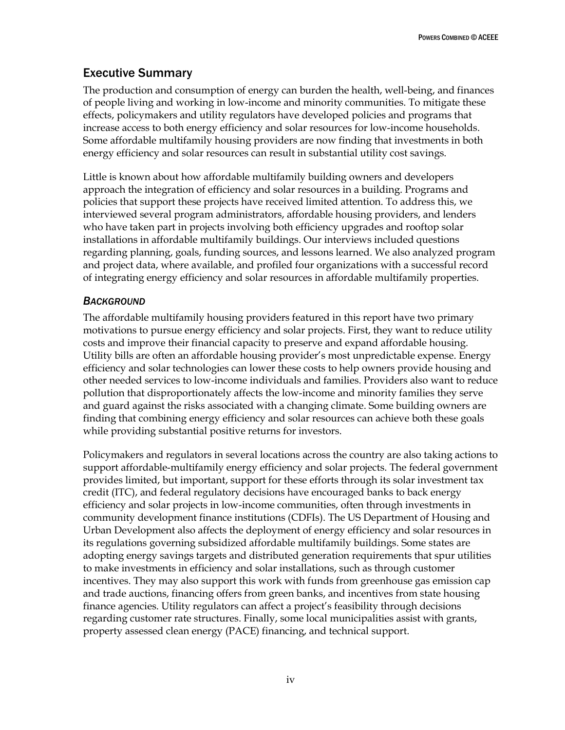## Executive Summary

The production and consumption of energy can burden the health, well-being, and finances of people living and working in low-income and minority communities. To mitigate these effects, policymakers and utility regulators have developed policies and programs that increase access to both energy efficiency and solar resources for low-income households. Some affordable multifamily housing providers are now finding that investments in both energy efficiency and solar resources can result in substantial utility cost savings.

Little is known about how affordable multifamily building owners and developers approach the integration of efficiency and solar resources in a building. Programs and policies that support these projects have received limited attention. To address this, we interviewed several program administrators, affordable housing providers, and lenders who have taken part in projects involving both efficiency upgrades and rooftop solar installations in affordable multifamily buildings. Our interviews included questions regarding planning, goals, funding sources, and lessons learned. We also analyzed program and project data, where available, and profiled four organizations with a successful record of integrating energy efficiency and solar resources in affordable multifamily properties.

### *Background*

The affordable multifamily housing providers featured in this report have two primary motivations to pursue energy efficiency and solar projects. First, they want to reduce utility costs and improve their financial capacity to preserve and expand affordable housing. Utility bills are often an affordable housing provider's most unpredictable expense. Energy efficiency and solar technologies can lower these costs to help owners provide housing and other needed services to low-income individuals and families. Providers also want to reduce pollution that disproportionately affects the low-income and minority families they serve and guard against the risks associated with a changing climate. Some building owners are finding that combining energy efficiency and solar resources can achieve both these goals while providing substantial positive returns for investors.

Policymakers and regulators in several locations across the country are also taking actions to support affordable-multifamily energy efficiency and solar projects. The federal government provides limited, but important, support for these efforts through its solar investment tax credit (ITC), and federal regulatory decisions have encouraged banks to back energy efficiency and solar projects in low-income communities, often through investments in community development finance institutions (CDFIs). The US Department of Housing and Urban Development also affects the deployment of energy efficiency and solar resources in its regulations governing subsidized affordable multifamily buildings. Some states are adopting energy savings targets and distributed generation requirements that spur utilities to make investments in efficiency and solar installations, such as through customer incentives. They may also support this work with funds from greenhouse gas emission cap and trade auctions, financing offers from green banks, and incentives from state housing finance agencies. Utility regulators can affect a project's feasibility through decisions regarding customer rate structures. Finally, some local municipalities assist with grants, property assessed clean energy (PACE) financing, and technical support.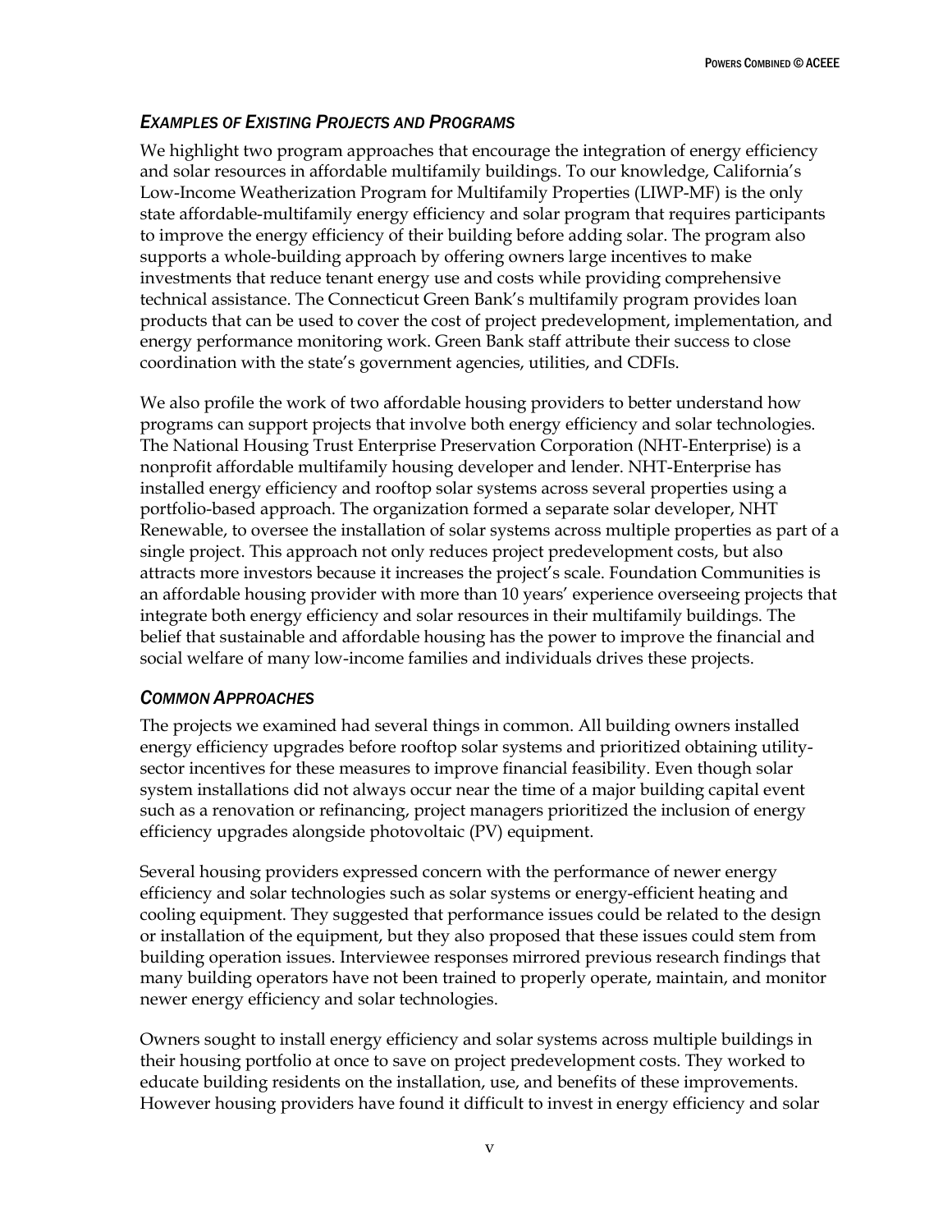### *Examples of Existing Projects and Programs*

We highlight two program approaches that encourage the integration of energy efficiency and solar resources in affordable multifamily buildings. To our knowledge, California's Low-Income Weatherization Program for Multifamily Properties (LIWP-MF) is the only state affordable-multifamily energy efficiency and solar program that requires participants to improve the energy efficiency of their building before adding solar. The program also supports a whole-building approach by offering owners large incentives to make investments that reduce tenant energy use and costs while providing comprehensive technical assistance. The Connecticut Green Bank's multifamily program provides loan products that can be used to cover the cost of project predevelopment, implementation, and energy performance monitoring work. Green Bank staff attribute their success to close coordination with the state's government agencies, utilities, and CDFIs.

We also profile the work of two affordable housing providers to better understand how programs can support projects that involve both energy efficiency and solar technologies. The National Housing Trust Enterprise Preservation Corporation (NHT-Enterprise) is a nonprofit affordable multifamily housing developer and lender. NHT-Enterprise has installed energy efficiency and rooftop solar systems across several properties using a portfolio-based approach. The organization formed a separate solar developer, NHT Renewable, to oversee the installation of solar systems across multiple properties as part of a single project. This approach not only reduces project predevelopment costs, but also attracts more investors because it increases the project's scale. Foundation Communities is an affordable housing provider with more than 10 years' experience overseeing projects that integrate both energy efficiency and solar resources in their multifamily buildings. The belief that sustainable and affordable housing has the power to improve the financial and social welfare of many low-income families and individuals drives these projects.

### *Common Approaches*

The projects we examined had several things in common. All building owners installed energy efficiency upgrades before rooftop solar systems and prioritized obtaining utility-sector incentives for these measures to improve financial feasibility. Even though solar system installations did not always occur near the time of a major building capital event such as a renovation or refinancing, project managers prioritized the inclusion of energy efficiency upgrades alongside photovoltaic (PV) equipment.

Several housing providers expressed concern with the performance of newer energy efficiency and solar technologies such as solar systems or energy-efficient heating and cooling equipment. They suggested that performance issues could be related to the design or installation of the equipment, but they also proposed that these issues could stem from building operation issues. Interviewee responses mirrored previous research findings that many building operators have not been trained to properly operate, maintain, and monitor newer energy efficiency and solar technologies.

Owners sought to install energy efficiency and solar systems across multiple buildings in their housing portfolio at once to save on project predevelopment costs. They worked to educate building residents on the installation, use, and benefits of these improvements. However housing providers have found it difficult to invest in energy efficiency and solar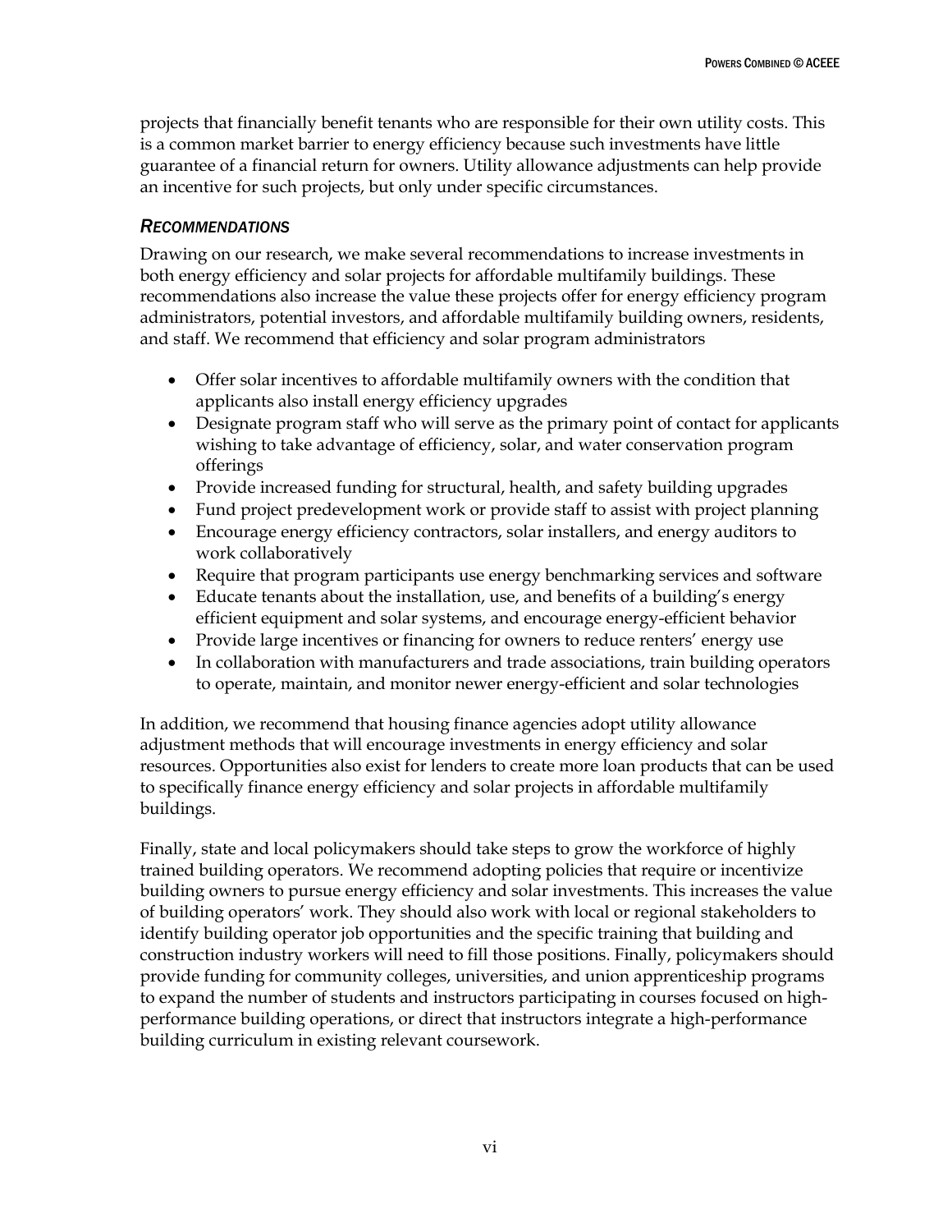projects that financially benefit tenants who are responsible for their own utility costs. This is a common market barrier to energy efficiency because such investments have little guarantee of a financial return for owners. Utility allowance adjustments can help provide an incentive for such projects, but only under specific circumstances.

### *RECOMMENDATIONS*

Drawing on our research, we make several recommendations to increase investments in both energy efficiency and solar projects for affordable multifamily buildings. These recommendations also increase the value these projects offer for energy efficiency program administrators, potential investors, and affordable multifamily building owners, residents, and staff. We recommend that efficiency and solar program administrators

- Offer solar incentives to affordable multifamily owners with the condition that applicants also install energy efficiency upgrades
- Designate program staff who will serve as the primary point of contact for applicants wishing to take advantage of efficiency, solar, and water conservation program offerings
- Provide increased funding for structural, health, and safety building upgrades
- Fund project predevelopment work or provide staff to assist with project planning
- Encourage energy efficiency contractors, solar installers, and energy auditors to work collaboratively
- Require that program participants use energy benchmarking services and software
- Educate tenants about the installation, use, and benefits of a building's energy efficient equipment and solar systems, and encourage energy-efficient behavior
- Provide large incentives or financing for owners to reduce renters' energy use
- In collaboration with manufacturers and trade associations, train building operators to operate, maintain, and monitor newer energy-efficient and solar technologies

In addition, we recommend that housing finance agencies adopt utility allowance adjustment methods that will encourage investments in energy efficiency and solar resources. Opportunities also exist for lenders to create more loan products that can be used to specifically finance energy efficiency and solar projects in affordable multifamily buildings.

Finally, state and local policymakers should take steps to grow the workforce of highly trained building operators. We recommend adopting policies that require or incentivize building owners to pursue energy efficiency and solar investments. This increases the value of building operators' work. They should also work with local or regional stakeholders to identify building operator job opportunities and the specific training that building and construction industry workers will need to fill those positions. Finally, policymakers should provide funding for community colleges, universities, and union apprenticeship programs to expand the number of students and instructors participating in courses focused on high-performance building operations, or direct that instructors integrate a high-performance building curriculum in existing relevant coursework.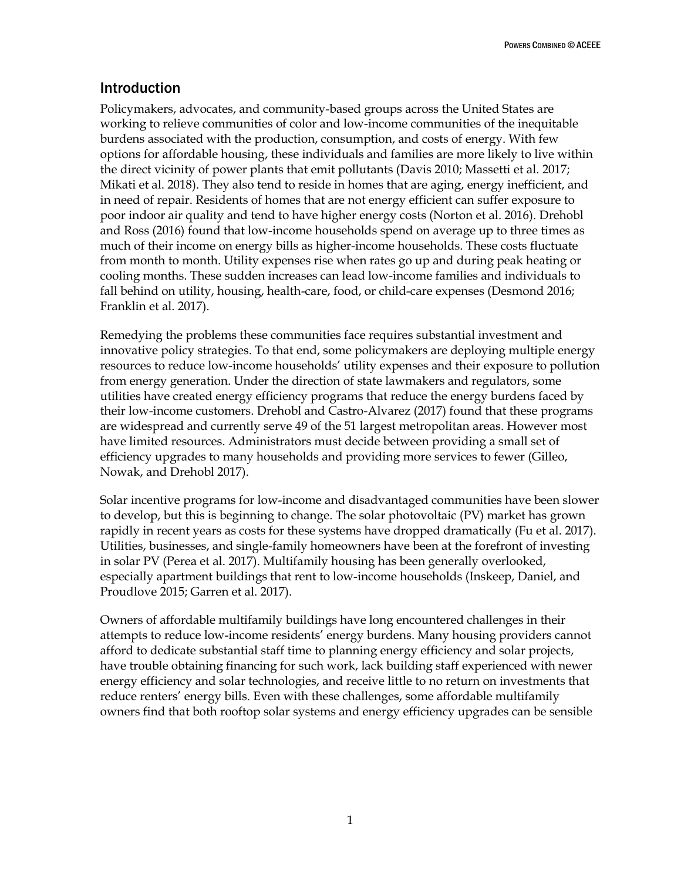## Introduction

Policymakers, advocates, and community-based groups across the United States are working to relieve communities of color and low-income communities of the inequitable burdens associated with the production, consumption, and costs of energy. With few options for affordable housing, these individuals and families are more likely to live within the direct vicinity of power plants that emit pollutants (Davis 2010; Massetti et al. 2017; Mikati et al. 2018). They also tend to reside in homes that are aging, energy inefficient, and in need of repair. Residents of homes that are not energy efficient can suffer exposure to poor indoor air quality and tend to have higher energy costs (Norton et al. 2016). Drehobl and Ross (2016) found that low-income households spend on average up to three times as much of their income on energy bills as higher-income households. These costs fluctuate from month to month. Utility expenses rise when rates go up and during peak heating or cooling months. These sudden increases can lead low-income families and individuals to fall behind on utility, housing, health-care, food, or child-care expenses (Desmond 2016; Franklin et al. 2017).

Remedying the problems these communities face requires substantial investment and innovative policy strategies. To that end, some policymakers are deploying multiple energy resources to reduce low-income households' utility expenses and their exposure to pollution from energy generation. Under the direction of state lawmakers and regulators, some utilities have created energy efficiency programs that reduce the energy burdens faced by their low-income customers. Drehobl and Castro-Alvarez (2017) found that these programs are widespread and currently serve 49 of the 51 largest metropolitan areas. However most have limited resources. Administrators must decide between providing a small set of efficiency upgrades to many households and providing more services to fewer (Gilleo, Nowak, and Drehobl 2017).

Solar incentive programs for low-income and disadvantaged communities have been slower to develop, but this is beginning to change. The solar photovoltaic (PV) market has grown rapidly in recent years as costs for these systems have dropped dramatically (Fu et al. 2017). Utilities, businesses, and single-family homeowners have been at the forefront of investing in solar PV (Perea et al. 2017). Multifamily housing has been generally overlooked, especially apartment buildings that rent to low-income households (Inskeep, Daniel, and Proudlove 2015; Garren et al. 2017).

Owners of affordable multifamily buildings have long encountered challenges in their attempts to reduce low-income residents' energy burdens. Many housing providers cannot afford to dedicate substantial staff time to planning energy efficiency and solar projects, have trouble obtaining financing for such work, lack building staff experienced with newer energy efficiency and solar technologies, and receive little to no return on investments that reduce renters' energy bills. Even with these challenges, some affordable multifamily owners find that both rooftop solar systems and energy efficiency upgrades can be sensible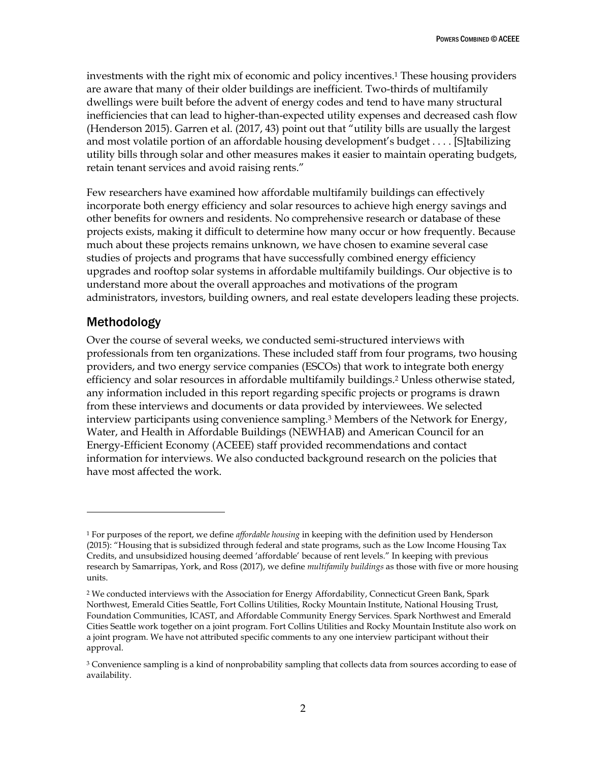investments with the right mix of economic and policy incentives.[1] These housing providers are aware that many of their older buildings are inefficient. Two-thirds of multifamily dwellings were built before the advent of energy codes and tend to have many structural inefficiencies that can lead to higher-than-expected utility expenses and decreased cash flow (Henderson 2015). Garren et al. (2017, 43) point out that "utility bills are usually the largest and most volatile portion of an affordable housing development's budget . . . . [S]tabilizing utility bills through solar and other measures makes it easier to maintain operating budgets, retain tenant services and avoid raising rents."

Few researchers have examined how affordable multifamily buildings can effectively incorporate both energy efficiency and solar resources to achieve high energy savings and other benefits for owners and residents. No comprehensive research or database of these projects exists, making it difficult to determine how many occur or how frequently. Because much about these projects remains unknown, we have chosen to examine several case studies of projects and programs that have successfully combined energy efficiency upgrades and rooftop solar systems in affordable multifamily buildings. Our objective is to understand more about the overall approaches and motivations of the program administrators, investors, building owners, and real estate developers leading these projects.

## Methodology

Over the course of several weeks, we conducted semi-structured interviews with professionals from ten organizations. These included staff from four programs, two housing providers, and two energy service companies (ESCOs) that work to integrate both energy efficiency and solar resources in affordable multifamily buildings.[2] Unless otherwise stated, any information included in this report regarding specific projects or programs is drawn from these interviews and documents or data provided by interviewees. We selected interview participants using convenience sampling.[3] Members of the Network for Energy, Water, and Health in Affordable Buildings (NEWHAB) and American Council for an Energy-Efficient Economy (ACEEE) staff provided recommendations and contact information for interviews. We also conducted background research on the policies that have most affected the work.

---

[1] For purposes of the report, we define *affordable housing* in keeping with the definition used by Henderson (2015): "Housing that is subsidized through federal and state programs, such as the Low Income Housing Tax Credits, and unsubsidized housing deemed 'affordable' because of rent levels." In keeping with previous research by Samarripas, York, and Ross (2017), we define *multifamily buildings* as those with five or more housing units.

[2] We conducted interviews with the Association for Energy Affordability, Connecticut Green Bank, Spark Northwest, Emerald Cities Seattle, Fort Collins Utilities, Rocky Mountain Institute, National Housing Trust, Foundation Communities, ICAST, and Affordable Community Energy Services. Spark Northwest and Emerald Cities Seattle work together on a joint program. Fort Collins Utilities and Rocky Mountain Institute also work on a joint program. We have not attributed specific comments to any one interview participant without their approval.

[3] Convenience sampling is a kind of nonprobability sampling that collects data from sources according to ease of availability.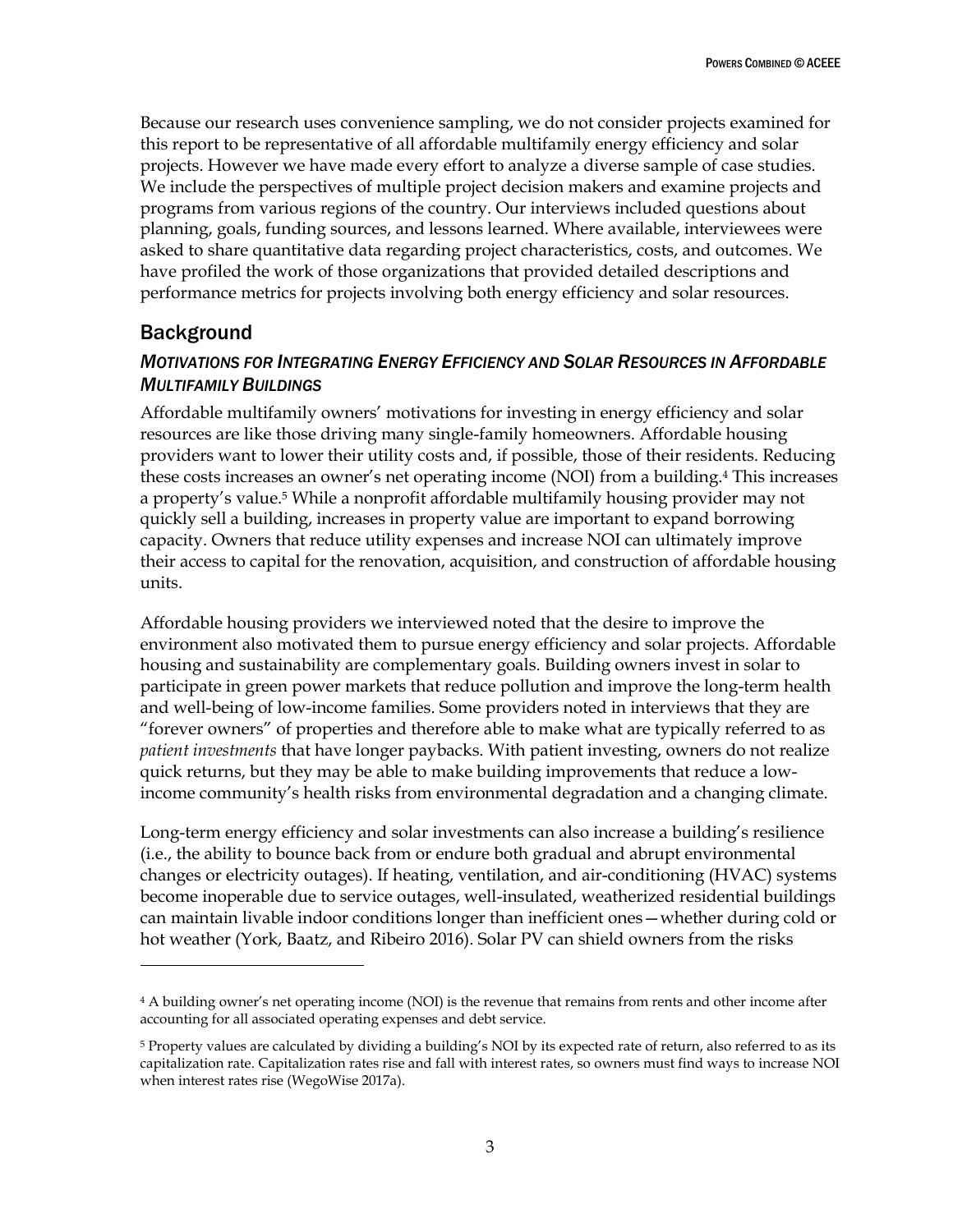Because our research uses convenience sampling, we do not consider projects examined for this report to be representative of all affordable multifamily energy efficiency and solar projects. However we have made every effort to analyze a diverse sample of case studies. We include the perspectives of multiple project decision makers and examine projects and programs from various regions of the country. Our interviews included questions about planning, goals, funding sources, and lessons learned. Where available, interviewees were asked to share quantitative data regarding project characteristics, costs, and outcomes. We have profiled the work of those organizations that provided detailed descriptions and performance metrics for projects involving both energy efficiency and solar resources.

## Background

### *Motivations for Integrating Energy Efficiency and Solar Resources in Affordable Multifamily Buildings*

Affordable multifamily owners' motivations for investing in energy efficiency and solar resources are like those driving many single-family homeowners. Affordable housing providers want to lower their utility costs and, if possible, those of their residents. Reducing these costs increases an owner's net operating income (NOI) from a building.[4] This increases a property's value.[5] While a nonprofit affordable multifamily housing provider may not quickly sell a building, increases in property value are important to expand borrowing capacity. Owners that reduce utility expenses and increase NOI can ultimately improve their access to capital for the renovation, acquisition, and construction of affordable housing units.

Affordable housing providers we interviewed noted that the desire to improve the environment also motivated them to pursue energy efficiency and solar projects. Affordable housing and sustainability are complementary goals. Building owners invest in solar to participate in green power markets that reduce pollution and improve the long-term health and well-being of low-income families. Some providers noted in interviews that they are "forever owners" of properties and therefore able to make what are typically referred to as *patient investments* that have longer paybacks. With patient investing, owners do not realize quick returns, but they may be able to make building improvements that reduce a low-income community's health risks from environmental degradation and a changing climate.

Long-term energy efficiency and solar investments can also increase a building's resilience (i.e., the ability to bounce back from or endure both gradual and abrupt environmental changes or electricity outages). If heating, ventilation, and air-conditioning (HVAC) systems become inoperable due to service outages, well-insulated, weatherized residential buildings can maintain livable indoor conditions longer than inefficient ones—whether during cold or hot weather (York, Baatz, and Ribeiro 2016). Solar PV can shield owners from the risks

---

[4] A building owner's net operating income (NOI) is the revenue that remains from rents and other income after accounting for all associated operating expenses and debt service.

[5] Property values are calculated by dividing a building's NOI by its expected rate of return, also referred to as its capitalization rate. Capitalization rates rise and fall with interest rates, so owners must find ways to increase NOI when interest rates rise (WegoWise 2017a).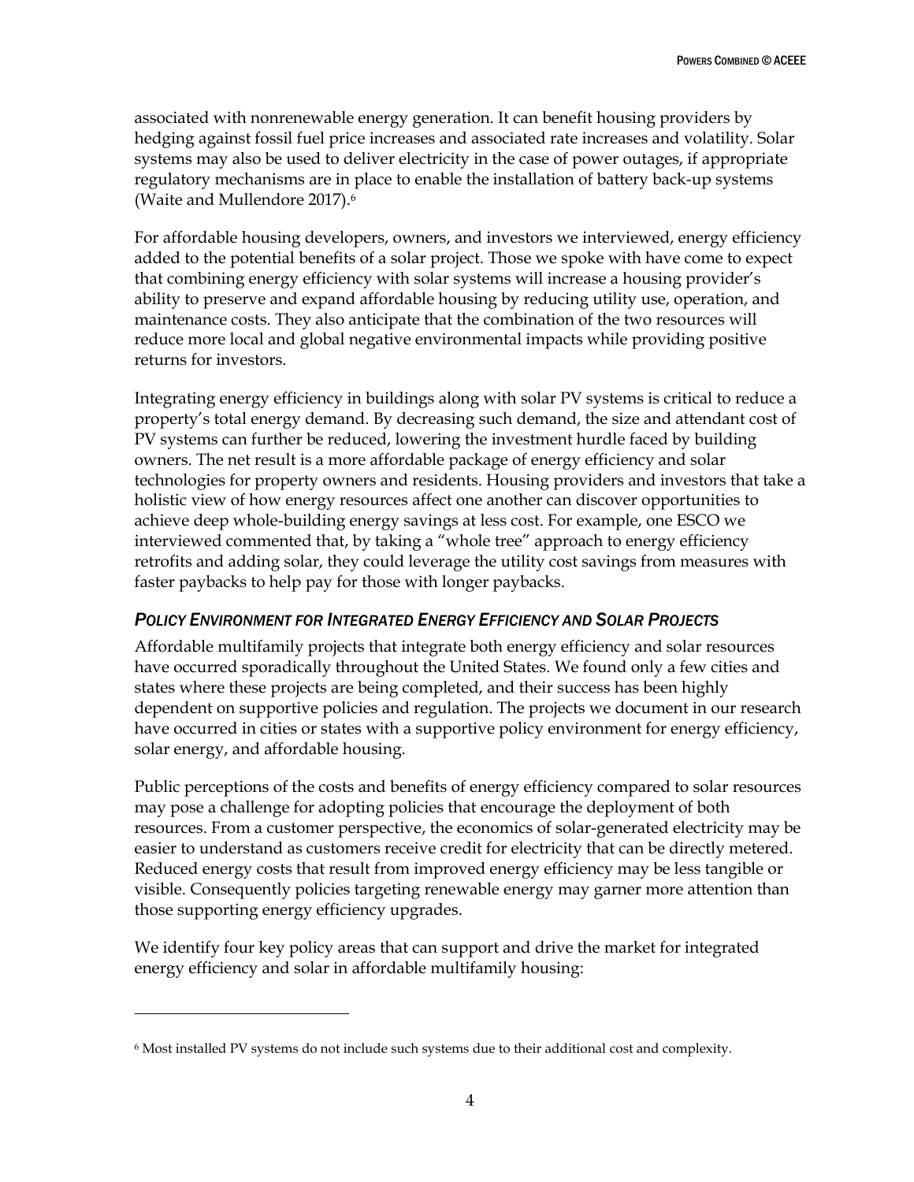associated with nonrenewable energy generation. It can benefit housing providers by hedging against fossil fuel price increases and associated rate increases and volatility. Solar systems may also be used to deliver electricity in the case of power outages, if appropriate regulatory mechanisms are in place to enable the installation of battery back-up systems (Waite and Mullendore 2017).[6]

For affordable housing developers, owners, and investors we interviewed, energy efficiency added to the potential benefits of a solar project. Those we spoke with have come to expect that combining energy efficiency with solar systems will increase a housing provider's ability to preserve and expand affordable housing by reducing utility use, operation, and maintenance costs. They also anticipate that the combination of the two resources will reduce more local and global negative environmental impacts while providing positive returns for investors.

Integrating energy efficiency in buildings along with solar PV systems is critical to reduce a property's total energy demand. By decreasing such demand, the size and attendant cost of PV systems can further be reduced, lowering the investment hurdle faced by building owners. The net result is a more affordable package of energy efficiency and solar technologies for property owners and residents. Housing providers and investors that take a holistic view of how energy resources affect one another can discover opportunities to achieve deep whole-building energy savings at less cost. For example, one ESCO we interviewed commented that, by taking a "whole tree" approach to energy efficiency retrofits and adding solar, they could leverage the utility cost savings from measures with faster paybacks to help pay for those with longer paybacks.

### *Policy Environment for Integrated Energy Efficiency and Solar Projects*

Affordable multifamily projects that integrate both energy efficiency and solar resources have occurred sporadically throughout the United States. We found only a few cities and states where these projects are being completed, and their success has been highly dependent on supportive policies and regulation. The projects we document in our research have occurred in cities or states with a supportive policy environment for energy efficiency, solar energy, and affordable housing.

Public perceptions of the costs and benefits of energy efficiency compared to solar resources may pose a challenge for adopting policies that encourage the deployment of both resources. From a customer perspective, the economics of solar-generated electricity may be easier to understand as customers receive credit for electricity that can be directly metered. Reduced energy costs that result from improved energy efficiency may be less tangible or visible. Consequently policies targeting renewable energy may garner more attention than those supporting energy efficiency upgrades.

We identify four key policy areas that can support and drive the market for integrated energy efficiency and solar in affordable multifamily housing:

---

[6] Most installed PV systems do not include such systems due to their additional cost and complexity.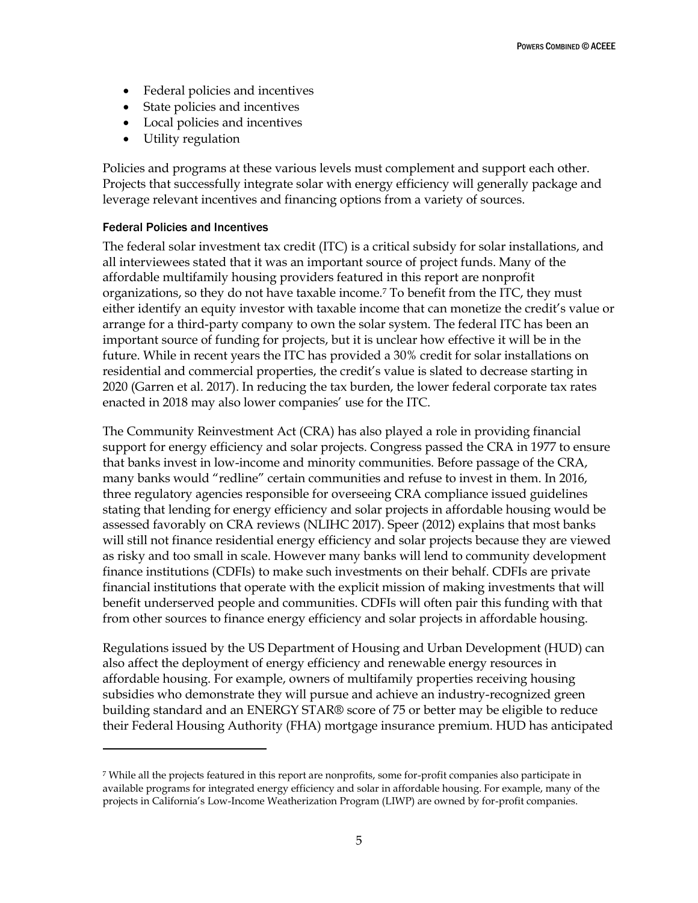- Federal policies and incentives
- State policies and incentives
- Local policies and incentives
- Utility regulation

Policies and programs at these various levels must complement and support each other. Projects that successfully integrate solar with energy efficiency will generally package and leverage relevant incentives and financing options from a variety of sources.

### Federal Policies and Incentives

The federal solar investment tax credit (ITC) is a critical subsidy for solar installations, and all interviewees stated that it was an important source of project funds. Many of the affordable multifamily housing providers featured in this report are nonprofit organizations, so they do not have taxable income.[7] To benefit from the ITC, they must either identify an equity investor with taxable income that can monetize the credit's value or arrange for a third-party company to own the solar system. The federal ITC has been an important source of funding for projects, but it is unclear how effective it will be in the future. While in recent years the ITC has provided a 30% credit for solar installations on residential and commercial properties, the credit's value is slated to decrease starting in 2020 (Garren et al. 2017). In reducing the tax burden, the lower federal corporate tax rates enacted in 2018 may also lower companies' use for the ITC.

The Community Reinvestment Act (CRA) has also played a role in providing financial support for energy efficiency and solar projects. Congress passed the CRA in 1977 to ensure that banks invest in low-income and minority communities. Before passage of the CRA, many banks would "redline" certain communities and refuse to invest in them. In 2016, three regulatory agencies responsible for overseeing CRA compliance issued guidelines stating that lending for energy efficiency and solar projects in affordable housing would be assessed favorably on CRA reviews (NLIHC 2017). Speer (2012) explains that most banks will still not finance residential energy efficiency and solar projects because they are viewed as risky and too small in scale. However many banks will lend to community development finance institutions (CDFIs) to make such investments on their behalf. CDFIs are private financial institutions that operate with the explicit mission of making investments that will benefit underserved people and communities. CDFIs will often pair this funding with that from other sources to finance energy efficiency and solar projects in affordable housing.

Regulations issued by the US Department of Housing and Urban Development (HUD) can also affect the deployment of energy efficiency and renewable energy resources in affordable housing. For example, owners of multifamily properties receiving housing subsidies who demonstrate they will pursue and achieve an industry-recognized green building standard and an ENERGY STAR® score of 75 or better may be eligible to reduce their Federal Housing Authority (FHA) mortgage insurance premium. HUD has anticipated

[7] While all the projects featured in this report are nonprofits, some for-profit companies also participate in available programs for integrated energy efficiency and solar in affordable housing. For example, many of the projects in California's Low-Income Weatherization Program (LIWP) are owned by for-profit companies.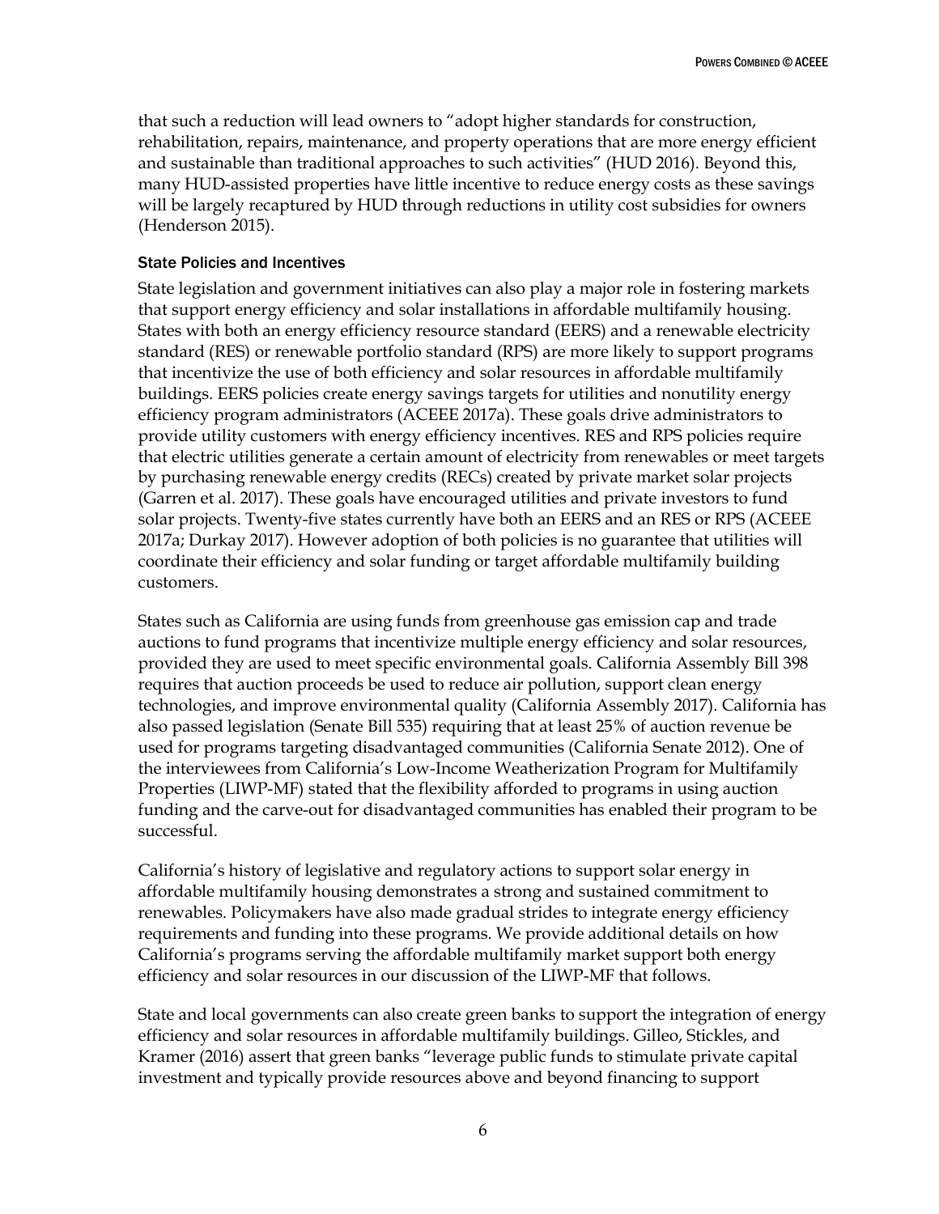that such a reduction will lead owners to "adopt higher standards for construction, rehabilitation, repairs, maintenance, and property operations that are more energy efficient and sustainable than traditional approaches to such activities" (HUD 2016). Beyond this, many HUD-assisted properties have little incentive to reduce energy costs as these savings will be largely recaptured by HUD through reductions in utility cost subsidies for owners (Henderson 2015).

### State Policies and Incentives

State legislation and government initiatives can also play a major role in fostering markets that support energy efficiency and solar installations in affordable multifamily housing. States with both an energy efficiency resource standard (EERS) and a renewable electricity standard (RES) or renewable portfolio standard (RPS) are more likely to support programs that incentivize the use of both efficiency and solar resources in affordable multifamily buildings. EERS policies create energy savings targets for utilities and nonutility energy efficiency program administrators (ACEEE 2017a). These goals drive administrators to provide utility customers with energy efficiency incentives. RES and RPS policies require that electric utilities generate a certain amount of electricity from renewables or meet targets by purchasing renewable energy credits (RECs) created by private market solar projects (Garren et al. 2017). These goals have encouraged utilities and private investors to fund solar projects. Twenty-five states currently have both an EERS and an RES or RPS (ACEEE 2017a; Durkay 2017). However adoption of both policies is no guarantee that utilities will coordinate their efficiency and solar funding or target affordable multifamily building customers.

States such as California are using funds from greenhouse gas emission cap and trade auctions to fund programs that incentivize multiple energy efficiency and solar resources, provided they are used to meet specific environmental goals. California Assembly Bill 398 requires that auction proceeds be used to reduce air pollution, support clean energy technologies, and improve environmental quality (California Assembly 2017). California has also passed legislation (Senate Bill 535) requiring that at least 25% of auction revenue be used for programs targeting disadvantaged communities (California Senate 2012). One of the interviewees from California's Low-Income Weatherization Program for Multifamily Properties (LIWP-MF) stated that the flexibility afforded to programs in using auction funding and the carve-out for disadvantaged communities has enabled their program to be successful.

California's history of legislative and regulatory actions to support solar energy in affordable multifamily housing demonstrates a strong and sustained commitment to renewables. Policymakers have also made gradual strides to integrate energy efficiency requirements and funding into these programs. We provide additional details on how California's programs serving the affordable multifamily market support both energy efficiency and solar resources in our discussion of the LIWP-MF that follows.

State and local governments can also create green banks to support the integration of energy efficiency and solar resources in affordable multifamily buildings. Gilleo, Stickles, and Kramer (2016) assert that green banks "leverage public funds to stimulate private capital investment and typically provide resources above and beyond financing to support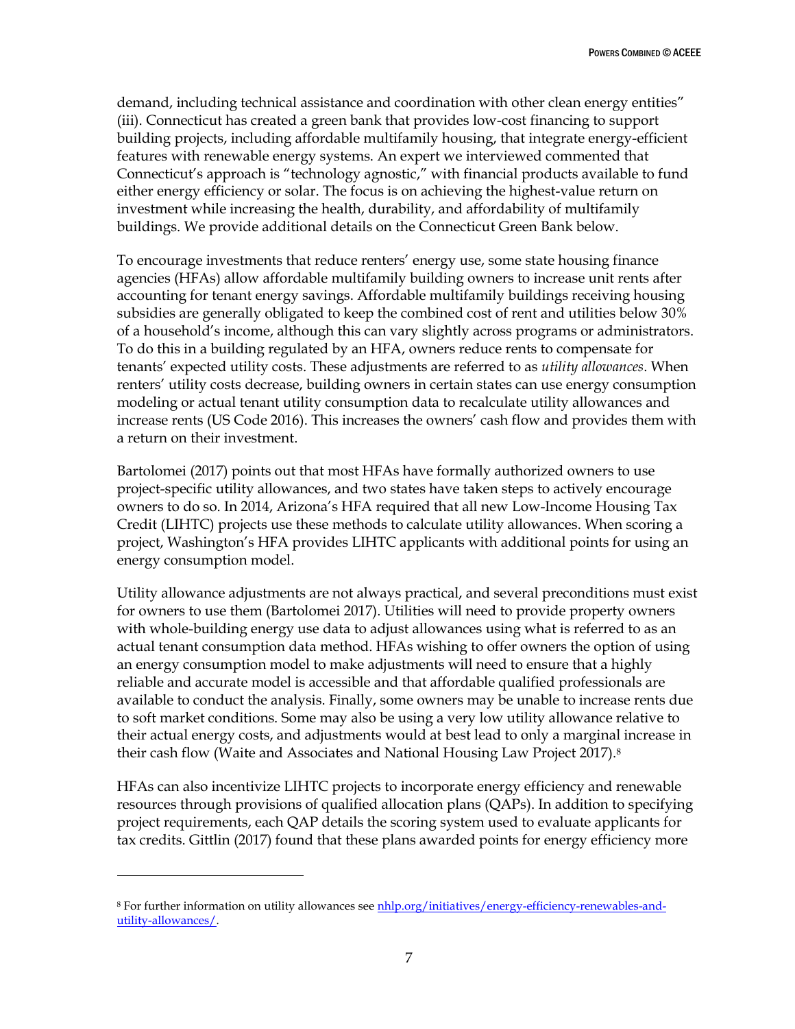demand, including technical assistance and coordination with other clean energy entities" (iii). Connecticut has created a green bank that provides low-cost financing to support building projects, including affordable multifamily housing, that integrate energy-efficient features with renewable energy systems. An expert we interviewed commented that Connecticut's approach is "technology agnostic," with financial products available to fund either energy efficiency or solar. The focus is on achieving the highest-value return on investment while increasing the health, durability, and affordability of multifamily buildings. We provide additional details on the Connecticut Green Bank below.

To encourage investments that reduce renters' energy use, some state housing finance agencies (HFAs) allow affordable multifamily building owners to increase unit rents after accounting for tenant energy savings. Affordable multifamily buildings receiving housing subsidies are generally obligated to keep the combined cost of rent and utilities below 30% of a household's income, although this can vary slightly across programs or administrators. To do this in a building regulated by an HFA, owners reduce rents to compensate for tenants' expected utility costs. These adjustments are referred to as *utility allowances*. When renters' utility costs decrease, building owners in certain states can use energy consumption modeling or actual tenant utility consumption data to recalculate utility allowances and increase rents (US Code 2016). This increases the owners' cash flow and provides them with a return on their investment.

Bartolomei (2017) points out that most HFAs have formally authorized owners to use project-specific utility allowances, and two states have taken steps to actively encourage owners to do so. In 2014, Arizona's HFA required that all new Low-Income Housing Tax Credit (LIHTC) projects use these methods to calculate utility allowances. When scoring a project, Washington's HFA provides LIHTC applicants with additional points for using an energy consumption model.

Utility allowance adjustments are not always practical, and several preconditions must exist for owners to use them (Bartolomei 2017). Utilities will need to provide property owners with whole-building energy use data to adjust allowances using what is referred to as an actual tenant consumption data method. HFAs wishing to offer owners the option of using an energy consumption model to make adjustments will need to ensure that a highly reliable and accurate model is accessible and that affordable qualified professionals are available to conduct the analysis. Finally, some owners may be unable to increase rents due to soft market conditions. Some may also be using a very low utility allowance relative to their actual energy costs, and adjustments would at best lead to only a marginal increase in their cash flow (Waite and Associates and National Housing Law Project 2017).[8]

HFAs can also incentivize LIHTC projects to incorporate energy efficiency and renewable resources through provisions of qualified allocation plans (QAPs). In addition to specifying project requirements, each QAP details the scoring system used to evaluate applicants for tax credits. Gittlin (2017) found that these plans awarded points for energy efficiency more

[8] For further information on utility allowances see nhlp.org/initiatives/energy-efficiency-renewables-and-utility-allowances/.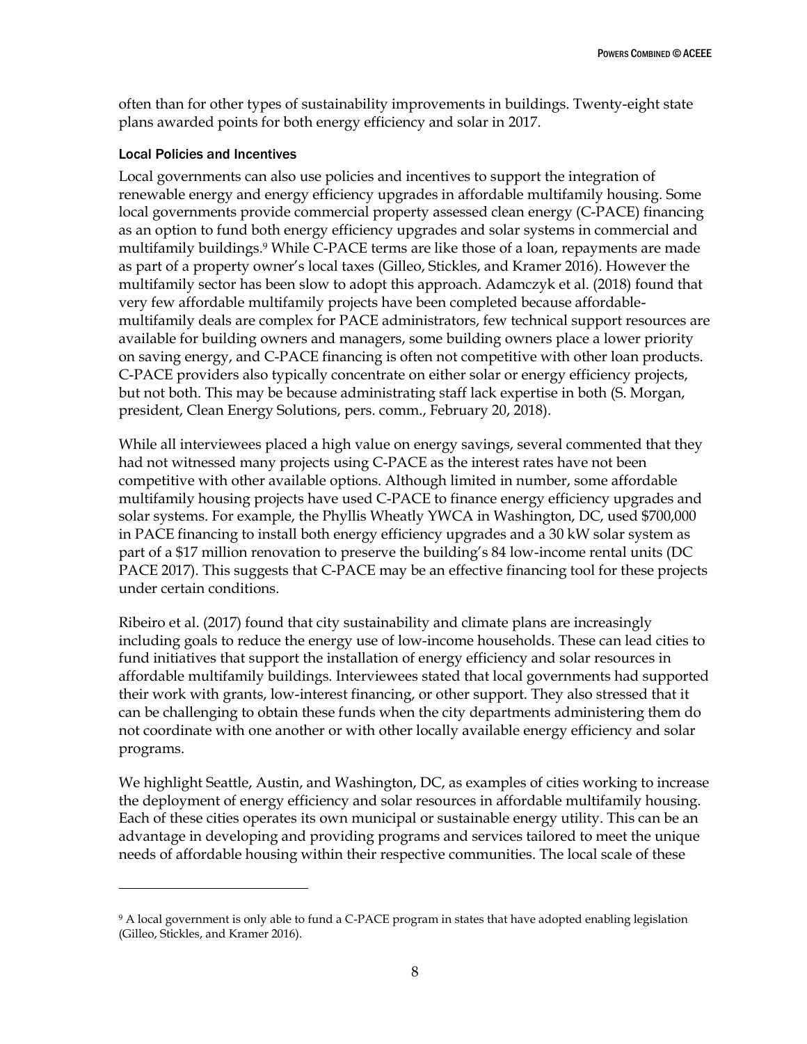often than for other types of sustainability improvements in buildings. Twenty-eight state plans awarded points for both energy efficiency and solar in 2017.

### Local Policies and Incentives

Local governments can also use policies and incentives to support the integration of renewable energy and energy efficiency upgrades in affordable multifamily housing. Some local governments provide commercial property assessed clean energy (C-PACE) financing as an option to fund both energy efficiency upgrades and solar systems in commercial and multifamily buildings.[9] While C-PACE terms are like those of a loan, repayments are made as part of a property owner's local taxes (Gilleo, Stickles, and Kramer 2016). However the multifamily sector has been slow to adopt this approach. Adamczyk et al. (2018) found that very few affordable multifamily projects have been completed because affordable-multifamily deals are complex for PACE administrators, few technical support resources are available for building owners and managers, some building owners place a lower priority on saving energy, and C-PACE financing is often not competitive with other loan products. C-PACE providers also typically concentrate on either solar or energy efficiency projects, but not both. This may be because administrating staff lack expertise in both (S. Morgan, president, Clean Energy Solutions, pers. comm., February 20, 2018).

While all interviewees placed a high value on energy savings, several commented that they had not witnessed many projects using C-PACE as the interest rates have not been competitive with other available options. Although limited in number, some affordable multifamily housing projects have used C-PACE to finance energy efficiency upgrades and solar systems. For example, the Phyllis Wheatly YWCA in Washington, DC, used $700,000 in PACE financing to install both energy efficiency upgrades and a 30 kW solar system as part of a $17 million renovation to preserve the building's 84 low-income rental units (DC PACE 2017). This suggests that C-PACE may be an effective financing tool for these projects under certain conditions.

Ribeiro et al. (2017) found that city sustainability and climate plans are increasingly including goals to reduce the energy use of low-income households. These can lead cities to fund initiatives that support the installation of energy efficiency and solar resources in affordable multifamily buildings. Interviewees stated that local governments had supported their work with grants, low-interest financing, or other support. They also stressed that it can be challenging to obtain these funds when the city departments administering them do not coordinate with one another or with other locally available energy efficiency and solar programs.

We highlight Seattle, Austin, and Washington, DC, as examples of cities working to increase the deployment of energy efficiency and solar resources in affordable multifamily housing. Each of these cities operates its own municipal or sustainable energy utility. This can be an advantage in developing and providing programs and services tailored to meet the unique needs of affordable housing within their respective communities. The local scale of these

---

[9] A local government is only able to fund a C-PACE program in states that have adopted enabling legislation (Gilleo, Stickles, and Kramer 2016).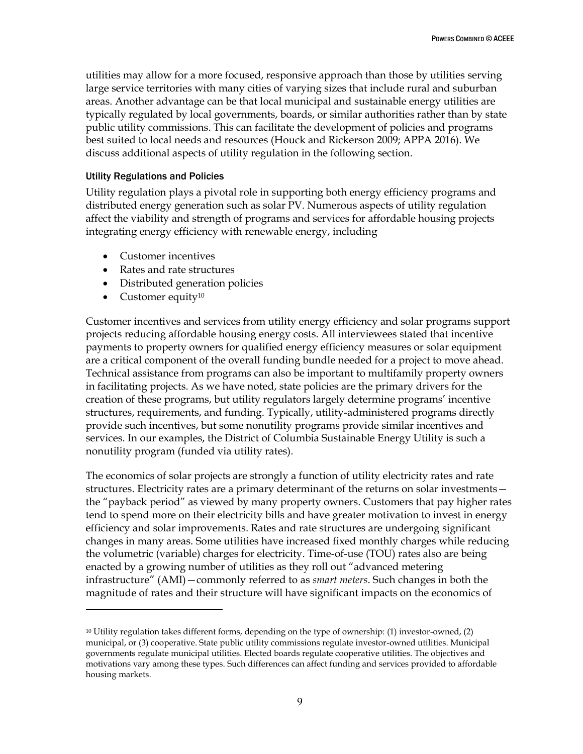utilities may allow for a more focused, responsive approach than those by utilities serving large service territories with many cities of varying sizes that include rural and suburban areas. Another advantage can be that local municipal and sustainable energy utilities are typically regulated by local governments, boards, or similar authorities rather than by state public utility commissions. This can facilitate the development of policies and programs best suited to local needs and resources (Houck and Rickerson 2009; APPA 2016). We discuss additional aspects of utility regulation in the following section.

### Utility Regulations and Policies

Utility regulation plays a pivotal role in supporting both energy efficiency programs and distributed energy generation such as solar PV. Numerous aspects of utility regulation affect the viability and strength of programs and services for affordable housing projects integrating energy efficiency with renewable energy, including

- Customer incentives
- Rates and rate structures
- Distributed generation policies
- Customer equity[10]

Customer incentives and services from utility energy efficiency and solar programs support projects reducing affordable housing energy costs. All interviewees stated that incentive payments to property owners for qualified energy efficiency measures or solar equipment are a critical component of the overall funding bundle needed for a project to move ahead. Technical assistance from programs can also be important to multifamily property owners in facilitating projects. As we have noted, state policies are the primary drivers for the creation of these programs, but utility regulators largely determine programs' incentive structures, requirements, and funding. Typically, utility-administered programs directly provide such incentives, but some nonutility programs provide similar incentives and services. In our examples, the District of Columbia Sustainable Energy Utility is such a nonutility program (funded via utility rates).

The economics of solar projects are strongly a function of utility electricity rates and rate structures. Electricity rates are a primary determinant of the returns on solar investments—the "payback period" as viewed by many property owners. Customers that pay higher rates tend to spend more on their electricity bills and have greater motivation to invest in energy efficiency and solar improvements. Rates and rate structures are undergoing significant changes in many areas. Some utilities have increased fixed monthly charges while reducing the volumetric (variable) charges for electricity. Time-of-use (TOU) rates also are being enacted by a growing number of utilities as they roll out "advanced metering infrastructure" (AMI)—commonly referred to as *smart meters*. Such changes in both the magnitude of rates and their structure will have significant impacts on the economics of

[10] Utility regulation takes different forms, depending on the type of ownership: (1) investor-owned, (2) municipal, or (3) cooperative. State public utility commissions regulate investor-owned utilities. Municipal governments regulate municipal utilities. Elected boards regulate cooperative utilities. The objectives and motivations vary among these types. Such differences can affect funding and services provided to affordable housing markets.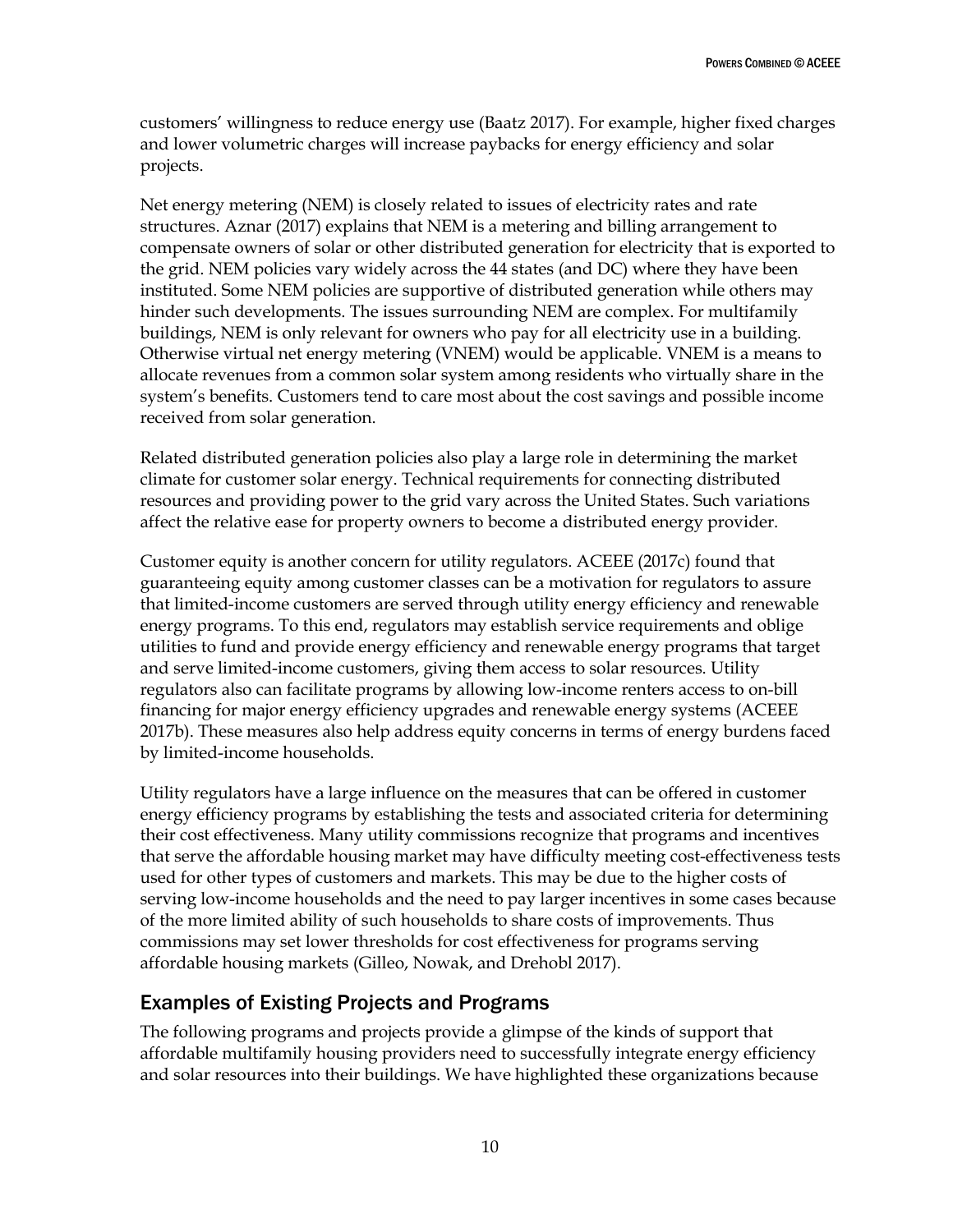customers' willingness to reduce energy use (Baatz 2017). For example, higher fixed charges and lower volumetric charges will increase paybacks for energy efficiency and solar projects.

Net energy metering (NEM) is closely related to issues of electricity rates and rate structures. Aznar (2017) explains that NEM is a metering and billing arrangement to compensate owners of solar or other distributed generation for electricity that is exported to the grid. NEM policies vary widely across the 44 states (and DC) where they have been instituted. Some NEM policies are supportive of distributed generation while others may hinder such developments. The issues surrounding NEM are complex. For multifamily buildings, NEM is only relevant for owners who pay for all electricity use in a building. Otherwise virtual net energy metering (VNEM) would be applicable. VNEM is a means to allocate revenues from a common solar system among residents who virtually share in the system's benefits. Customers tend to care most about the cost savings and possible income received from solar generation.

Related distributed generation policies also play a large role in determining the market climate for customer solar energy. Technical requirements for connecting distributed resources and providing power to the grid vary across the United States. Such variations affect the relative ease for property owners to become a distributed energy provider.

Customer equity is another concern for utility regulators. ACEEE (2017c) found that guaranteeing equity among customer classes can be a motivation for regulators to assure that limited-income customers are served through utility energy efficiency and renewable energy programs. To this end, regulators may establish service requirements and oblige utilities to fund and provide energy efficiency and renewable energy programs that target and serve limited-income customers, giving them access to solar resources. Utility regulators also can facilitate programs by allowing low-income renters access to on-bill financing for major energy efficiency upgrades and renewable energy systems (ACEEE 2017b). These measures also help address equity concerns in terms of energy burdens faced by limited-income households.

Utility regulators have a large influence on the measures that can be offered in customer energy efficiency programs by establishing the tests and associated criteria for determining their cost effectiveness. Many utility commissions recognize that programs and incentives that serve the affordable housing market may have difficulty meeting cost-effectiveness tests used for other types of customers and markets. This may be due to the higher costs of serving low-income households and the need to pay larger incentives in some cases because of the more limited ability of such households to share costs of improvements. Thus commissions may set lower thresholds for cost effectiveness for programs serving affordable housing markets (Gilleo, Nowak, and Drehobl 2017).

## Examples of Existing Projects and Programs

The following programs and projects provide a glimpse of the kinds of support that affordable multifamily housing providers need to successfully integrate energy efficiency and solar resources into their buildings. We have highlighted these organizations because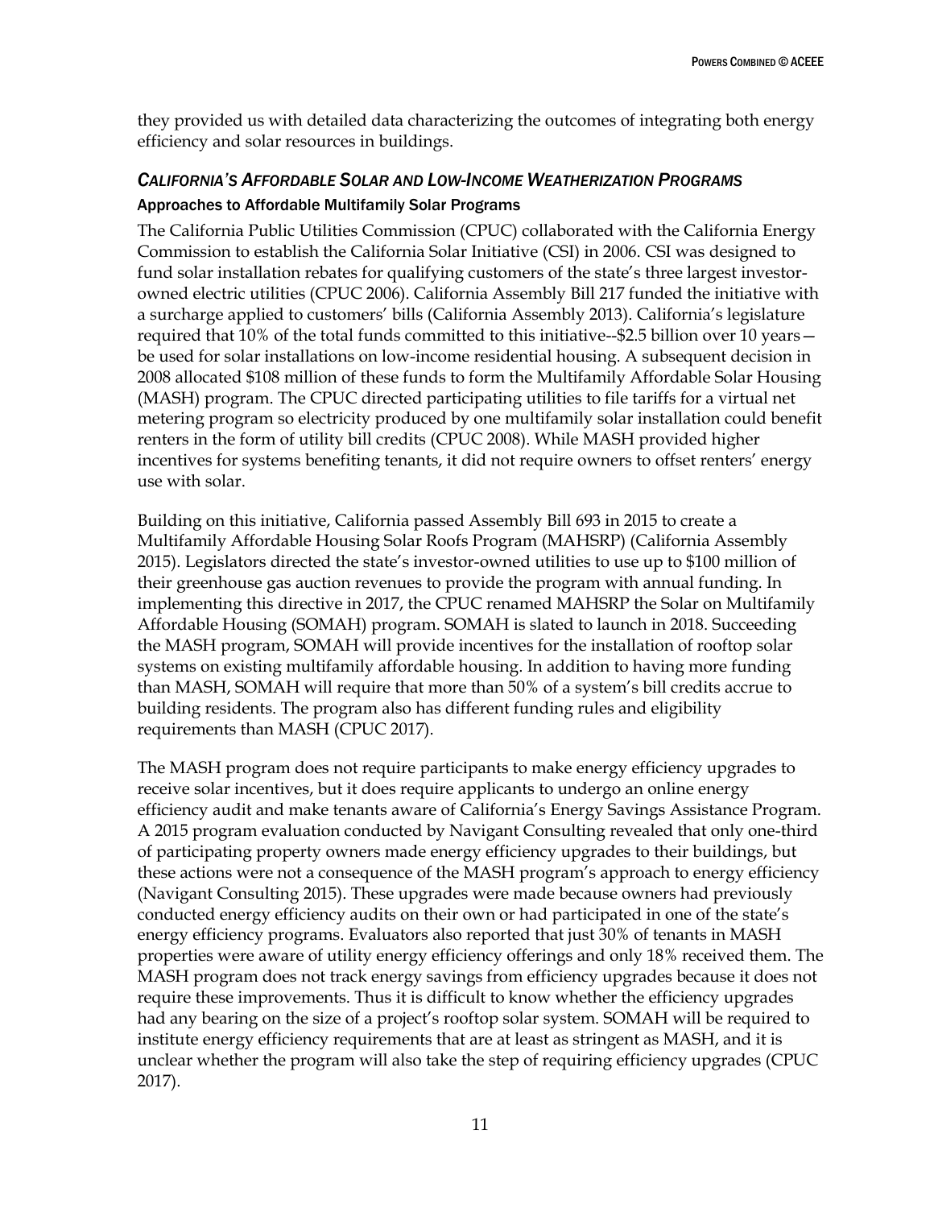they provided us with detailed data characterizing the outcomes of integrating both energy efficiency and solar resources in buildings.

### *California's Affordable Solar and Low-Income Weatherization Programs*

#### Approaches to Affordable Multifamily Solar Programs

The California Public Utilities Commission (CPUC) collaborated with the California Energy Commission to establish the California Solar Initiative (CSI) in 2006. CSI was designed to fund solar installation rebates for qualifying customers of the state's three largest investor-owned electric utilities (CPUC 2006). California Assembly Bill 217 funded the initiative with a surcharge applied to customers' bills (California Assembly 2013). California's legislature required that 10% of the total funds committed to this initiative--$2.5 billion over 10 years—be used for solar installations on low-income residential housing. A subsequent decision in 2008 allocated $108 million of these funds to form the Multifamily Affordable Solar Housing (MASH) program. The CPUC directed participating utilities to file tariffs for a virtual net metering program so electricity produced by one multifamily solar installation could benefit renters in the form of utility bill credits (CPUC 2008). While MASH provided higher incentives for systems benefiting tenants, it did not require owners to offset renters' energy use with solar.

Building on this initiative, California passed Assembly Bill 693 in 2015 to create a Multifamily Affordable Housing Solar Roofs Program (MAHSRP) (California Assembly 2015). Legislators directed the state's investor-owned utilities to use up to $100 million of their greenhouse gas auction revenues to provide the program with annual funding. In implementing this directive in 2017, the CPUC renamed MAHSRP the Solar on Multifamily Affordable Housing (SOMAH) program. SOMAH is slated to launch in 2018. Succeeding the MASH program, SOMAH will provide incentives for the installation of rooftop solar systems on existing multifamily affordable housing. In addition to having more funding than MASH, SOMAH will require that more than 50% of a system's bill credits accrue to building residents. The program also has different funding rules and eligibility requirements than MASH (CPUC 2017).

The MASH program does not require participants to make energy efficiency upgrades to receive solar incentives, but it does require applicants to undergo an online energy efficiency audit and make tenants aware of California's Energy Savings Assistance Program. A 2015 program evaluation conducted by Navigant Consulting revealed that only one-third of participating property owners made energy efficiency upgrades to their buildings, but these actions were not a consequence of the MASH program's approach to energy efficiency (Navigant Consulting 2015). These upgrades were made because owners had previously conducted energy efficiency audits on their own or had participated in one of the state's energy efficiency programs. Evaluators also reported that just 30% of tenants in MASH properties were aware of utility energy efficiency offerings and only 18% received them. The MASH program does not track energy savings from efficiency upgrades because it does not require these improvements. Thus it is difficult to know whether the efficiency upgrades had any bearing on the size of a project's rooftop solar system. SOMAH will be required to institute energy efficiency requirements that are at least as stringent as MASH, and it is unclear whether the program will also take the step of requiring efficiency upgrades (CPUC 2017).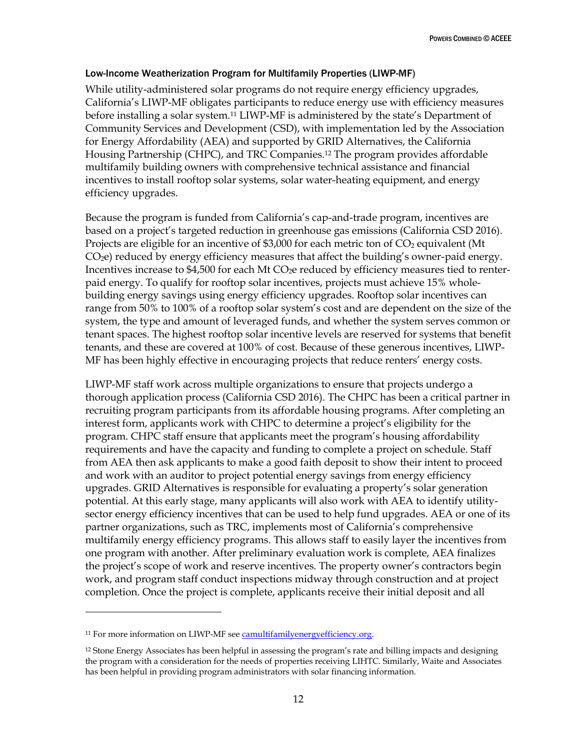### Low-Income Weatherization Program for Multifamily Properties (LIWP-MF)

While utility-administered solar programs do not require energy efficiency upgrades, California's LIWP-MF obligates participants to reduce energy use with efficiency measures before installing a solar system.[11] LIWP-MF is administered by the state's Department of Community Services and Development (CSD), with implementation led by the Association for Energy Affordability (AEA) and supported by GRID Alternatives, the California Housing Partnership (CHPC), and TRC Companies.[12] The program provides affordable multifamily building owners with comprehensive technical assistance and financial incentives to install rooftop solar systems, solar water-heating equipment, and energy efficiency upgrades.

Because the program is funded from California's cap-and-trade program, incentives are based on a project's targeted reduction in greenhouse gas emissions (California CSD 2016). Projects are eligible for an incentive of $3,000 for each metric ton of $CO_2$ equivalent (Mt $CO_2e$) reduced by energy efficiency measures that affect the building's owner-paid energy. Incentives increase to $4,500 for each Mt $CO_2e$ reduced by efficiency measures tied to renter-paid energy. To qualify for rooftop solar incentives, projects must achieve 15% whole-building energy savings using energy efficiency upgrades. Rooftop solar incentives can range from 50% to 100% of a rooftop solar system's cost and are dependent on the size of the system, the type and amount of leveraged funds, and whether the system serves common or tenant spaces. The highest rooftop solar incentive levels are reserved for systems that benefit tenants, and these are covered at 100% of cost. Because of these generous incentives, LIWP-MF has been highly effective in encouraging projects that reduce renters' energy costs.

LIWP-MF staff work across multiple organizations to ensure that projects undergo a thorough application process (California CSD 2016). The CHPC has been a critical partner in recruiting program participants from its affordable housing programs. After completing an interest form, applicants work with CHPC to determine a project's eligibility for the program. CHPC staff ensure that applicants meet the program's housing affordability requirements and have the capacity and funding to complete a project on schedule. Staff from AEA then ask applicants to make a good faith deposit to show their intent to proceed and work with an auditor to project potential energy savings from energy efficiency upgrades. GRID Alternatives is responsible for evaluating a property's solar generation potential. At this early stage, many applicants will also work with AEA to identify utility-sector energy efficiency incentives that can be used to help fund upgrades. AEA or one of its partner organizations, such as TRC, implements most of California's comprehensive multifamily energy efficiency programs. This allows staff to easily layer the incentives from one program with another. After preliminary evaluation work is complete, AEA finalizes the project's scope of work and reserve incentives. The property owner's contractors begin work, and program staff conduct inspections midway through construction and at project completion. Once the project is complete, applicants receive their initial deposit and all

---

[11] For more information on LIWP-MF see [camultifamilyenergyefficiency.org](camultifamilyenergyefficiency.org).

[12] Stone Energy Associates has been helpful in assessing the program's rate and billing impacts and designing the program with a consideration for the needs of properties receiving LIHTC. Similarly, Waite and Associates has been helpful in providing program administrators with solar financing information.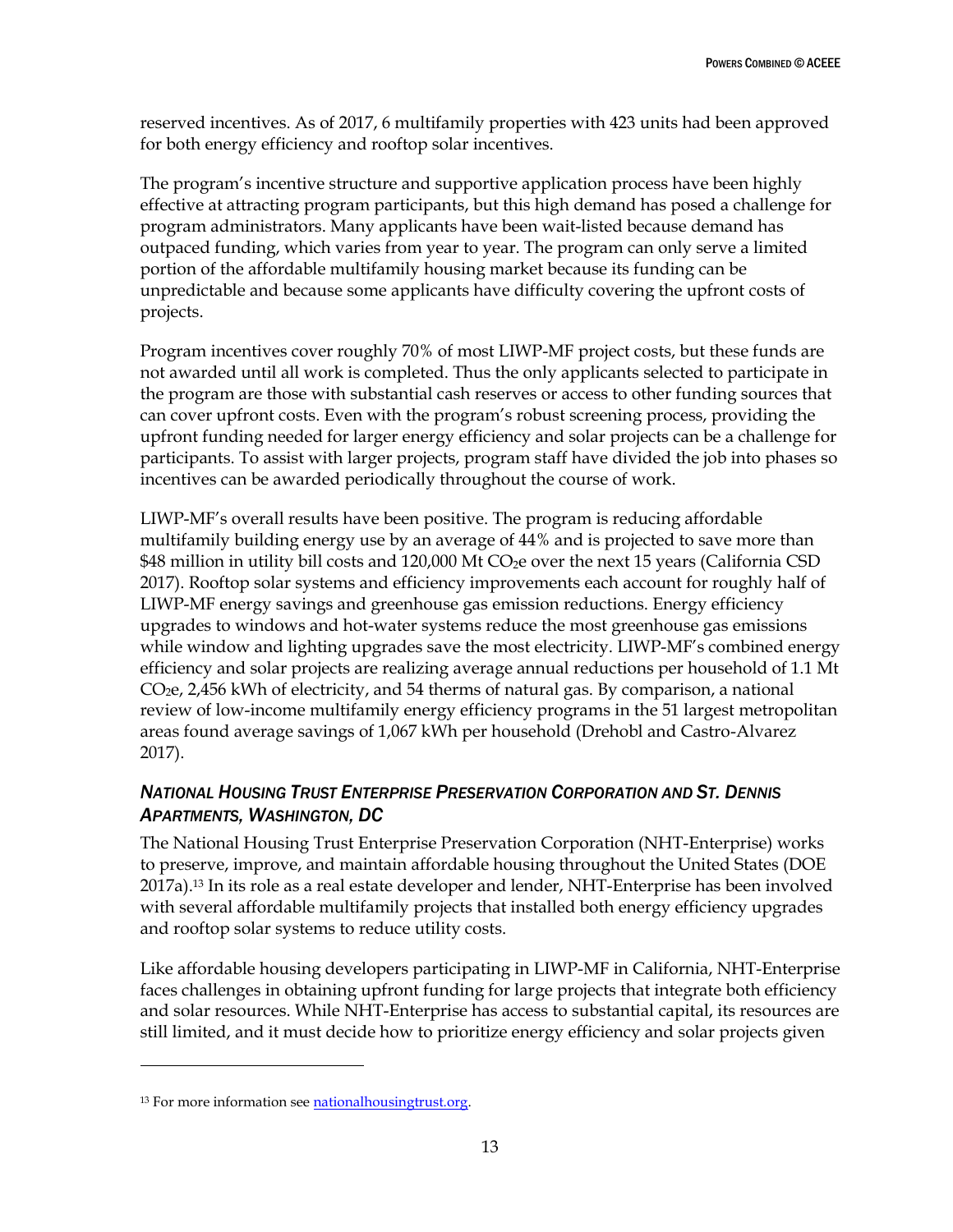reserved incentives. As of 2017, 6 multifamily properties with 423 units had been approved for both energy efficiency and rooftop solar incentives.

The program's incentive structure and supportive application process have been highly effective at attracting program participants, but this high demand has posed a challenge for program administrators. Many applicants have been wait-listed because demand has outpaced funding, which varies from year to year. The program can only serve a limited portion of the affordable multifamily housing market because its funding can be unpredictable and because some applicants have difficulty covering the upfront costs of projects.

Program incentives cover roughly 70% of most LIWP-MF project costs, but these funds are not awarded until all work is completed. Thus the only applicants selected to participate in the program are those with substantial cash reserves or access to other funding sources that can cover upfront costs. Even with the program's robust screening process, providing the upfront funding needed for larger energy efficiency and solar projects can be a challenge for participants. To assist with larger projects, program staff have divided the job into phases so incentives can be awarded periodically throughout the course of work.

LIWP-MF's overall results have been positive. The program is reducing affordable multifamily building energy use by an average of 44% and is projected to save more than $48 million in utility bill costs and 120,000 Mt $CO_2$e over the next 15 years (California CSD 2017). Rooftop solar systems and efficiency improvements each account for roughly half of LIWP-MF energy savings and greenhouse gas emission reductions. Energy efficiency upgrades to windows and hot-water systems reduce the most greenhouse gas emissions while window and lighting upgrades save the most electricity. LIWP-MF's combined energy efficiency and solar projects are realizing average annual reductions per household of 1.1 Mt $CO_2$e, 2,456 kWh of electricity, and 54 therms of natural gas. By comparison, a national review of low-income multifamily energy efficiency programs in the 51 largest metropolitan areas found average savings of 1,067 kWh per household (Drehobl and Castro-Alvarez 2017).

### *National Housing Trust Enterprise Preservation Corporation and St. Dennis Apartments, Washington, DC*

The National Housing Trust Enterprise Preservation Corporation (NHT-Enterprise) works to preserve, improve, and maintain affordable housing throughout the United States (DOE 2017a).[13] In its role as a real estate developer and lender, NHT-Enterprise has been involved with several affordable multifamily projects that installed both energy efficiency upgrades and rooftop solar systems to reduce utility costs.

Like affordable housing developers participating in LIWP-MF in California, NHT-Enterprise faces challenges in obtaining upfront funding for large projects that integrate both efficiency and solar resources. While NHT-Enterprise has access to substantial capital, its resources are still limited, and it must decide how to prioritize energy efficiency and solar projects given

[13] For more information see nationalhousingtrust.org.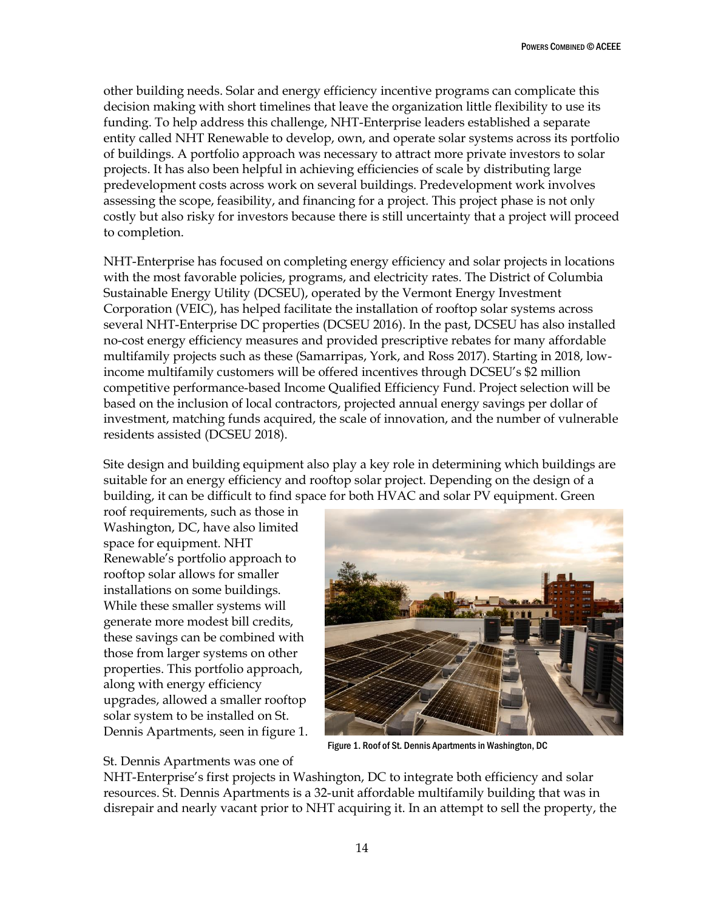other building needs. Solar and energy efficiency incentive programs can complicate this decision making with short timelines that leave the organization little flexibility to use its funding. To help address this challenge, NHT-Enterprise leaders established a separate entity called NHT Renewable to develop, own, and operate solar systems across its portfolio of buildings. A portfolio approach was necessary to attract more private investors to solar projects. It has also been helpful in achieving efficiencies of scale by distributing large predevelopment costs across work on several buildings. Predevelopment work involves assessing the scope, feasibility, and financing for a project. This project phase is not only costly but also risky for investors because there is still uncertainty that a project will proceed to completion.

NHT-Enterprise has focused on completing energy efficiency and solar projects in locations with the most favorable policies, programs, and electricity rates. The District of Columbia Sustainable Energy Utility (DCSEU), operated by the Vermont Energy Investment Corporation (VEIC), has helped facilitate the installation of rooftop solar systems across several NHT-Enterprise DC properties (DCSEU 2016). In the past, DCSEU has also installed no-cost energy efficiency measures and provided prescriptive rebates for many affordable multifamily projects such as these (Samarripas, York, and Ross 2017). Starting in 2018, low-income multifamily customers will be offered incentives through DCSEU's $2 million competitive performance-based Income Qualified Efficiency Fund. Project selection will be based on the inclusion of local contractors, projected annual energy savings per dollar of investment, matching funds acquired, the scale of innovation, and the number of vulnerable residents assisted (DCSEU 2018).

Site design and building equipment also play a key role in determining which buildings are suitable for an energy efficiency and rooftop solar project. Depending on the design of a building, it can be difficult to find space for both HVAC and solar PV equipment. Green roof requirements, such as those in Washington, DC, have also limited space for equipment. NHT Renewable's portfolio approach to rooftop solar allows for smaller installations on some buildings. While these smaller systems will generate more modest bill credits, these savings can be combined with those from larger systems on other properties. This portfolio approach, along with energy efficiency upgrades, allowed a smaller rooftop solar system to be installed on St. Dennis Apartments, seen in figure 1.

Figure 1. Roof of St. Dennis Apartments in Washington, DC

St. Dennis Apartments was one of NHT-Enterprise's first projects in Washington, DC to integrate both efficiency and solar resources. St. Dennis Apartments is a 32-unit affordable multifamily building that was in disrepair and nearly vacant prior to NHT acquiring it. In an attempt to sell the property, the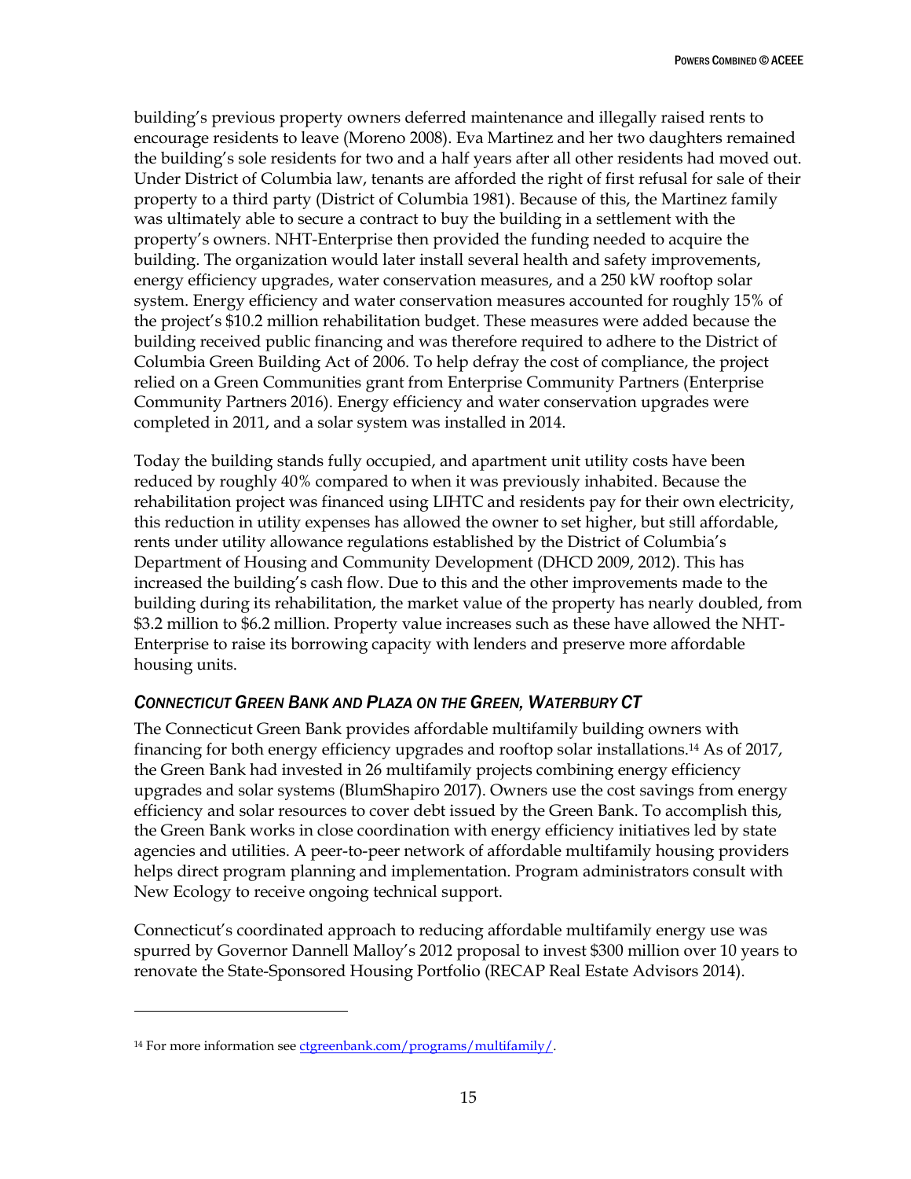building's previous property owners deferred maintenance and illegally raised rents to encourage residents to leave (Moreno 2008). Eva Martinez and her two daughters remained the building's sole residents for two and a half years after all other residents had moved out. Under District of Columbia law, tenants are afforded the right of first refusal for sale of their property to a third party (District of Columbia 1981). Because of this, the Martinez family was ultimately able to secure a contract to buy the building in a settlement with the property's owners. NHT-Enterprise then provided the funding needed to acquire the building. The organization would later install several health and safety improvements, energy efficiency upgrades, water conservation measures, and a 250 kW rooftop solar system. Energy efficiency and water conservation measures accounted for roughly 15% of the project's $10.2 million rehabilitation budget. These measures were added because the building received public financing and was therefore required to adhere to the District of Columbia Green Building Act of 2006. To help defray the cost of compliance, the project relied on a Green Communities grant from Enterprise Community Partners (Enterprise Community Partners 2016). Energy efficiency and water conservation upgrades were completed in 2011, and a solar system was installed in 2014.

Today the building stands fully occupied, and apartment unit utility costs have been reduced by roughly 40% compared to when it was previously inhabited. Because the rehabilitation project was financed using LIHTC and residents pay for their own electricity, this reduction in utility expenses has allowed the owner to set higher, but still affordable, rents under utility allowance regulations established by the District of Columbia's Department of Housing and Community Development (DHCD 2009, 2012). This has increased the building's cash flow. Due to this and the other improvements made to the building during its rehabilitation, the market value of the property has nearly doubled, from $3.2 million to $6.2 million. Property value increases such as these have allowed the NHT-Enterprise to raise its borrowing capacity with lenders and preserve more affordable housing units.

### *Connecticut Green Bank and Plaza on the Green, Waterbury CT*

The Connecticut Green Bank provides affordable multifamily building owners with financing for both energy efficiency upgrades and rooftop solar installations.[14] As of 2017, the Green Bank had invested in 26 multifamily projects combining energy efficiency upgrades and solar systems (BlumShapiro 2017). Owners use the cost savings from energy efficiency and solar resources to cover debt issued by the Green Bank. To accomplish this, the Green Bank works in close coordination with energy efficiency initiatives led by state agencies and utilities. A peer-to-peer network of affordable multifamily housing providers helps direct program planning and implementation. Program administrators consult with New Ecology to receive ongoing technical support.

Connecticut's coordinated approach to reducing affordable multifamily energy use was spurred by Governor Dannell Malloy's 2012 proposal to invest $300 million over 10 years to renovate the State-Sponsored Housing Portfolio (RECAP Real Estate Advisors 2014).

---

[14] For more information see ctgreenbank.com/programs/multifamily/.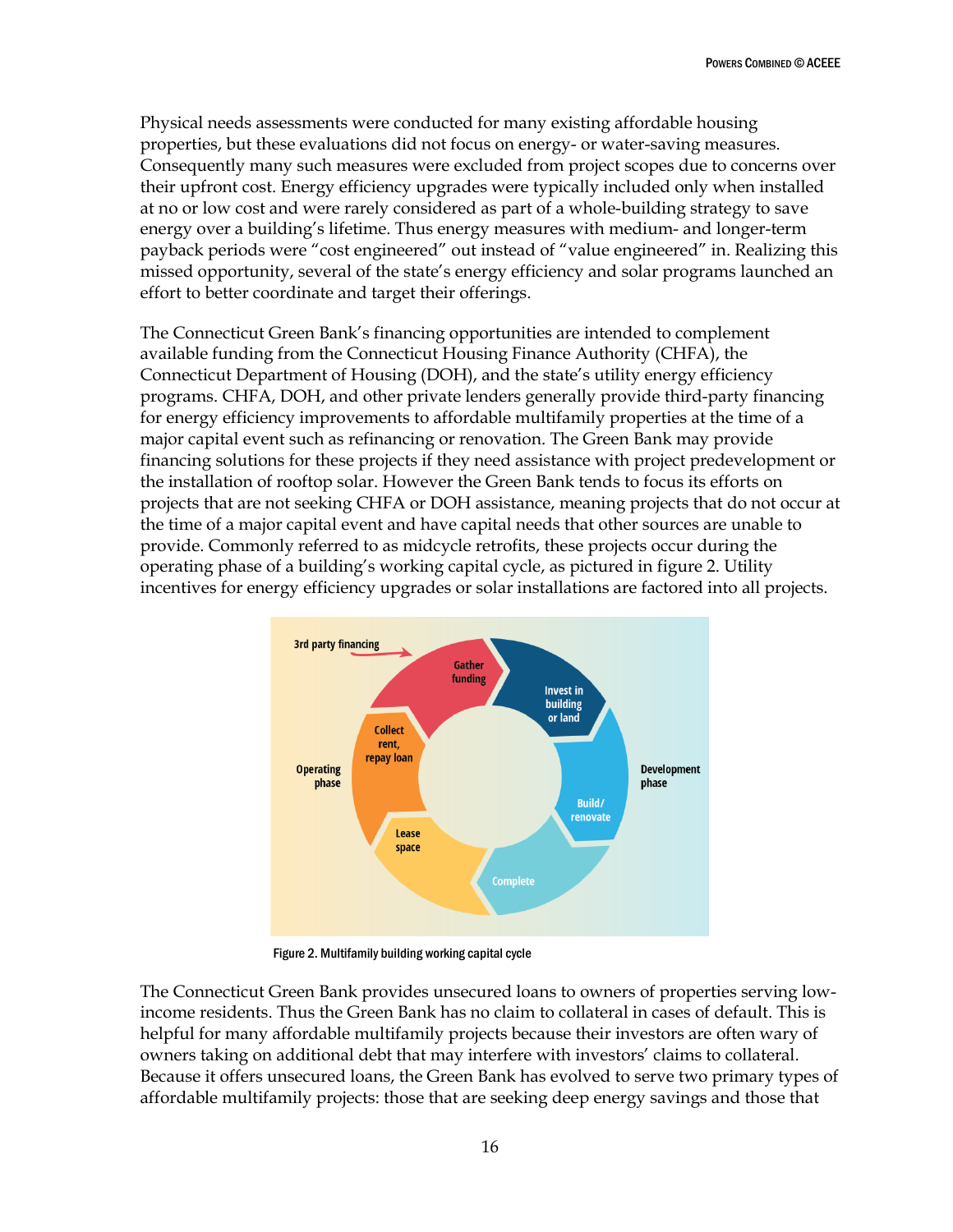Physical needs assessments were conducted for many existing affordable housing properties, but these evaluations did not focus on energy- or water-saving measures. Consequently many such measures were excluded from project scopes due to concerns over their upfront cost. Energy efficiency upgrades were typically included only when installed at no or low cost and were rarely considered as part of a whole-building strategy to save energy over a building's lifetime. Thus energy measures with medium- and longer-term payback periods were "cost engineered" out instead of "value engineered" in. Realizing this missed opportunity, several of the state's energy efficiency and solar programs launched an effort to better coordinate and target their offerings.

The Connecticut Green Bank's financing opportunities are intended to complement available funding from the Connecticut Housing Finance Authority (CHFA), the Connecticut Department of Housing (DOH), and the state's utility energy efficiency programs. CHFA, DOH, and other private lenders generally provide third-party financing for energy efficiency improvements to affordable multifamily properties at the time of a major capital event such as refinancing or renovation. The Green Bank may provide financing solutions for these projects if they need assistance with project predevelopment or the installation of rooftop solar. However the Green Bank tends to focus its efforts on projects that are not seeking CHFA or DOH assistance, meaning projects that do not occur at the time of a major capital event and have capital needs that other sources are unable to provide. Commonly referred to as midcycle retrofits, these projects occur during the operating phase of a building's working capital cycle, as pictured in figure 2. Utility incentives for energy efficiency upgrades or solar installations are factored into all projects.

Figure 2. Multifamily building working capital cycle

The Connecticut Green Bank provides unsecured loans to owners of properties serving low-income residents. Thus the Green Bank has no claim to collateral in cases of default. This is helpful for many affordable multifamily projects because their investors are often wary of owners taking on additional debt that may interfere with investors' claims to collateral. Because it offers unsecured loans, the Green Bank has evolved to serve two primary types of affordable multifamily projects: those that are seeking deep energy savings and those that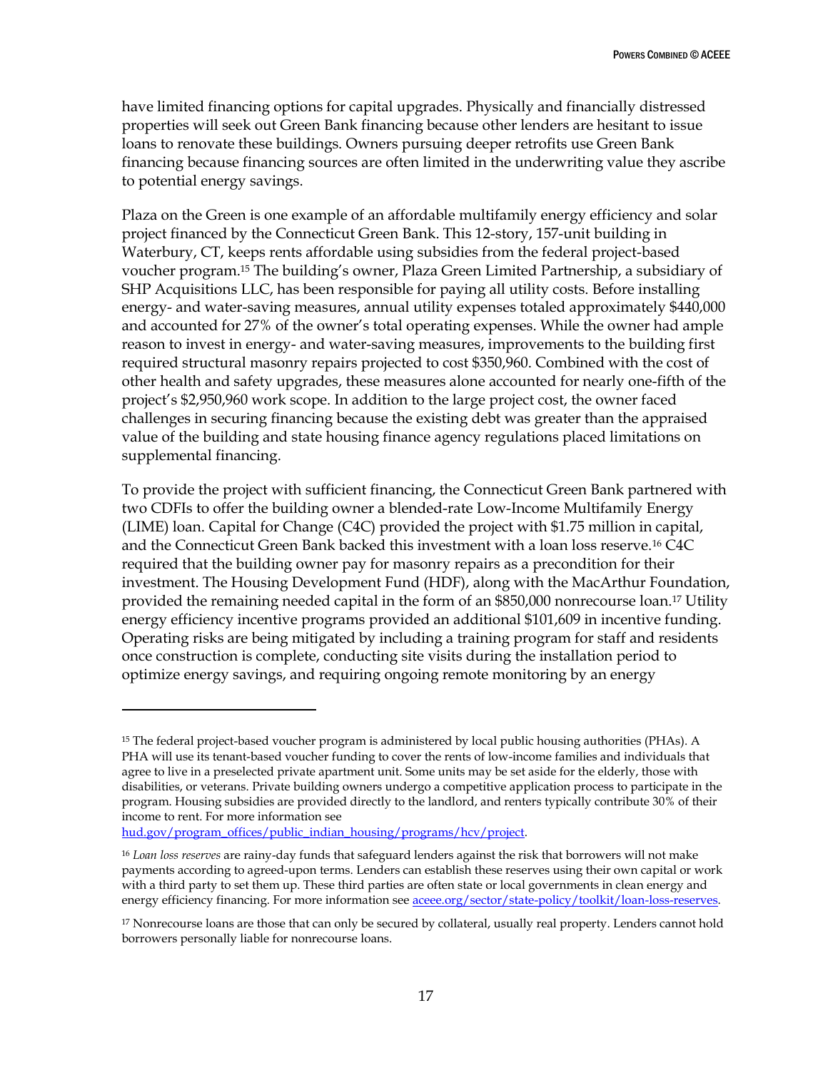have limited financing options for capital upgrades. Physically and financially distressed properties will seek out Green Bank financing because other lenders are hesitant to issue loans to renovate these buildings. Owners pursuing deeper retrofits use Green Bank financing because financing sources are often limited in the underwriting value they ascribe to potential energy savings.

Plaza on the Green is one example of an affordable multifamily energy efficiency and solar project financed by the Connecticut Green Bank. This 12-story, 157-unit building in Waterbury, CT, keeps rents affordable using subsidies from the federal project-based voucher program.[15] The building's owner, Plaza Green Limited Partnership, a subsidiary of SHP Acquisitions LLC, has been responsible for paying all utility costs. Before installing energy- and water-saving measures, annual utility expenses totaled approximately $440,000 and accounted for 27% of the owner's total operating expenses. While the owner had ample reason to invest in energy- and water-saving measures, improvements to the building first required structural masonry repairs projected to cost $350,960. Combined with the cost of other health and safety upgrades, these measures alone accounted for nearly one-fifth of the project's $2,950,960 work scope. In addition to the large project cost, the owner faced challenges in securing financing because the existing debt was greater than the appraised value of the building and state housing finance agency regulations placed limitations on supplemental financing.

To provide the project with sufficient financing, the Connecticut Green Bank partnered with two CDFIs to offer the building owner a blended-rate Low-Income Multifamily Energy (LIME) loan. Capital for Change (C4C) provided the project with $1.75 million in capital, and the Connecticut Green Bank backed this investment with a loan loss reserve.[16] C4C required that the building owner pay for masonry repairs as a precondition for their investment. The Housing Development Fund (HDF), along with the MacArthur Foundation, provided the remaining needed capital in the form of an $850,000 nonrecourse loan.[17] Utility energy efficiency incentive programs provided an additional $101,609 in incentive funding. Operating risks are being mitigated by including a training program for staff and residents once construction is complete, conducting site visits during the installation period to optimize energy savings, and requiring ongoing remote monitoring by an energy

---

[15] The federal project-based voucher program is administered by local public housing authorities (PHAs). A PHA will use its tenant-based voucher funding to cover the rents of low-income families and individuals that agree to live in a preselected private apartment unit. Some units may be set aside for the elderly, those with disabilities, or veterans. Private building owners undergo a competitive application process to participate in the program. Housing subsidies are provided directly to the landlord, and renters typically contribute 30% of their income to rent. For more information see hud.gov/program_offices/public_indian_housing/programs/hcv/project.

[16] *Loan loss reserves* are rainy-day funds that safeguard lenders against the risk that borrowers will not make payments according to agreed-upon terms. Lenders can establish these reserves using their own capital or work with a third party to set them up. These third parties are often state or local governments in clean energy and energy efficiency financing. For more information see aceee.org/sector/state-policy/toolkit/loan-loss-reserves.

[17] Nonrecourse loans are those that can only be secured by collateral, usually real property. Lenders cannot hold borrowers personally liable for nonrecourse loans.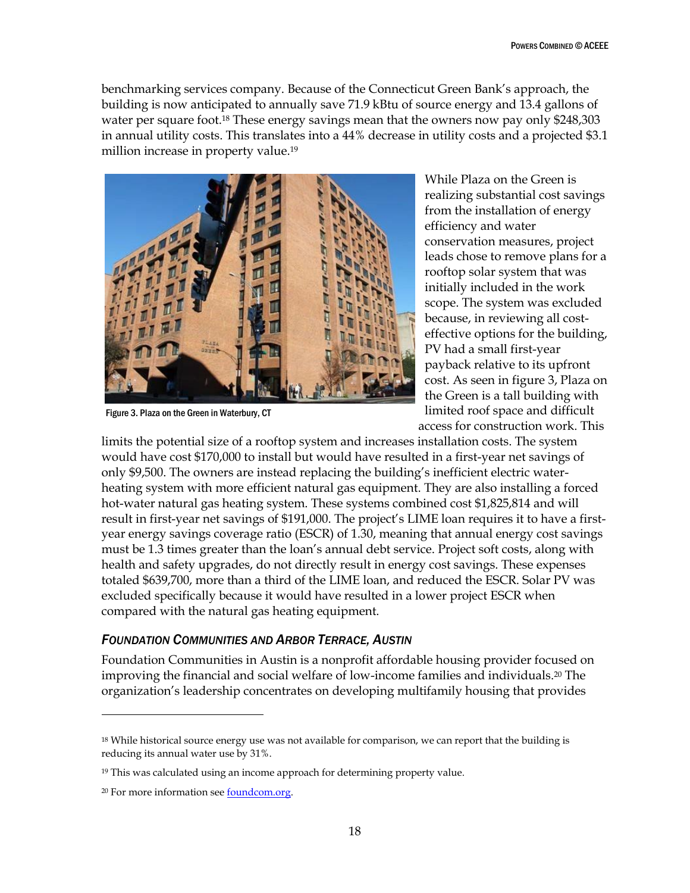benchmarking services company. Because of the Connecticut Green Bank's approach, the building is now anticipated to annually save 71.9 kBtu of source energy and 13.4 gallons of water per square foot.[18] These energy savings mean that the owners now pay only $248,303 in annual utility costs. This translates into a 44% decrease in utility costs and a projected $3.1 million increase in property value.[19]

Figure 3. Plaza on the Green in Waterbury, CT

While Plaza on the Green is realizing substantial cost savings from the installation of energy efficiency and water conservation measures, project leads chose to remove plans for a rooftop solar system that was initially included in the work scope. The system was excluded because, in reviewing all cost-effective options for the building, PV had a small first-year payback relative to its upfront cost. As seen in figure 3, Plaza on the Green is a tall building with limited roof space and difficult access for construction work. This limits the potential size of a rooftop system and increases installation costs. The system would have cost $170,000 to install but would have resulted in a first-year net savings of only $9,500. The owners are instead replacing the building's inefficient electric water-heating system with more efficient natural gas equipment. They are also installing a forced hot-water natural gas heating system. These systems combined cost $1,825,814 and will result in first-year net savings of $191,000. The project's LIME loan requires it to have a first-year energy savings coverage ratio (ESCR) of 1.30, meaning that annual energy cost savings must be 1.3 times greater than the loan's annual debt service. Project soft costs, along with health and safety upgrades, do not directly result in energy cost savings. These expenses totaled $639,700, more than a third of the LIME loan, and reduced the ESCR. Solar PV was excluded specifically because it would have resulted in a lower project ESCR when compared with the natural gas heating equipment.

### *FOUNDATION COMMUNITIES AND ARBOR TERRACE, AUSTIN*

Foundation Communities in Austin is a nonprofit affordable housing provider focused on improving the financial and social welfare of low-income families and individuals.[20] The organization's leadership concentrates on developing multifamily housing that provides

---

[18] While historical source energy use was not available for comparison, we can report that the building is reducing its annual water use by 31%.

[19] This was calculated using an income approach for determining property value.

[20] For more information see foundcom.org.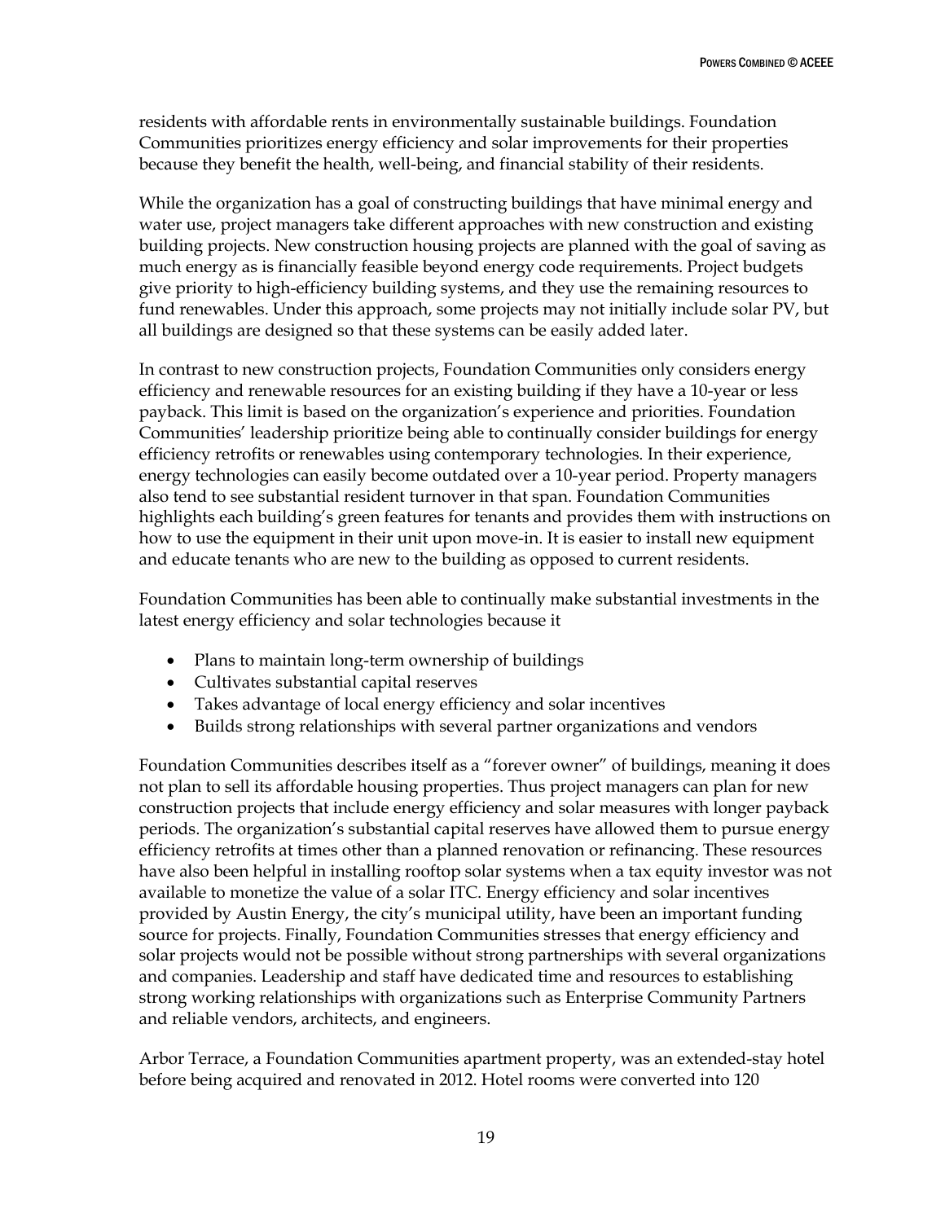residents with affordable rents in environmentally sustainable buildings. Foundation Communities prioritizes energy efficiency and solar improvements for their properties because they benefit the health, well-being, and financial stability of their residents.

While the organization has a goal of constructing buildings that have minimal energy and water use, project managers take different approaches with new construction and existing building projects. New construction housing projects are planned with the goal of saving as much energy as is financially feasible beyond energy code requirements. Project budgets give priority to high-efficiency building systems, and they use the remaining resources to fund renewables. Under this approach, some projects may not initially include solar PV, but all buildings are designed so that these systems can be easily added later.

In contrast to new construction projects, Foundation Communities only considers energy efficiency and renewable resources for an existing building if they have a 10-year or less payback. This limit is based on the organization's experience and priorities. Foundation Communities' leadership prioritize being able to continually consider buildings for energy efficiency retrofits or renewables using contemporary technologies. In their experience, energy technologies can easily become outdated over a 10-year period. Property managers also tend to see substantial resident turnover in that span. Foundation Communities highlights each building's green features for tenants and provides them with instructions on how to use the equipment in their unit upon move-in. It is easier to install new equipment and educate tenants who are new to the building as opposed to current residents.

Foundation Communities has been able to continually make substantial investments in the latest energy efficiency and solar technologies because it

- Plans to maintain long-term ownership of buildings
- Cultivates substantial capital reserves
- Takes advantage of local energy efficiency and solar incentives
- Builds strong relationships with several partner organizations and vendors

Foundation Communities describes itself as a "forever owner" of buildings, meaning it does not plan to sell its affordable housing properties. Thus project managers can plan for new construction projects that include energy efficiency and solar measures with longer payback periods. The organization's substantial capital reserves have allowed them to pursue energy efficiency retrofits at times other than a planned renovation or refinancing. These resources have also been helpful in installing rooftop solar systems when a tax equity investor was not available to monetize the value of a solar ITC. Energy efficiency and solar incentives provided by Austin Energy, the city's municipal utility, have been an important funding source for projects. Finally, Foundation Communities stresses that energy efficiency and solar projects would not be possible without strong partnerships with several organizations and companies. Leadership and staff have dedicated time and resources to establishing strong working relationships with organizations such as Enterprise Community Partners and reliable vendors, architects, and engineers.

Arbor Terrace, a Foundation Communities apartment property, was an extended-stay hotel before being acquired and renovated in 2012. Hotel rooms were converted into 120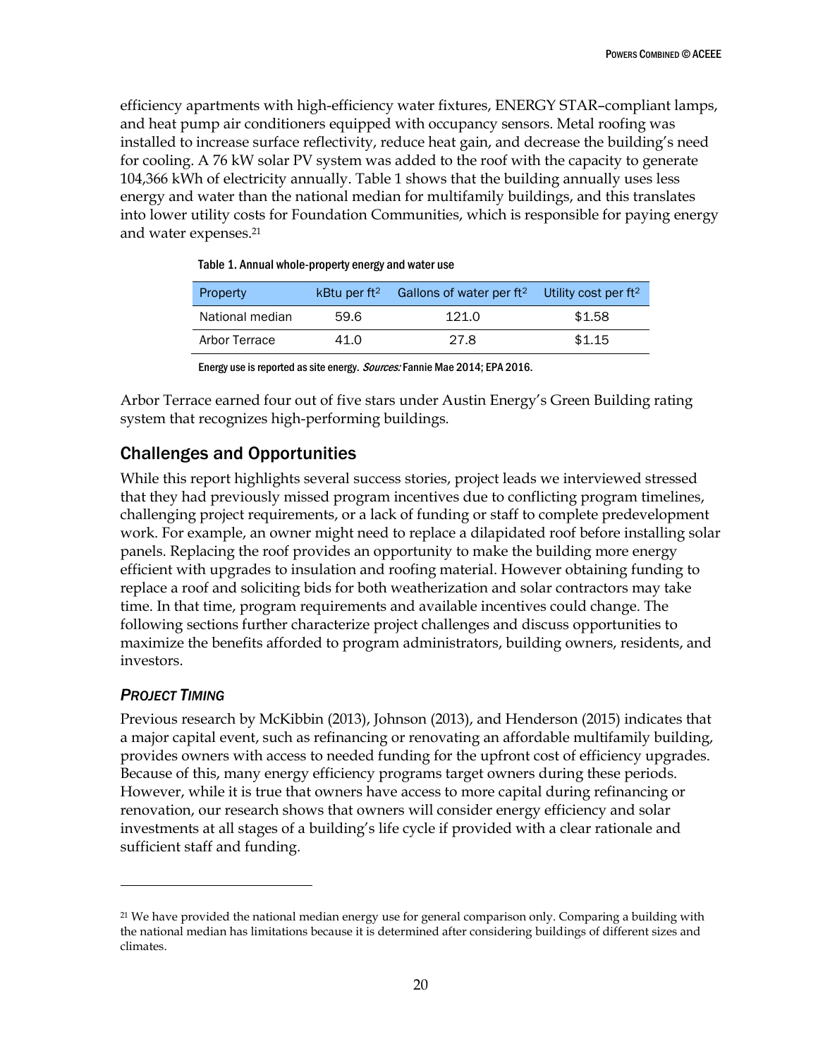efficiency apartments with high-efficiency water fixtures, ENERGY STAR–compliant lamps, and heat pump air conditioners equipped with occupancy sensors. Metal roofing was installed to increase surface reflectivity, reduce heat gain, and decrease the building's need for cooling. A 76 kW solar PV system was added to the roof with the capacity to generate 104,366 kWh of electricity annually. Table 1 shows that the building annually uses less energy and water than the national median for multifamily buildings, and this translates into lower utility costs for Foundation Communities, which is responsible for paying energy and water expenses.[21]

Table 1. Annual whole-property energy and water use

| Property | kBtu per ft$^2$ | Gallons of water per ft$^2$ | Utility cost per ft$^2$ |
|---|---|---|---|
| National median | 59.6 | 121.0 | $1.58 |
| Arbor Terrace | 41.0 | 27.8 | $1.15 |

Energy use is reported as site energy. *Sources:* Fannie Mae 2014; EPA 2016.

Arbor Terrace earned four out of five stars under Austin Energy's Green Building rating system that recognizes high-performing buildings.

## Challenges and Opportunities

While this report highlights several success stories, project leads we interviewed stressed that they had previously missed program incentives due to conflicting program timelines, challenging project requirements, or a lack of funding or staff to complete predevelopment work. For example, an owner might need to replace a dilapidated roof before installing solar panels. Replacing the roof provides an opportunity to make the building more energy efficient with upgrades to insulation and roofing material. However obtaining funding to replace a roof and soliciting bids for both weatherization and solar contractors may take time. In that time, program requirements and available incentives could change. The following sections further characterize project challenges and discuss opportunities to maximize the benefits afforded to program administrators, building owners, residents, and investors.

### *Project Timing*

Previous research by McKibbin (2013), Johnson (2013), and Henderson (2015) indicates that a major capital event, such as refinancing or renovating an affordable multifamily building, provides owners with access to needed funding for the upfront cost of efficiency upgrades. Because of this, many energy efficiency programs target owners during these periods. However, while it is true that owners have access to more capital during refinancing or renovation, our research shows that owners will consider energy efficiency and solar investments at all stages of a building's life cycle if provided with a clear rationale and sufficient staff and funding.

[21] We have provided the national median energy use for general comparison only. Comparing a building with the national median has limitations because it is determined after considering buildings of different sizes and climates.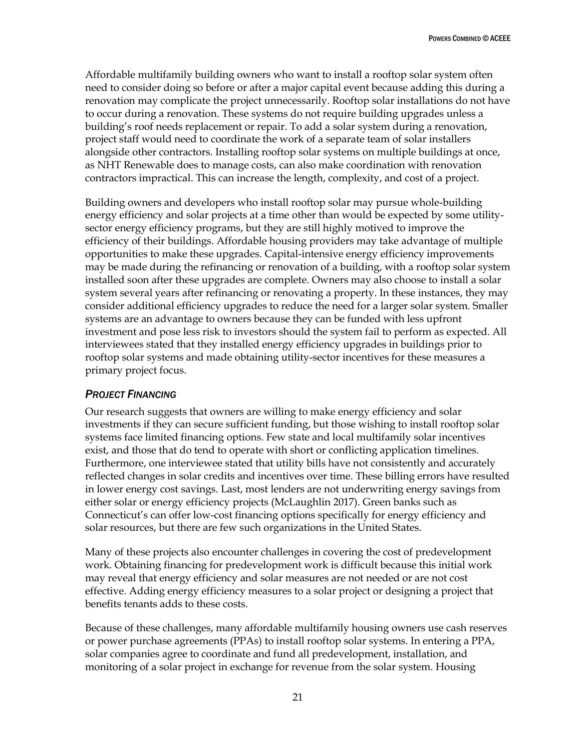Affordable multifamily building owners who want to install a rooftop solar system often need to consider doing so before or after a major capital event because adding this during a renovation may complicate the project unnecessarily. Rooftop solar installations do not have to occur during a renovation. These systems do not require building upgrades unless a building's roof needs replacement or repair. To add a solar system during a renovation, project staff would need to coordinate the work of a separate team of solar installers alongside other contractors. Installing rooftop solar systems on multiple buildings at once, as NHT Renewable does to manage costs, can also make coordination with renovation contractors impractical. This can increase the length, complexity, and cost of a project.

Building owners and developers who install rooftop solar may pursue whole-building energy efficiency and solar projects at a time other than would be expected by some utility-sector energy efficiency programs, but they are still highly motived to improve the efficiency of their buildings. Affordable housing providers may take advantage of multiple opportunities to make these upgrades. Capital-intensive energy efficiency improvements may be made during the refinancing or renovation of a building, with a rooftop solar system installed soon after these upgrades are complete. Owners may also choose to install a solar system several years after refinancing or renovating a property. In these instances, they may consider additional efficiency upgrades to reduce the need for a larger solar system. Smaller systems are an advantage to owners because they can be funded with less upfront investment and pose less risk to investors should the system fail to perform as expected. All interviewees stated that they installed energy efficiency upgrades in buildings prior to rooftop solar systems and made obtaining utility-sector incentives for these measures a primary project focus.

### *Project Financing*

Our research suggests that owners are willing to make energy efficiency and solar investments if they can secure sufficient funding, but those wishing to install rooftop solar systems face limited financing options. Few state and local multifamily solar incentives exist, and those that do tend to operate with short or conflicting application timelines. Furthermore, one interviewee stated that utility bills have not consistently and accurately reflected changes in solar credits and incentives over time. These billing errors have resulted in lower energy cost savings. Last, most lenders are not underwriting energy savings from either solar or energy efficiency projects (McLaughlin 2017). Green banks such as Connecticut's can offer low-cost financing options specifically for energy efficiency and solar resources, but there are few such organizations in the United States.

Many of these projects also encounter challenges in covering the cost of predevelopment work. Obtaining financing for predevelopment work is difficult because this initial work may reveal that energy efficiency and solar measures are not needed or are not cost effective. Adding energy efficiency measures to a solar project or designing a project that benefits tenants adds to these costs.

Because of these challenges, many affordable multifamily housing owners use cash reserves or power purchase agreements (PPAs) to install rooftop solar systems. In entering a PPA, solar companies agree to coordinate and fund all predevelopment, installation, and monitoring of a solar project in exchange for revenue from the solar system. Housing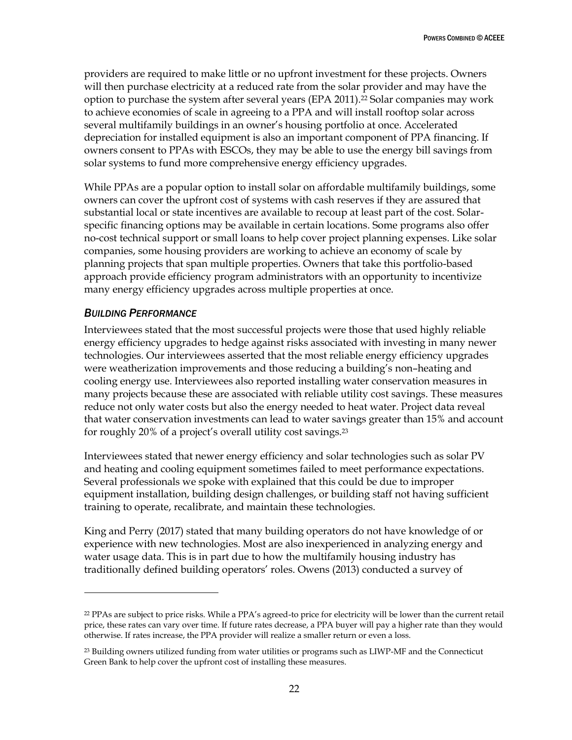providers are required to make little or no upfront investment for these projects. Owners will then purchase electricity at a reduced rate from the solar provider and may have the option to purchase the system after several years (EPA 2011).[22] Solar companies may work to achieve economies of scale in agreeing to a PPA and will install rooftop solar across several multifamily buildings in an owner's housing portfolio at once. Accelerated depreciation for installed equipment is also an important component of PPA financing. If owners consent to PPAs with ESCOs, they may be able to use the energy bill savings from solar systems to fund more comprehensive energy efficiency upgrades.

While PPAs are a popular option to install solar on affordable multifamily buildings, some owners can cover the upfront cost of systems with cash reserves if they are assured that substantial local or state incentives are available to recoup at least part of the cost. Solar-specific financing options may be available in certain locations. Some programs also offer no-cost technical support or small loans to help cover project planning expenses. Like solar companies, some housing providers are working to achieve an economy of scale by planning projects that span multiple properties. Owners that take this portfolio-based approach provide efficiency program administrators with an opportunity to incentivize many energy efficiency upgrades across multiple properties at once.

### *Building Performance*

Interviewees stated that the most successful projects were those that used highly reliable energy efficiency upgrades to hedge against risks associated with investing in many newer technologies. Our interviewees asserted that the most reliable energy efficiency upgrades were weatherization improvements and those reducing a building's non–heating and cooling energy use. Interviewees also reported installing water conservation measures in many projects because these are associated with reliable utility cost savings. These measures reduce not only water costs but also the energy needed to heat water. Project data reveal that water conservation investments can lead to water savings greater than 15% and account for roughly 20% of a project's overall utility cost savings.[23]

Interviewees stated that newer energy efficiency and solar technologies such as solar PV and heating and cooling equipment sometimes failed to meet performance expectations. Several professionals we spoke with explained that this could be due to improper equipment installation, building design challenges, or building staff not having sufficient training to operate, recalibrate, and maintain these technologies.

King and Perry (2017) stated that many building operators do not have knowledge of or experience with new technologies. Most are also inexperienced in analyzing energy and water usage data. This is in part due to how the multifamily housing industry has traditionally defined building operators' roles. Owens (2013) conducted a survey of

---

[22] PPAs are subject to price risks. While a PPA's agreed-to price for electricity will be lower than the current retail price, these rates can vary over time. If future rates decrease, a PPA buyer will pay a higher rate than they would otherwise. If rates increase, the PPA provider will realize a smaller return or even a loss.

[23] Building owners utilized funding from water utilities or programs such as LIWP-MF and the Connecticut Green Bank to help cover the upfront cost of installing these measures.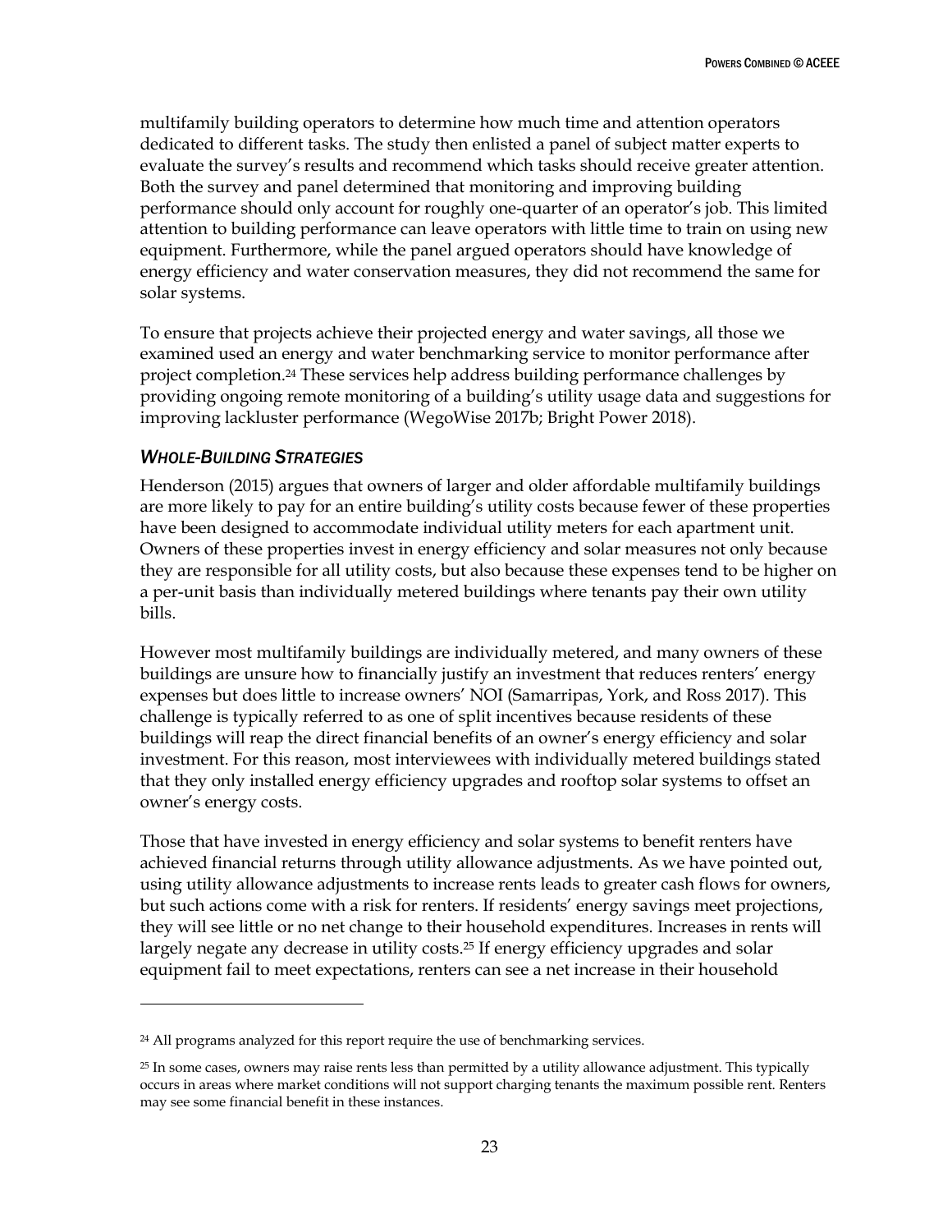multifamily building operators to determine how much time and attention operators dedicated to different tasks. The study then enlisted a panel of subject matter experts to evaluate the survey's results and recommend which tasks should receive greater attention. Both the survey and panel determined that monitoring and improving building performance should only account for roughly one-quarter of an operator's job. This limited attention to building performance can leave operators with little time to train on using new equipment. Furthermore, while the panel argued operators should have knowledge of energy efficiency and water conservation measures, they did not recommend the same for solar systems.

To ensure that projects achieve their projected energy and water savings, all those we examined used an energy and water benchmarking service to monitor performance after project completion.[24] These services help address building performance challenges by providing ongoing remote monitoring of a building's utility usage data and suggestions for improving lackluster performance (WegoWise 2017b; Bright Power 2018).

### *WHOLE-BUILDING STRATEGIES*

Henderson (2015) argues that owners of larger and older affordable multifamily buildings are more likely to pay for an entire building's utility costs because fewer of these properties have been designed to accommodate individual utility meters for each apartment unit. Owners of these properties invest in energy efficiency and solar measures not only because they are responsible for all utility costs, but also because these expenses tend to be higher on a per-unit basis than individually metered buildings where tenants pay their own utility bills.

However most multifamily buildings are individually metered, and many owners of these buildings are unsure how to financially justify an investment that reduces renters' energy expenses but does little to increase owners' NOI (Samarripas, York, and Ross 2017). This challenge is typically referred to as one of split incentives because residents of these buildings will reap the direct financial benefits of an owner's energy efficiency and solar investment. For this reason, most interviewees with individually metered buildings stated that they only installed energy efficiency upgrades and rooftop solar systems to offset an owner's energy costs.

Those that have invested in energy efficiency and solar systems to benefit renters have achieved financial returns through utility allowance adjustments. As we have pointed out, using utility allowance adjustments to increase rents leads to greater cash flows for owners, but such actions come with a risk for renters. If residents' energy savings meet projections, they will see little or no net change to their household expenditures. Increases in rents will largely negate any decrease in utility costs.[25] If energy efficiency upgrades and solar equipment fail to meet expectations, renters can see a net increase in their household

---

[24] All programs analyzed for this report require the use of benchmarking services.

[25] In some cases, owners may raise rents less than permitted by a utility allowance adjustment. This typically occurs in areas where market conditions will not support charging tenants the maximum possible rent. Renters may see some financial benefit in these instances.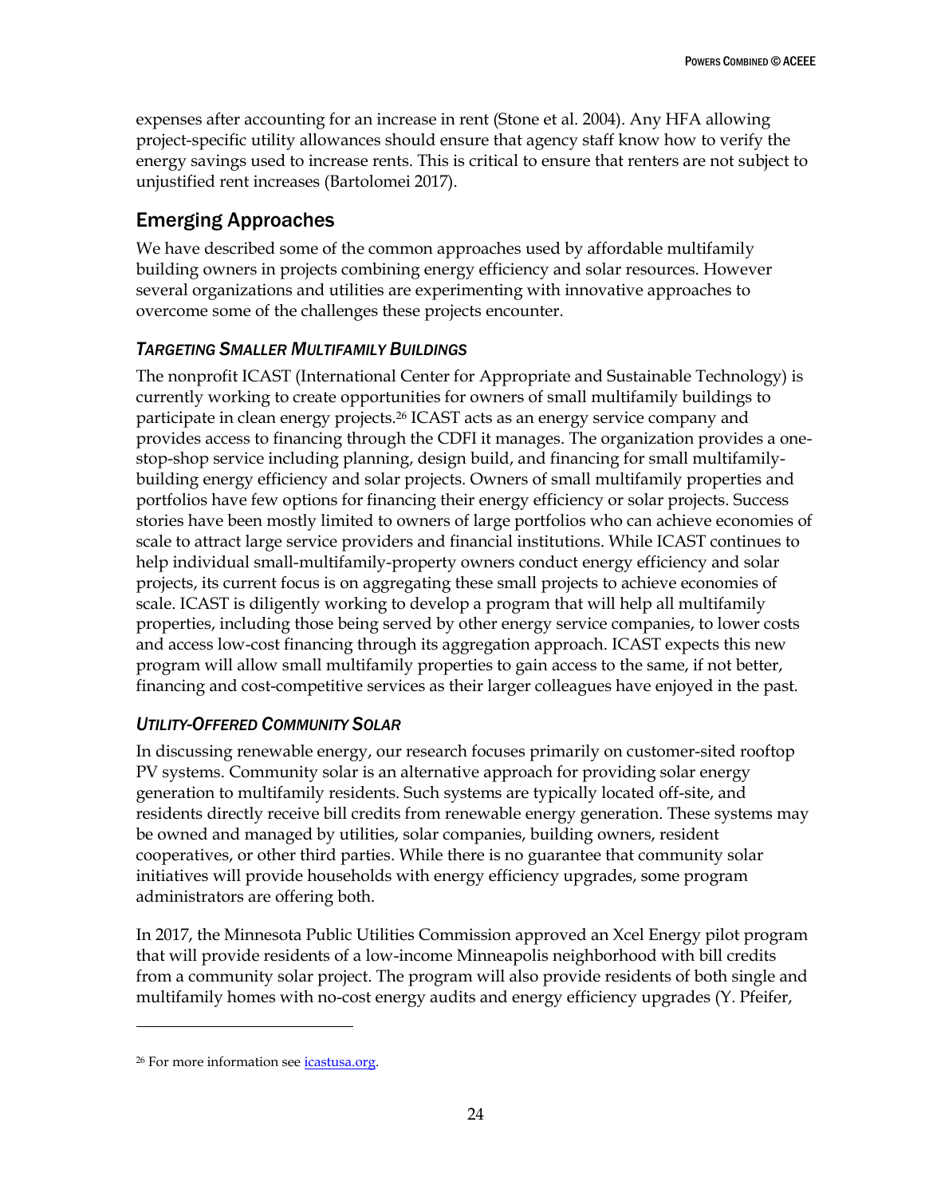expenses after accounting for an increase in rent (Stone et al. 2004). Any HFA allowing project-specific utility allowances should ensure that agency staff know how to verify the energy savings used to increase rents. This is critical to ensure that renters are not subject to unjustified rent increases (Bartolomei 2017).

## Emerging Approaches

We have described some of the common approaches used by affordable multifamily building owners in projects combining energy efficiency and solar resources. However several organizations and utilities are experimenting with innovative approaches to overcome some of the challenges these projects encounter.

### *Targeting Smaller Multifamily Buildings*

The nonprofit ICAST (International Center for Appropriate and Sustainable Technology) is currently working to create opportunities for owners of small multifamily buildings to participate in clean energy projects.[26] ICAST acts as an energy service company and provides access to financing through the CDFI it manages. The organization provides a one-stop-shop service including planning, design build, and financing for small multifamily-building energy efficiency and solar projects. Owners of small multifamily properties and portfolios have few options for financing their energy efficiency or solar projects. Success stories have been mostly limited to owners of large portfolios who can achieve economies of scale to attract large service providers and financial institutions. While ICAST continues to help individual small-multifamily-property owners conduct energy efficiency and solar projects, its current focus is on aggregating these small projects to achieve economies of scale. ICAST is diligently working to develop a program that will help all multifamily properties, including those being served by other energy service companies, to lower costs and access low-cost financing through its aggregation approach. ICAST expects this new program will allow small multifamily properties to gain access to the same, if not better, financing and cost-competitive services as their larger colleagues have enjoyed in the past.

### *Utility-Offered Community Solar*

In discussing renewable energy, our research focuses primarily on customer-sited rooftop PV systems. Community solar is an alternative approach for providing solar energy generation to multifamily residents. Such systems are typically located off-site, and residents directly receive bill credits from renewable energy generation. These systems may be owned and managed by utilities, solar companies, building owners, resident cooperatives, or other third parties. While there is no guarantee that community solar initiatives will provide households with energy efficiency upgrades, some program administrators are offering both.

In 2017, the Minnesota Public Utilities Commission approved an Xcel Energy pilot program that will provide residents of a low-income Minneapolis neighborhood with bill credits from a community solar project. The program will also provide residents of both single and multifamily homes with no-cost energy audits and energy efficiency upgrades (Y. Pfeifer,

---

[26] For more information see icastusa.org.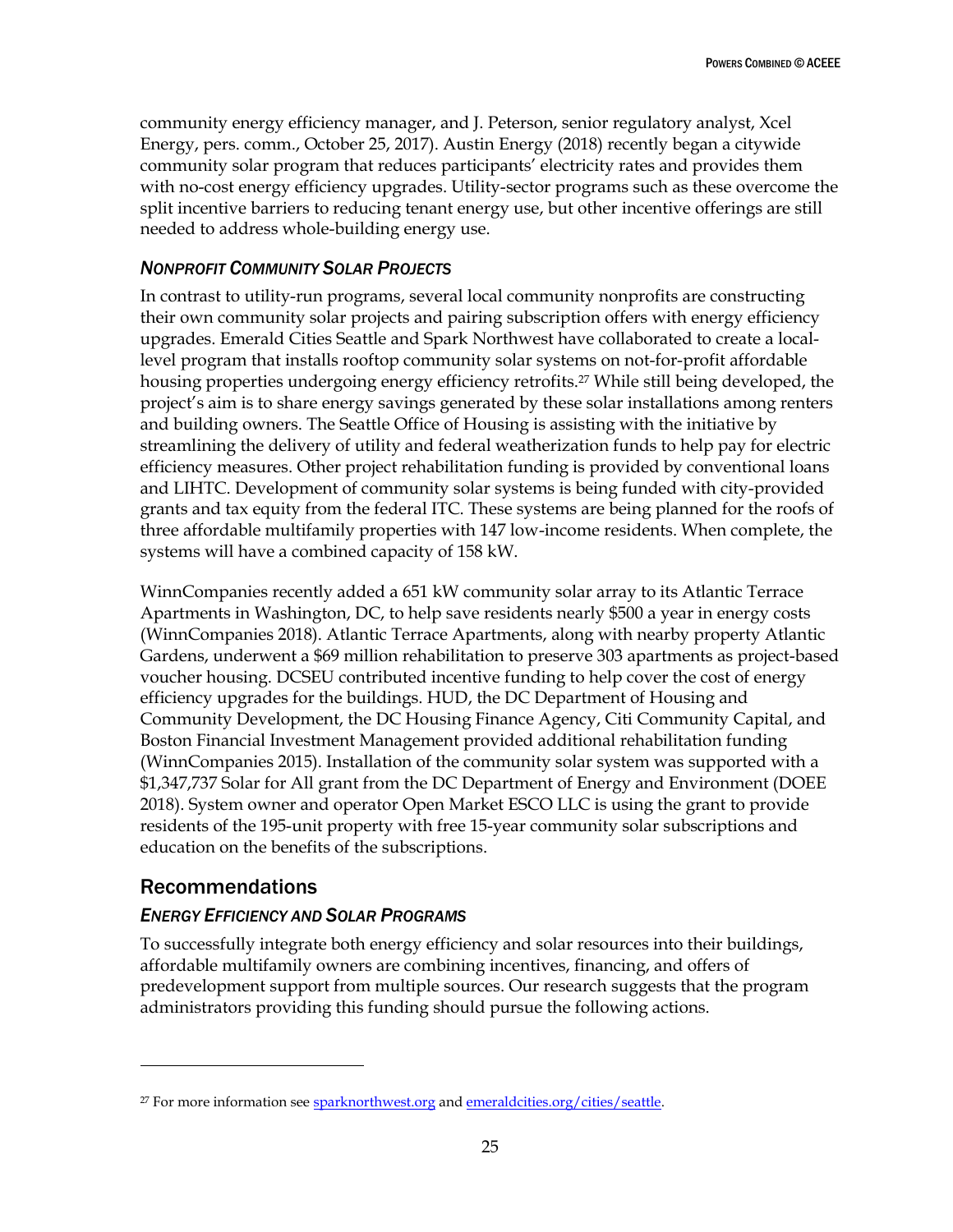community energy efficiency manager, and J. Peterson, senior regulatory analyst, Xcel Energy, pers. comm., October 25, 2017). Austin Energy (2018) recently began a citywide community solar program that reduces participants' electricity rates and provides them with no-cost energy efficiency upgrades. Utility-sector programs such as these overcome the split incentive barriers to reducing tenant energy use, but other incentive offerings are still needed to address whole-building energy use.

### *NONPROFIT COMMUNITY SOLAR PROJECTS*

In contrast to utility-run programs, several local community nonprofits are constructing their own community solar projects and pairing subscription offers with energy efficiency upgrades. Emerald Cities Seattle and Spark Northwest have collaborated to create a local-level program that installs rooftop community solar systems on not-for-profit affordable housing properties undergoing energy efficiency retrofits.[27] While still being developed, the project's aim is to share energy savings generated by these solar installations among renters and building owners. The Seattle Office of Housing is assisting with the initiative by streamlining the delivery of utility and federal weatherization funds to help pay for electric efficiency measures. Other project rehabilitation funding is provided by conventional loans and LIHTC. Development of community solar systems is being funded with city-provided grants and tax equity from the federal ITC. These systems are being planned for the roofs of three affordable multifamily properties with 147 low-income residents. When complete, the systems will have a combined capacity of 158 kW.

WinnCompanies recently added a 651 kW community solar array to its Atlantic Terrace Apartments in Washington, DC, to help save residents nearly $500 a year in energy costs (WinnCompanies 2018). Atlantic Terrace Apartments, along with nearby property Atlantic Gardens, underwent a $69 million rehabilitation to preserve 303 apartments as project-based voucher housing. DCSEU contributed incentive funding to help cover the cost of energy efficiency upgrades for the buildings. HUD, the DC Department of Housing and Community Development, the DC Housing Finance Agency, Citi Community Capital, and Boston Financial Investment Management provided additional rehabilitation funding (WinnCompanies 2015). Installation of the community solar system was supported with a $1,347,737 Solar for All grant from the DC Department of Energy and Environment (DOEE 2018). System owner and operator Open Market ESCO LLC is using the grant to provide residents of the 195-unit property with free 15-year community solar subscriptions and education on the benefits of the subscriptions.

## Recommendations

### *ENERGY EFFICIENCY AND SOLAR PROGRAMS*

To successfully integrate both energy efficiency and solar resources into their buildings, affordable multifamily owners are combining incentives, financing, and offers of predevelopment support from multiple sources. Our research suggests that the program administrators providing this funding should pursue the following actions.

---

[27] For more information see sparknorthwest.org and emeraldcities.org/cities/seattle.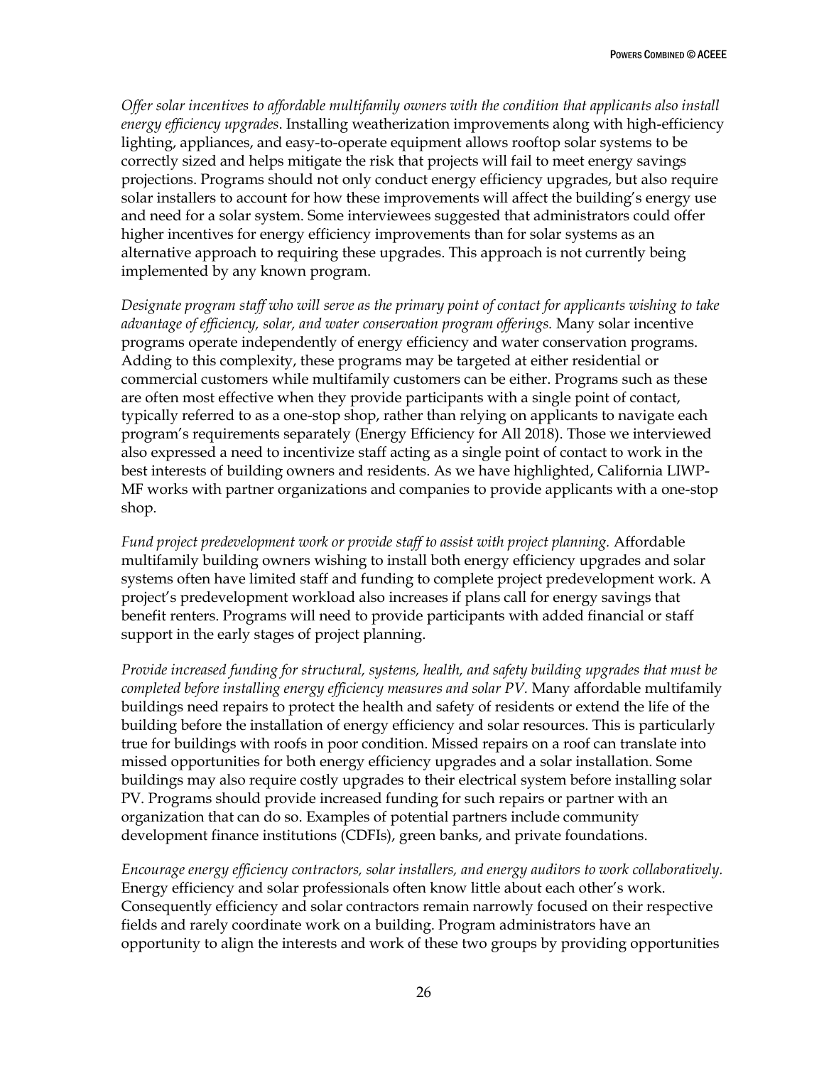*Offer solar incentives to affordable multifamily owners with the condition that applicants also install energy efficiency upgrades*. Installing weatherization improvements along with high-efficiency lighting, appliances, and easy-to-operate equipment allows rooftop solar systems to be correctly sized and helps mitigate the risk that projects will fail to meet energy savings projections. Programs should not only conduct energy efficiency upgrades, but also require solar installers to account for how these improvements will affect the building's energy use and need for a solar system. Some interviewees suggested that administrators could offer higher incentives for energy efficiency improvements than for solar systems as an alternative approach to requiring these upgrades. This approach is not currently being implemented by any known program.

*Designate program staff who will serve as the primary point of contact for applicants wishing to take advantage of efficiency, solar, and water conservation program offerings.* Many solar incentive programs operate independently of energy efficiency and water conservation programs. Adding to this complexity, these programs may be targeted at either residential or commercial customers while multifamily customers can be either. Programs such as these are often most effective when they provide participants with a single point of contact, typically referred to as a one-stop shop, rather than relying on applicants to navigate each program's requirements separately (Energy Efficiency for All 2018). Those we interviewed also expressed a need to incentivize staff acting as a single point of contact to work in the best interests of building owners and residents. As we have highlighted, California LIWP-MF works with partner organizations and companies to provide applicants with a one-stop shop.

*Fund project predevelopment work or provide staff to assist with project planning.* Affordable multifamily building owners wishing to install both energy efficiency upgrades and solar systems often have limited staff and funding to complete project predevelopment work. A project's predevelopment workload also increases if plans call for energy savings that benefit renters. Programs will need to provide participants with added financial or staff support in the early stages of project planning.

*Provide increased funding for structural, systems, health, and safety building upgrades that must be completed before installing energy efficiency measures and solar PV.* Many affordable multifamily buildings need repairs to protect the health and safety of residents or extend the life of the building before the installation of energy efficiency and solar resources. This is particularly true for buildings with roofs in poor condition. Missed repairs on a roof can translate into missed opportunities for both energy efficiency upgrades and a solar installation. Some buildings may also require costly upgrades to their electrical system before installing solar PV. Programs should provide increased funding for such repairs or partner with an organization that can do so. Examples of potential partners include community development finance institutions (CDFIs), green banks, and private foundations.

*Encourage energy efficiency contractors, solar installers, and energy auditors to work collaboratively.* Energy efficiency and solar professionals often know little about each other's work. Consequently efficiency and solar contractors remain narrowly focused on their respective fields and rarely coordinate work on a building. Program administrators have an opportunity to align the interests and work of these two groups by providing opportunities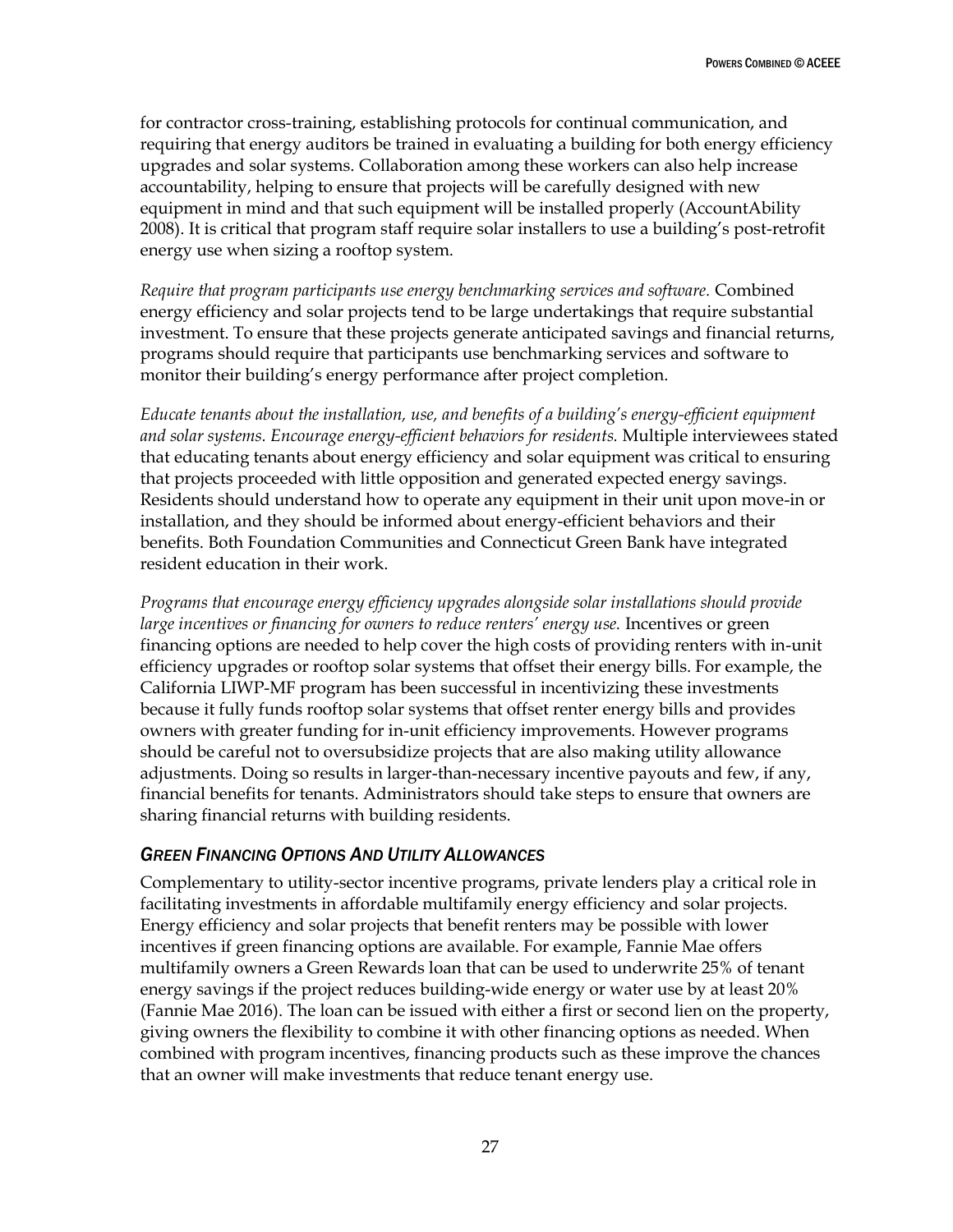for contractor cross-training, establishing protocols for continual communication, and requiring that energy auditors be trained in evaluating a building for both energy efficiency upgrades and solar systems. Collaboration among these workers can also help increase accountability, helping to ensure that projects will be carefully designed with new equipment in mind and that such equipment will be installed properly (AccountAbility 2008). It is critical that program staff require solar installers to use a building's post-retrofit energy use when sizing a rooftop system.

*Require that program participants use energy benchmarking services and software.* Combined energy efficiency and solar projects tend to be large undertakings that require substantial investment. To ensure that these projects generate anticipated savings and financial returns, programs should require that participants use benchmarking services and software to monitor their building's energy performance after project completion.

*Educate tenants about the installation, use, and benefits of a building's energy-efficient equipment and solar systems. Encourage energy-efficient behaviors for residents.* Multiple interviewees stated that educating tenants about energy efficiency and solar equipment was critical to ensuring that projects proceeded with little opposition and generated expected energy savings. Residents should understand how to operate any equipment in their unit upon move-in or installation, and they should be informed about energy-efficient behaviors and their benefits. Both Foundation Communities and Connecticut Green Bank have integrated resident education in their work.

*Programs that encourage energy efficiency upgrades alongside solar installations should provide large incentives or financing for owners to reduce renters' energy use.* Incentives or green financing options are needed to help cover the high costs of providing renters with in-unit efficiency upgrades or rooftop solar systems that offset their energy bills. For example, the California LIWP-MF program has been successful in incentivizing these investments because it fully funds rooftop solar systems that offset renter energy bills and provides owners with greater funding for in-unit efficiency improvements. However programs should be careful not to oversubsidize projects that are also making utility allowance adjustments. Doing so results in larger-than-necessary incentive payouts and few, if any, financial benefits for tenants. Administrators should take steps to ensure that owners are sharing financial returns with building residents.

### *Green Financing Options and Utility Allowances*

Complementary to utility-sector incentive programs, private lenders play a critical role in facilitating investments in affordable multifamily energy efficiency and solar projects. Energy efficiency and solar projects that benefit renters may be possible with lower incentives if green financing options are available. For example, Fannie Mae offers multifamily owners a Green Rewards loan that can be used to underwrite 25% of tenant energy savings if the project reduces building-wide energy or water use by at least 20% (Fannie Mae 2016). The loan can be issued with either a first or second lien on the property, giving owners the flexibility to combine it with other financing options as needed. When combined with program incentives, financing products such as these improve the chances that an owner will make investments that reduce tenant energy use.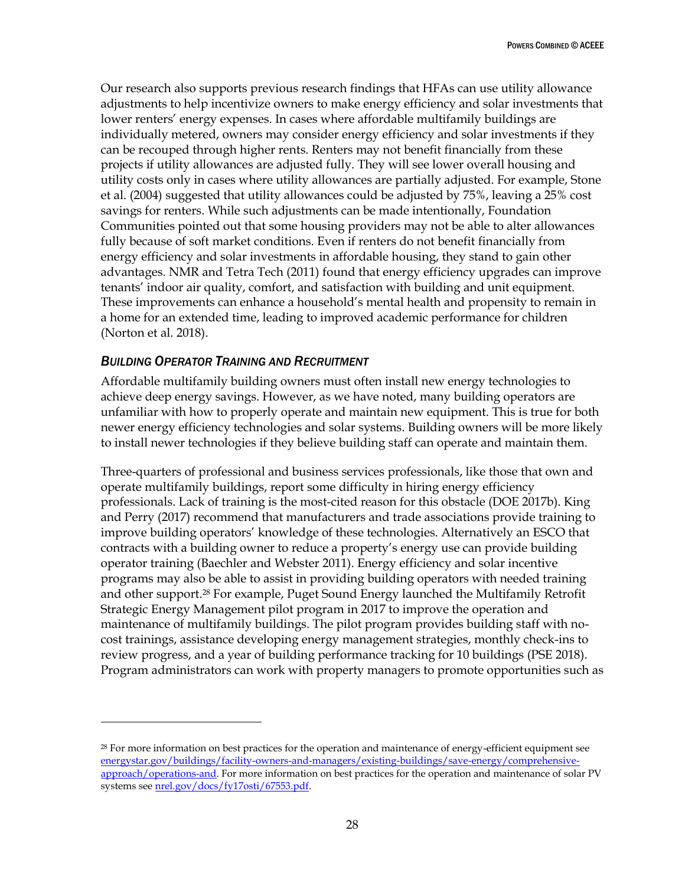Our research also supports previous research findings that HFAs can use utility allowance adjustments to help incentivize owners to make energy efficiency and solar investments that lower renters' energy expenses. In cases where affordable multifamily buildings are individually metered, owners may consider energy efficiency and solar investments if they can be recouped through higher rents. Renters may not benefit financially from these projects if utility allowances are adjusted fully. They will see lower overall housing and utility costs only in cases where utility allowances are partially adjusted. For example, Stone et al. (2004) suggested that utility allowances could be adjusted by 75%, leaving a 25% cost savings for renters. While such adjustments can be made intentionally, Foundation Communities pointed out that some housing providers may not be able to alter allowances fully because of soft market conditions. Even if renters do not benefit financially from energy efficiency and solar investments in affordable housing, they stand to gain other advantages. NMR and Tetra Tech (2011) found that energy efficiency upgrades can improve tenants' indoor air quality, comfort, and satisfaction with building and unit equipment. These improvements can enhance a household's mental health and propensity to remain in a home for an extended time, leading to improved academic performance for children (Norton et al. 2018).

### *Building Operator Training and Recruitment*

Affordable multifamily building owners must often install new energy technologies to achieve deep energy savings. However, as we have noted, many building operators are unfamiliar with how to properly operate and maintain new equipment. This is true for both newer energy efficiency technologies and solar systems. Building owners will be more likely to install newer technologies if they believe building staff can operate and maintain them.

Three-quarters of professional and business services professionals, like those that own and operate multifamily buildings, report some difficulty in hiring energy efficiency professionals. Lack of training is the most-cited reason for this obstacle (DOE 2017b). King and Perry (2017) recommend that manufacturers and trade associations provide training to improve building operators' knowledge of these technologies. Alternatively an ESCO that contracts with a building owner to reduce a property's energy use can provide building operator training (Baechler and Webster 2011). Energy efficiency and solar incentive programs may also be able to assist in providing building operators with needed training and other support.[28] For example, Puget Sound Energy launched the Multifamily Retrofit Strategic Energy Management pilot program in 2017 to improve the operation and maintenance of multifamily buildings. The pilot program provides building staff with no-cost trainings, assistance developing energy management strategies, monthly check-ins to review progress, and a year of building performance tracking for 10 buildings (PSE 2018). Program administrators can work with property managers to promote opportunities such as

---

[28] For more information on best practices for the operation and maintenance of energy-efficient equipment see energystar.gov/buildings/facility-owners-and-managers/existing-buildings/save-energy/comprehensive-approach/operations-and. For more information on best practices for the operation and maintenance of solar PV systems see nrel.gov/docs/fy17osti/67553.pdf.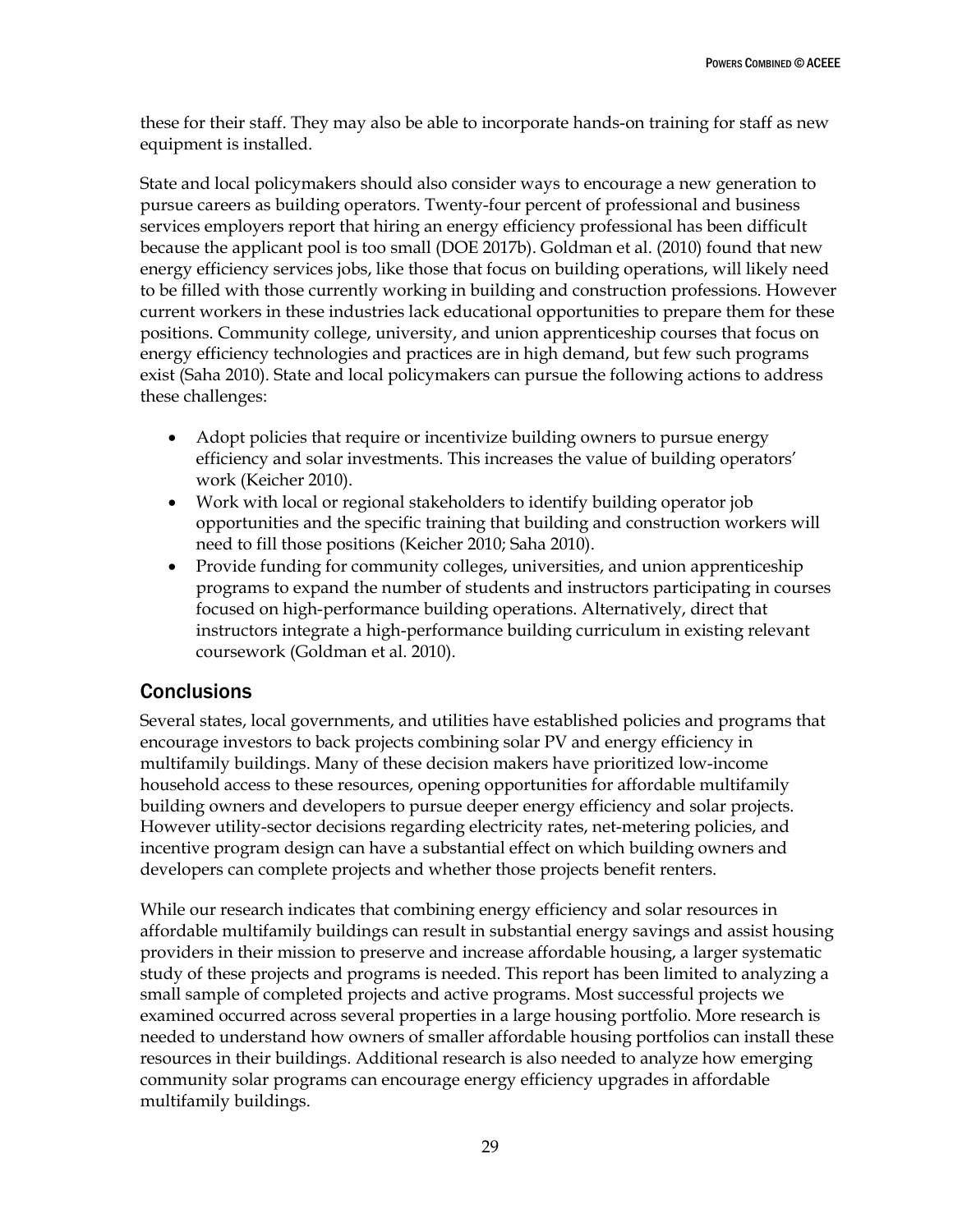these for their staff. They may also be able to incorporate hands-on training for staff as new equipment is installed.

State and local policymakers should also consider ways to encourage a new generation to pursue careers as building operators. Twenty-four percent of professional and business services employers report that hiring an energy efficiency professional has been difficult because the applicant pool is too small (DOE 2017b). Goldman et al. (2010) found that new energy efficiency services jobs, like those that focus on building operations, will likely need to be filled with those currently working in building and construction professions. However current workers in these industries lack educational opportunities to prepare them for these positions. Community college, university, and union apprenticeship courses that focus on energy efficiency technologies and practices are in high demand, but few such programs exist (Saha 2010). State and local policymakers can pursue the following actions to address these challenges:

- Adopt policies that require or incentivize building owners to pursue energy efficiency and solar investments. This increases the value of building operators' work (Keicher 2010).
- Work with local or regional stakeholders to identify building operator job opportunities and the specific training that building and construction workers will need to fill those positions (Keicher 2010; Saha 2010).
- Provide funding for community colleges, universities, and union apprenticeship programs to expand the number of students and instructors participating in courses focused on high-performance building operations. Alternatively, direct that instructors integrate a high-performance building curriculum in existing relevant coursework (Goldman et al. 2010).

## Conclusions

Several states, local governments, and utilities have established policies and programs that encourage investors to back projects combining solar PV and energy efficiency in multifamily buildings. Many of these decision makers have prioritized low-income household access to these resources, opening opportunities for affordable multifamily building owners and developers to pursue deeper energy efficiency and solar projects. However utility-sector decisions regarding electricity rates, net-metering policies, and incentive program design can have a substantial effect on which building owners and developers can complete projects and whether those projects benefit renters.

While our research indicates that combining energy efficiency and solar resources in affordable multifamily buildings can result in substantial energy savings and assist housing providers in their mission to preserve and increase affordable housing, a larger systematic study of these projects and programs is needed. This report has been limited to analyzing a small sample of completed projects and active programs. Most successful projects we examined occurred across several properties in a large housing portfolio. More research is needed to understand how owners of smaller affordable housing portfolios can install these resources in their buildings. Additional research is also needed to analyze how emerging community solar programs can encourage energy efficiency upgrades in affordable multifamily buildings.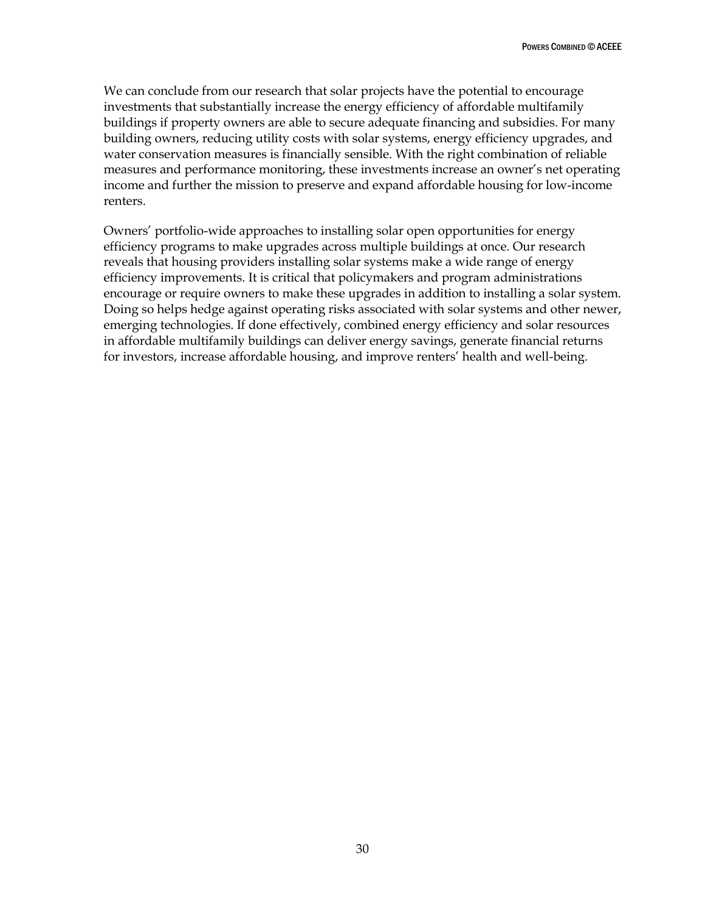We can conclude from our research that solar projects have the potential to encourage investments that substantially increase the energy efficiency of affordable multifamily buildings if property owners are able to secure adequate financing and subsidies. For many building owners, reducing utility costs with solar systems, energy efficiency upgrades, and water conservation measures is financially sensible. With the right combination of reliable measures and performance monitoring, these investments increase an owner's net operating income and further the mission to preserve and expand affordable housing for low-income renters.

Owners' portfolio-wide approaches to installing solar open opportunities for energy efficiency programs to make upgrades across multiple buildings at once. Our research reveals that housing providers installing solar systems make a wide range of energy efficiency improvements. It is critical that policymakers and program administrations encourage or require owners to make these upgrades in addition to installing a solar system. Doing so helps hedge against operating risks associated with solar systems and other newer, emerging technologies. If done effectively, combined energy efficiency and solar resources in affordable multifamily buildings can deliver energy savings, generate financial returns for investors, increase affordable housing, and improve renters' health and well-being.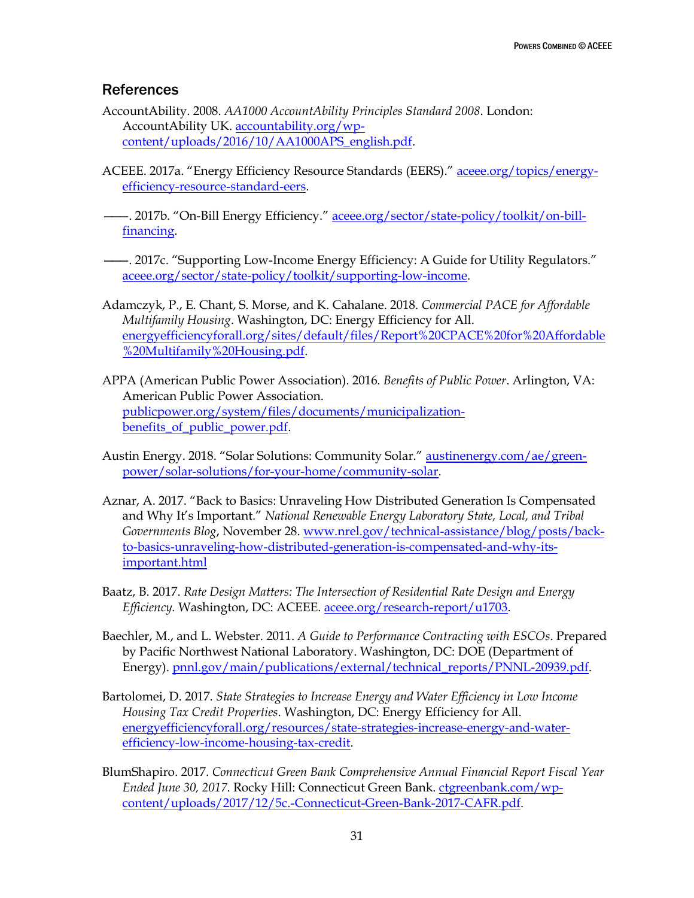## References

AccountAbility. 2008. *AA1000 AccountAbility Principles Standard 2008*. London: AccountAbility UK. accountability.org/wp-content/uploads/2016/10/AA1000APS_english.pdf.

ACEEE. 2017a. "Energy Efficiency Resource Standards (EERS)." aceee.org/topics/energy-efficiency-resource-standard-eers.

——. 2017b. "On-Bill Energy Efficiency." aceee.org/sector/state-policy/toolkit/on-bill-financing.

——. 2017c. "Supporting Low-Income Energy Efficiency: A Guide for Utility Regulators." aceee.org/sector/state-policy/toolkit/supporting-low-income.

Adamczyk, P., E. Chant, S. Morse, and K. Cahalane. 2018. *Commercial PACE for Affordable Multifamily Housing*. Washington, DC: Energy Efficiency for All. energyefficiencyforall.org/sites/default/files/Report%20CPACE%20for%20Affordable%20Multifamily%20Housing.pdf.

APPA (American Public Power Association). 2016. *Benefits of Public Power*. Arlington, VA: American Public Power Association. publicpower.org/system/files/documents/municipalization-benefits_of_public_power.pdf.

Austin Energy. 2018. "Solar Solutions: Community Solar." austinenergy.com/ae/green-power/solar-solutions/for-your-home/community-solar.

Aznar, A. 2017. "Back to Basics: Unraveling How Distributed Generation Is Compensated and Why It's Important." *National Renewable Energy Laboratory State, Local, and Tribal Governments Blog*, November 28. www.nrel.gov/technical-assistance/blog/posts/back-to-basics-unraveling-how-distributed-generation-is-compensated-and-why-its-important.html

Baatz, B. 2017. *Rate Design Matters: The Intersection of Residential Rate Design and Energy Efficiency.* Washington, DC: ACEEE. aceee.org/research-report/u1703.

Baechler, M., and L. Webster. 2011. *A Guide to Performance Contracting with ESCOs*. Prepared by Pacific Northwest National Laboratory. Washington, DC: DOE (Department of Energy). pnnl.gov/main/publications/external/technical_reports/PNNL-20939.pdf.

Bartolomei, D. 2017. *State Strategies to Increase Energy and Water Efficiency in Low Income Housing Tax Credit Properties*. Washington, DC: Energy Efficiency for All. energyefficiencyforall.org/resources/state-strategies-increase-energy-and-water-efficiency-low-income-housing-tax-credit.

BlumShapiro. 2017. *Connecticut Green Bank Comprehensive Annual Financial Report Fiscal Year Ended June 30, 2017*. Rocky Hill: Connecticut Green Bank. ctgreenbank.com/wp-content/uploads/2017/12/5c.-Connecticut-Green-Bank-2017-CAFR.pdf.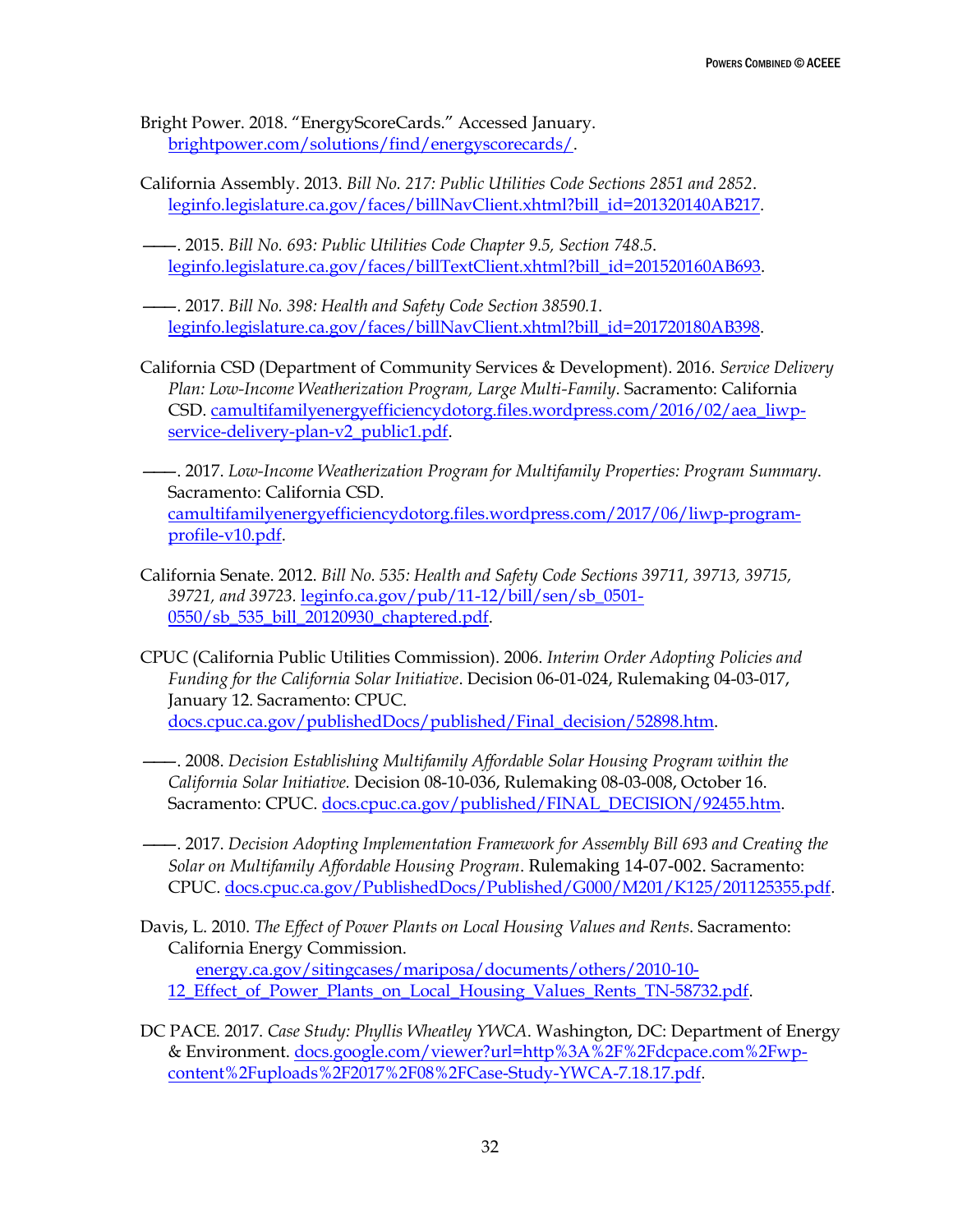Bright Power. 2018. "EnergyScoreCards." Accessed January. brightpower.com/solutions/find/energyscorecards/.

California Assembly. 2013. *Bill No. 217: Public Utilities Code Sections 2851 and 2852*. leginfo.legislature.ca.gov/faces/billNavClient.xhtml?bill_id=201320140AB217.

———. 2015. *Bill No. 693: Public Utilities Code Chapter 9.5, Section 748.5*. leginfo.legislature.ca.gov/faces/billTextClient.xhtml?bill_id=201520160AB693.

———. 2017. *Bill No. 398: Health and Safety Code Section 38590.1*. leginfo.legislature.ca.gov/faces/billNavClient.xhtml?bill_id=201720180AB398.

California CSD (Department of Community Services & Development). 2016. *Service Delivery Plan: Low-Income Weatherization Program, Large Multi-Family*. Sacramento: California CSD. camultifamilyenergyefficiencydotorg.files.wordpress.com/2016/02/aea_liwp-service-delivery-plan-v2_public1.pdf.

———. 2017. *Low-Income Weatherization Program for Multifamily Properties: Program Summary*. Sacramento: California CSD. camultifamilyenergyefficiencydotorg.files.wordpress.com/2017/06/liwp-program-profile-v10.pdf.

California Senate. 2012. *Bill No. 535: Health and Safety Code Sections 39711, 39713, 39715, 39721, and 39723.* leginfo.ca.gov/pub/11-12/bill/sen/sb_0501-0550/sb_535_bill_20120930_chaptered.pdf.

CPUC (California Public Utilities Commission). 2006. *Interim Order Adopting Policies and Funding for the California Solar Initiative*. Decision 06-01-024, Rulemaking 04-03-017, January 12. Sacramento: CPUC. docs.cpuc.ca.gov/publishedDocs/published/Final_decision/52898.htm.

———. 2008. *Decision Establishing Multifamily Affordable Solar Housing Program within the California Solar Initiative.* Decision 08-10-036, Rulemaking 08-03-008, October 16. Sacramento: CPUC. docs.cpuc.ca.gov/published/FINAL_DECISION/92455.htm.

———. 2017. *Decision Adopting Implementation Framework for Assembly Bill 693 and Creating the Solar on Multifamily Affordable Housing Program*. Rulemaking 14-07-002. Sacramento: CPUC. docs.cpuc.ca.gov/PublishedDocs/Published/G000/M201/K125/201125355.pdf.

Davis, L. 2010. *The Effect of Power Plants on Local Housing Values and Rents*. Sacramento: California Energy Commission. energy.ca.gov/sitingcases/mariposa/documents/others/2010-10-12_Effect_of_Power_Plants_on_Local_Housing_Values_Rents_TN-58732.pdf.

DC PACE. 2017. *Case Study: Phyllis Wheatley YWCA*. Washington, DC: Department of Energy & Environment. docs.google.com/viewer?url=http%3A%2F%2Fdcpace.com%2Fwp-content%2Fuploads%2F2017%2F08%2FCase-Study-YWCA-7.18.17.pdf.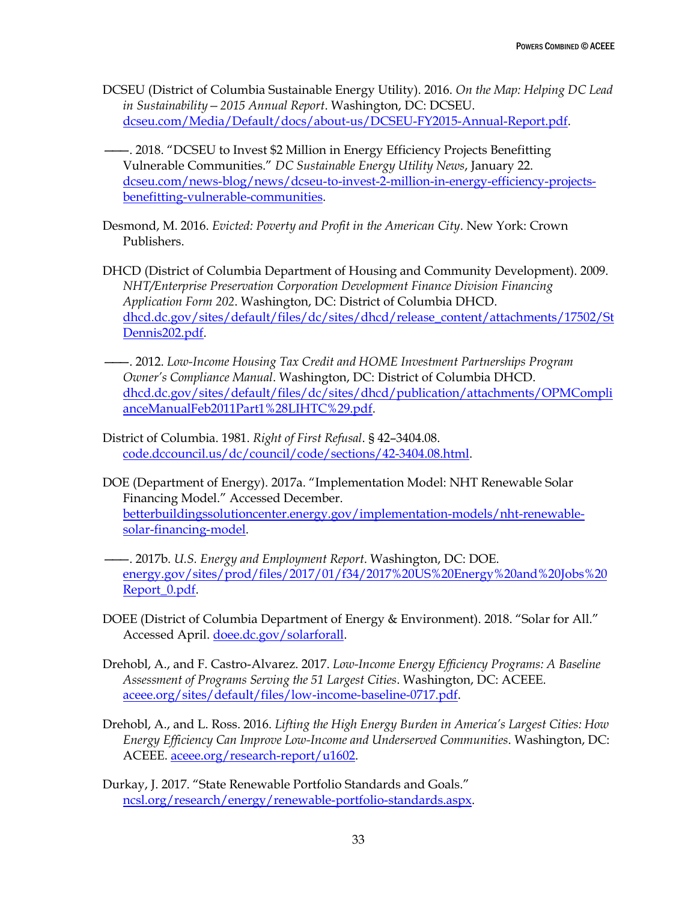DCSEU (District of Columbia Sustainable Energy Utility). 2016. *On the Map: Helping DC Lead in Sustainability—2015 Annual Report*. Washington, DC: DCSEU. dcseu.com/Media/Default/docs/about-us/DCSEU-FY2015-Annual-Report.pdf.

———. 2018. "DCSEU to Invest $2 Million in Energy Efficiency Projects Benefitting Vulnerable Communities." *DC Sustainable Energy Utility News*, January 22. dcseu.com/news-blog/news/dcseu-to-invest-2-million-in-energy-efficiency-projects-benefitting-vulnerable-communities.

Desmond, M. 2016. *Evicted: Poverty and Profit in the American City*. New York: Crown Publishers.

DHCD (District of Columbia Department of Housing and Community Development). 2009. *NHT/Enterprise Preservation Corporation Development Finance Division Financing Application Form 202*. Washington, DC: District of Columbia DHCD. dhcd.dc.gov/sites/default/files/dc/sites/dhcd/release_content/attachments/17502/StDennis202.pdf.

———. 2012. *Low-Income Housing Tax Credit and HOME Investment Partnerships Program Owner's Compliance Manual*. Washington, DC: District of Columbia DHCD. dhcd.dc.gov/sites/default/files/dc/sites/dhcd/publication/attachments/OPMComplianceManualFeb2011Part1%28LIHTC%29.pdf.

District of Columbia. 1981. *Right of First Refusal*. § 42–3404.08. code.dccouncil.us/dc/council/code/sections/42-3404.08.html.

DOE (Department of Energy). 2017a. "Implementation Model: NHT Renewable Solar Financing Model." Accessed December. betterbuildingssolutioncenter.energy.gov/implementation-models/nht-renewable-solar-financing-model.

———. 2017b. *U.S. Energy and Employment Report*. Washington, DC: DOE. energy.gov/sites/prod/files/2017/01/f34/2017%20US%20Energy%20and%20Jobs%20Report_0.pdf.

DOEE (District of Columbia Department of Energy & Environment). 2018. "Solar for All." Accessed April. doee.dc.gov/solarforall.

Drehobl, A., and F. Castro-Alvarez. 2017. *Low-Income Energy Efficiency Programs: A Baseline Assessment of Programs Serving the 51 Largest Cities*. Washington, DC: ACEEE. aceee.org/sites/default/files/low-income-baseline-0717.pdf.

Drehobl, A., and L. Ross. 2016. *Lifting the High Energy Burden in America's Largest Cities: How Energy Efficiency Can Improve Low-Income and Underserved Communities*. Washington, DC: ACEEE. aceee.org/research-report/u1602.

Durkay, J. 2017. "State Renewable Portfolio Standards and Goals." ncsl.org/research/energy/renewable-portfolio-standards.aspx.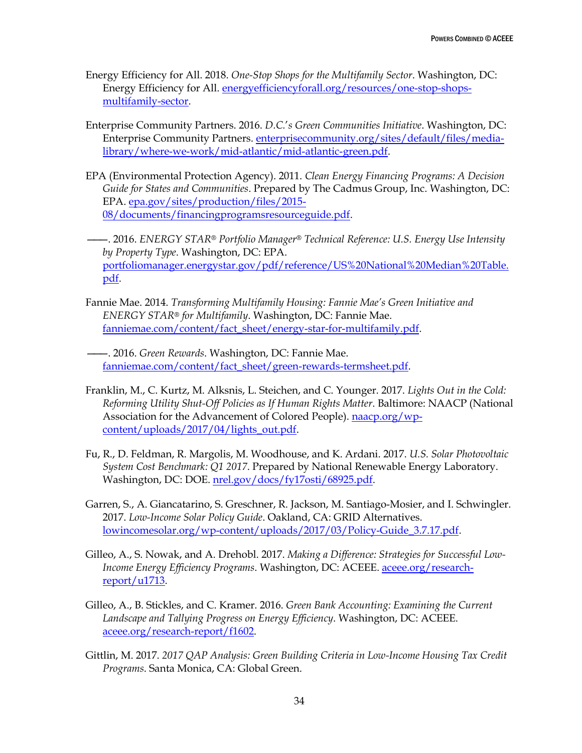Energy Efficiency for All. 2018. *One-Stop Shops for the Multifamily Sector*. Washington, DC: Energy Efficiency for All. energyefficiencyforall.org/resources/one-stop-shops-multifamily-sector.

Enterprise Community Partners. 2016. *D.C.'s Green Communities Initiative*. Washington, DC: Enterprise Community Partners. enterprisecommunity.org/sites/default/files/media-library/where-we-work/mid-atlantic/mid-atlantic-green.pdf.

EPA (Environmental Protection Agency). 2011. *Clean Energy Financing Programs: A Decision Guide for States and Communities*. Prepared by The Cadmus Group, Inc. Washington, DC: EPA. epa.gov/sites/production/files/2015-08/documents/financingprogramsresourceguide.pdf.

———. 2016. *ENERGY STAR® Portfolio Manager® Technical Reference: U.S. Energy Use Intensity by Property Type*. Washington, DC: EPA. portfoliomanager.energystar.gov/pdf/reference/US%20National%20Median%20Table.pdf.

Fannie Mae. 2014. *Transforming Multifamily Housing: Fannie Mae's Green Initiative and ENERGY STAR® for Multifamily*. Washington, DC: Fannie Mae. fanniemae.com/content/fact_sheet/energy-star-for-multifamily.pdf.

———. 2016. *Green Rewards*. Washington, DC: Fannie Mae. fanniemae.com/content/fact_sheet/green-rewards-termsheet.pdf.

Franklin, M., C. Kurtz, M. Alksnis, L. Steichen, and C. Younger. 2017. *Lights Out in the Cold: Reforming Utility Shut-Off Policies as If Human Rights Matter*. Baltimore: NAACP (National Association for the Advancement of Colored People). naacp.org/wp-content/uploads/2017/04/lights_out.pdf.

Fu, R., D. Feldman, R. Margolis, M. Woodhouse, and K. Ardani. 2017. *U.S. Solar Photovoltaic System Cost Benchmark: Q1 2017*. Prepared by National Renewable Energy Laboratory. Washington, DC: DOE. nrel.gov/docs/fy17osti/68925.pdf.

Garren, S., A. Giancatarino, S. Greschner, R. Jackson, M. Santiago-Mosier, and I. Schwingler. 2017. *Low-Income Solar Policy Guide*. Oakland, CA: GRID Alternatives. lowincomesolar.org/wp-content/uploads/2017/03/Policy-Guide_3.7.17.pdf.

Gilleo, A., S. Nowak, and A. Drehobl. 2017. *Making a Difference: Strategies for Successful Low-Income Energy Efficiency Programs*. Washington, DC: ACEEE. aceee.org/research-report/u1713.

Gilleo, A., B. Stickles, and C. Kramer. 2016. *Green Bank Accounting: Examining the Current Landscape and Tallying Progress on Energy Efficiency*. Washington, DC: ACEEE. aceee.org/research-report/f1602.

Gittlin, M. 2017. *2017 QAP Analysis: Green Building Criteria in Low-Income Housing Tax Credit Programs*. Santa Monica, CA: Global Green.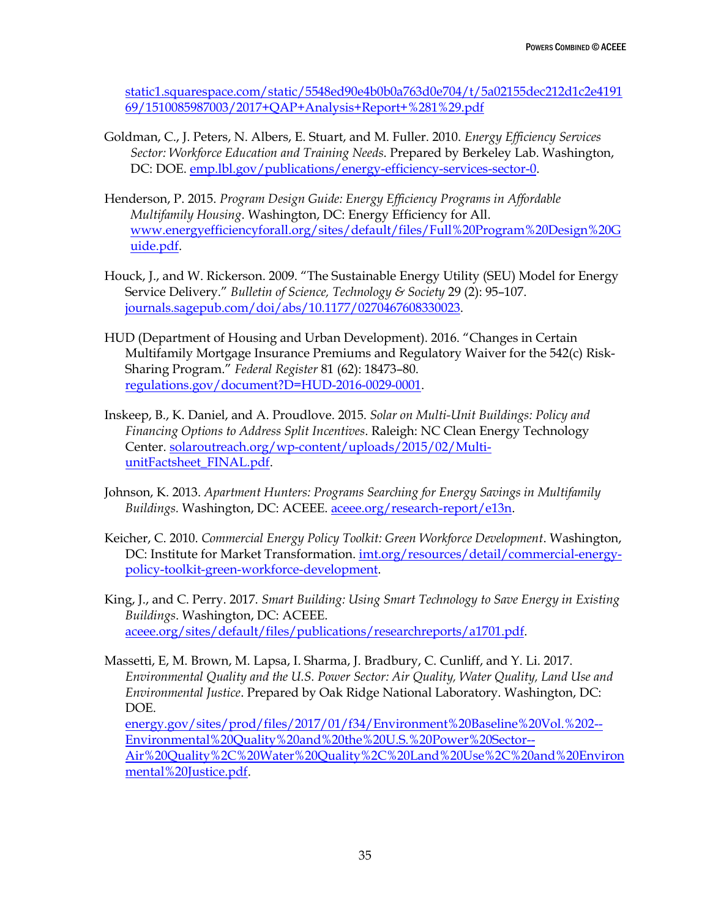static1.squarespace.com/static/5548ed90e4b0b0a763d0e704/t/5a02155dec212d1c2e419169/1510085987003/2017+QAP+Analysis+Report+%281%29.pdf

Goldman, C., J. Peters, N. Albers, E. Stuart, and M. Fuller. 2010. *Energy Efficiency Services Sector: Workforce Education and Training Needs*. Prepared by Berkeley Lab. Washington, DC: DOE. emp.lbl.gov/publications/energy-efficiency-services-sector-0.

Henderson, P. 2015. *Program Design Guide: Energy Efficiency Programs in Affordable Multifamily Housing*. Washington, DC: Energy Efficiency for All. www.energyefficiencyforall.org/sites/default/files/Full%20Program%20Design%20Guide.pdf.

Houck, J., and W. Rickerson. 2009. "The Sustainable Energy Utility (SEU) Model for Energy Service Delivery." *Bulletin of Science, Technology & Society* 29 (2): 95–107. journals.sagepub.com/doi/abs/10.1177/0270467608330023.

HUD (Department of Housing and Urban Development). 2016. "Changes in Certain Multifamily Mortgage Insurance Premiums and Regulatory Waiver for the 542(c) Risk-Sharing Program." *Federal Register* 81 (62): 18473–80. regulations.gov/document?D=HUD-2016-0029-0001.

Inskeep, B., K. Daniel, and A. Proudlove. 2015. *Solar on Multi-Unit Buildings: Policy and Financing Options to Address Split Incentives*. Raleigh: NC Clean Energy Technology Center. solaroutreach.org/wp-content/uploads/2015/02/Multi-unitFactsheet_FINAL.pdf.

Johnson, K. 2013. *Apartment Hunters: Programs Searching for Energy Savings in Multifamily Buildings.* Washington, DC: ACEEE. aceee.org/research-report/e13n.

Keicher, C. 2010. *Commercial Energy Policy Toolkit: Green Workforce Development*. Washington, DC: Institute for Market Transformation. imt.org/resources/detail/commercial-energy-policy-toolkit-green-workforce-development.

King, J., and C. Perry. 2017. *Smart Building: Using Smart Technology to Save Energy in Existing Buildings*. Washington, DC: ACEEE. aceee.org/sites/default/files/publications/researchreports/a1701.pdf.

Massetti, E, M. Brown, M. Lapsa, I. Sharma, J. Bradbury, C. Cunliff, and Y. Li. 2017. *Environmental Quality and the U.S. Power Sector: Air Quality, Water Quality, Land Use and Environmental Justice*. Prepared by Oak Ridge National Laboratory. Washington, DC: DOE. energy.gov/sites/prod/files/2017/01/f34/Environment%20Baseline%20Vol.%202--Environmental%20Quality%20and%20the%20U.S.%20Power%20Sector--Air%20Quality%2C%20Water%20Quality%2C%20Land%20Use%2C%20and%20Environmental%20Justice.pdf.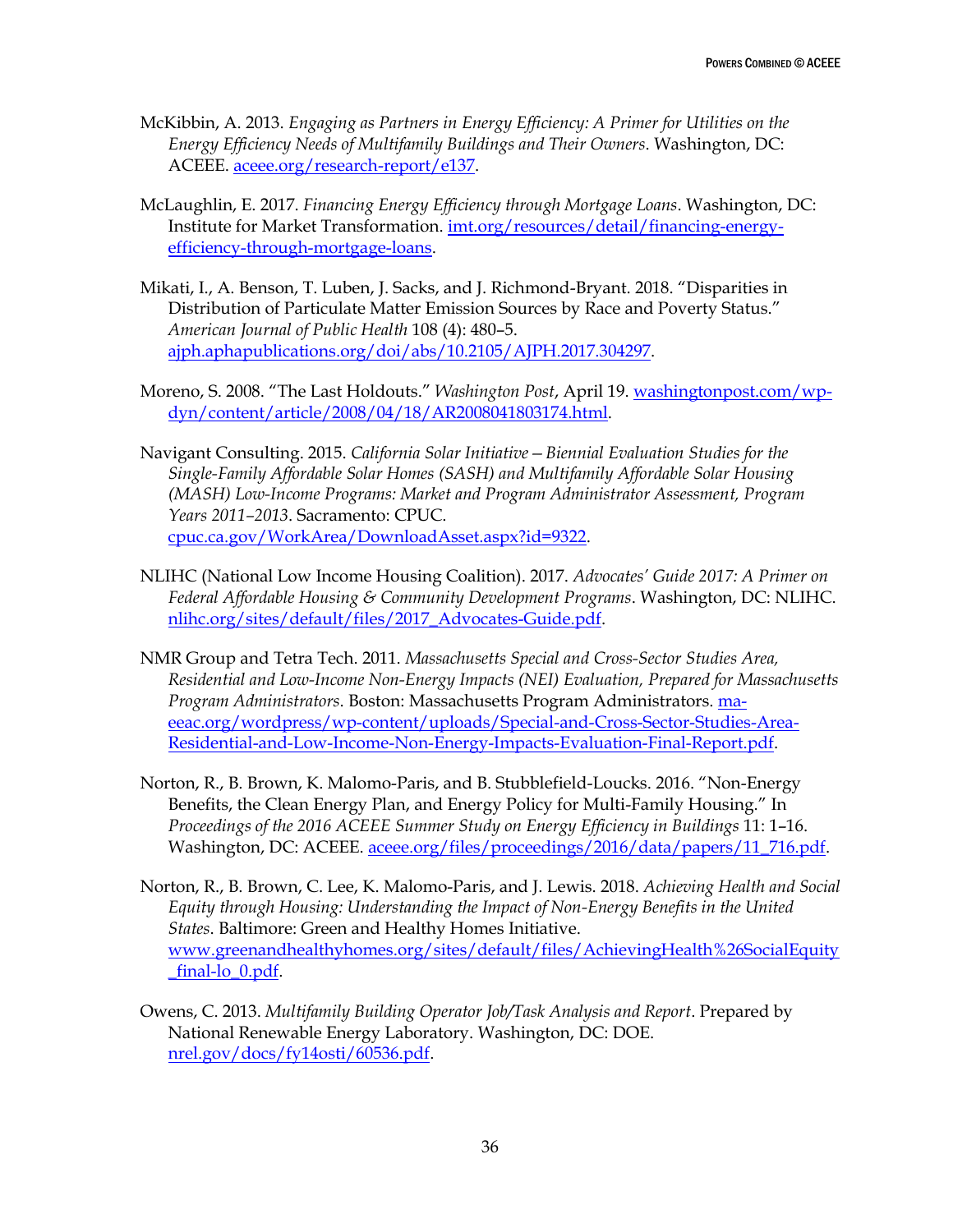McKibbin, A. 2013. *Engaging as Partners in Energy Efficiency: A Primer for Utilities on the Energy Efficiency Needs of Multifamily Buildings and Their Owners*. Washington, DC: ACEEE. aceee.org/research-report/e137.

McLaughlin, E. 2017. *Financing Energy Efficiency through Mortgage Loans*. Washington, DC: Institute for Market Transformation. imt.org/resources/detail/financing-energy-efficiency-through-mortgage-loans.

Mikati, I., A. Benson, T. Luben, J. Sacks, and J. Richmond-Bryant. 2018. "Disparities in Distribution of Particulate Matter Emission Sources by Race and Poverty Status." *American Journal of Public Health* 108 (4): 480–5. ajph.aphapublications.org/doi/abs/10.2105/AJPH.2017.304297.

Moreno, S. 2008. "The Last Holdouts." *Washington Post*, April 19. washingtonpost.com/wp-dyn/content/article/2008/04/18/AR2008041803174.html.

Navigant Consulting. 2015. *California Solar Initiative—Biennial Evaluation Studies for the Single-Family Affordable Solar Homes (SASH) and Multifamily Affordable Solar Housing (MASH) Low-Income Programs: Market and Program Administrator Assessment, Program Years 2011–2013*. Sacramento: CPUC. cpuc.ca.gov/WorkArea/DownloadAsset.aspx?id=9322.

NLIHC (National Low Income Housing Coalition). 2017. *Advocates' Guide 2017: A Primer on Federal Affordable Housing & Community Development Programs*. Washington, DC: NLIHC. nlihc.org/sites/default/files/2017_Advocates-Guide.pdf.

NMR Group and Tetra Tech. 2011. *Massachusetts Special and Cross-Sector Studies Area, Residential and Low-Income Non-Energy Impacts (NEI) Evaluation, Prepared for Massachusetts Program Administrators*. Boston: Massachusetts Program Administrators. ma-eeac.org/wordpress/wp-content/uploads/Special-and-Cross-Sector-Studies-Area-Residential-and-Low-Income-Non-Energy-Impacts-Evaluation-Final-Report.pdf.

Norton, R., B. Brown, K. Malomo-Paris, and B. Stubblefield-Loucks. 2016. "Non-Energy Benefits, the Clean Energy Plan, and Energy Policy for Multi-Family Housing." In *Proceedings of the 2016 ACEEE Summer Study on Energy Efficiency in Buildings* 11: 1–16. Washington, DC: ACEEE. aceee.org/files/proceedings/2016/data/papers/11_716.pdf.

Norton, R., B. Brown, C. Lee, K. Malomo-Paris, and J. Lewis. 2018. *Achieving Health and Social Equity through Housing: Understanding the Impact of Non-Energy Benefits in the United States*. Baltimore: Green and Healthy Homes Initiative. www.greenandhealthyhomes.org/sites/default/files/AchievingHealth%26SocialEquity_final-lo_0.pdf.

Owens, C. 2013. *Multifamily Building Operator Job/Task Analysis and Report*. Prepared by National Renewable Energy Laboratory. Washington, DC: DOE. nrel.gov/docs/fy14osti/60536.pdf.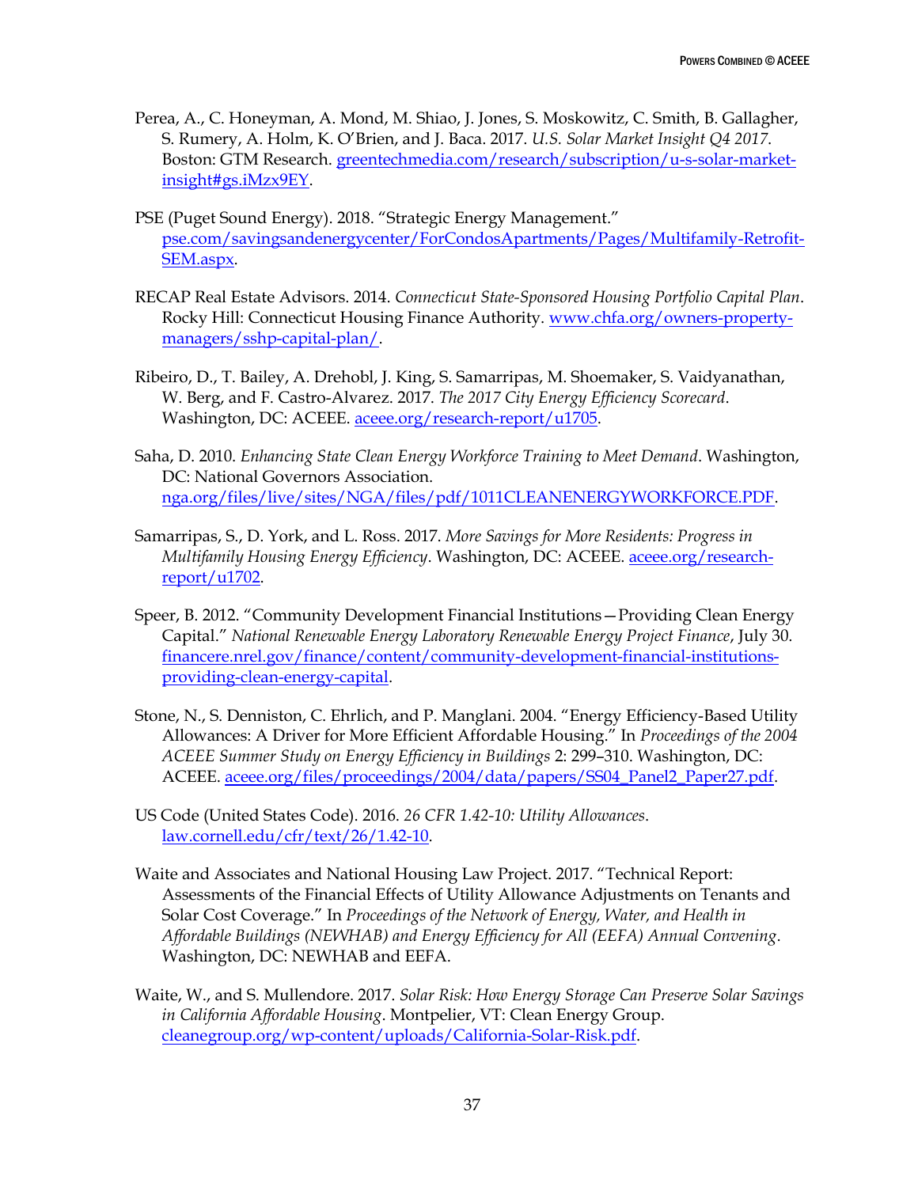Perea, A., C. Honeyman, A. Mond, M. Shiao, J. Jones, S. Moskowitz, C. Smith, B. Gallagher, S. Rumery, A. Holm, K. O'Brien, and J. Baca. 2017. *U.S. Solar Market Insight Q4 2017.* Boston: GTM Research. greentechmedia.com/research/subscription/u-s-solar-market-insight#gs.iMzx9EY.

PSE (Puget Sound Energy). 2018. "Strategic Energy Management." pse.com/savingsandenergycenter/ForCondosApartments/Pages/Multifamily-Retrofit-SEM.aspx.

RECAP Real Estate Advisors. 2014. *Connecticut State-Sponsored Housing Portfolio Capital Plan*. Rocky Hill: Connecticut Housing Finance Authority. www.chfa.org/owners-property-managers/sshp-capital-plan/.

Ribeiro, D., T. Bailey, A. Drehobl, J. King, S. Samarripas, M. Shoemaker, S. Vaidyanathan, W. Berg, and F. Castro-Alvarez. 2017. *The 2017 City Energy Efficiency Scorecard*. Washington, DC: ACEEE. aceee.org/research-report/u1705.

Saha, D. 2010. *Enhancing State Clean Energy Workforce Training to Meet Demand*. Washington, DC: National Governors Association. nga.org/files/live/sites/NGA/files/pdf/1011CLEANENERGYWORKFORCE.PDF.

Samarripas, S., D. York, and L. Ross. 2017. *More Savings for More Residents: Progress in Multifamily Housing Energy Efficiency*. Washington, DC: ACEEE. aceee.org/research-report/u1702.

Speer, B. 2012. "Community Development Financial Institutions—Providing Clean Energy Capital." *National Renewable Energy Laboratory Renewable Energy Project Finance*, July 30. financere.nrel.gov/finance/content/community-development-financial-institutions-providing-clean-energy-capital.

Stone, N., S. Denniston, C. Ehrlich, and P. Manglani. 2004. "Energy Efficiency-Based Utility Allowances: A Driver for More Efficient Affordable Housing." In *Proceedings of the 2004 ACEEE Summer Study on Energy Efficiency in Buildings* 2: 299–310. Washington, DC: ACEEE. aceee.org/files/proceedings/2004/data/papers/SS04_Panel2_Paper27.pdf.

US Code (United States Code). 2016. *26 CFR 1.42-10: Utility Allowances*. law.cornell.edu/cfr/text/26/1.42-10.

Waite and Associates and National Housing Law Project. 2017. "Technical Report: Assessments of the Financial Effects of Utility Allowance Adjustments on Tenants and Solar Cost Coverage." In *Proceedings of the Network of Energy, Water, and Health in Affordable Buildings (NEWHAB) and Energy Efficiency for All (EEFA) Annual Convening*. Washington, DC: NEWHAB and EEFA.

Waite, W., and S. Mullendore. 2017. *Solar Risk: How Energy Storage Can Preserve Solar Savings in California Affordable Housing*. Montpelier, VT: Clean Energy Group. cleanegroup.org/wp-content/uploads/California-Solar-Risk.pdf.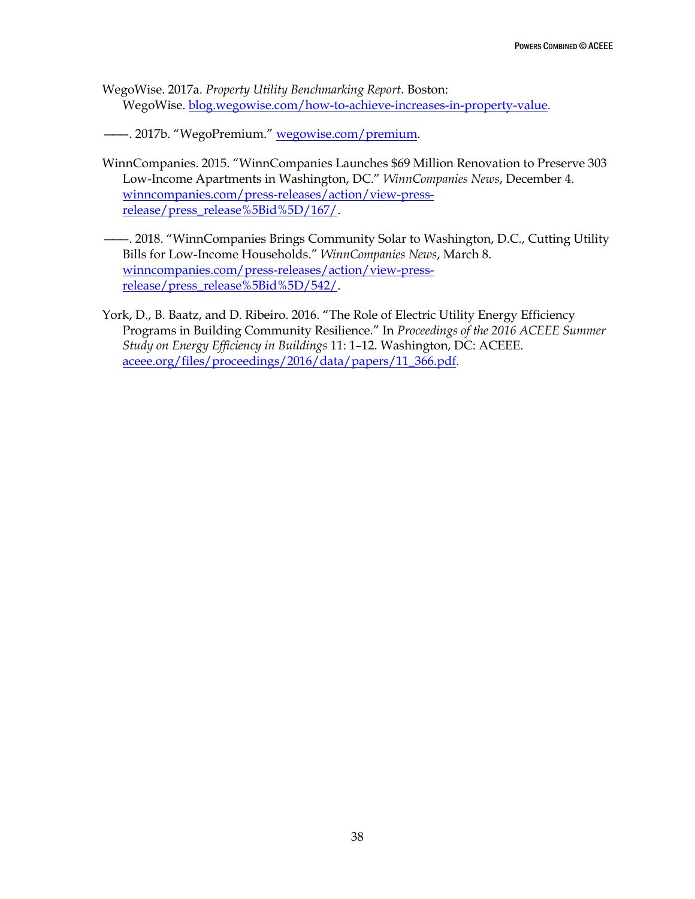WegoWise. 2017a. *Property Utility Benchmarking Report*. Boston: WegoWise. blog.wegowise.com/how-to-achieve-increases-in-property-value.

———. 2017b. "WegoPremium." wegowise.com/premium.

WinnCompanies. 2015. "WinnCompanies Launches $69 Million Renovation to Preserve 303 Low-Income Apartments in Washington, DC." *WinnCompanies News*, December 4. winncompanies.com/press-releases/action/view-press-release/press_release%5Bid%5D/167/.

———. 2018. "WinnCompanies Brings Community Solar to Washington, D.C., Cutting Utility Bills for Low-Income Households." *WinnCompanies News*, March 8. winncompanies.com/press-releases/action/view-press-release/press_release%5Bid%5D/542/.

York, D., B. Baatz, and D. Ribeiro. 2016. "The Role of Electric Utility Energy Efficiency Programs in Building Community Resilience." In *Proceedings of the 2016 ACEEE Summer Study on Energy Efficiency in Buildings* 11: 1–12. Washington, DC: ACEEE. aceee.org/files/proceedings/2016/data/papers/11_366.pdf.